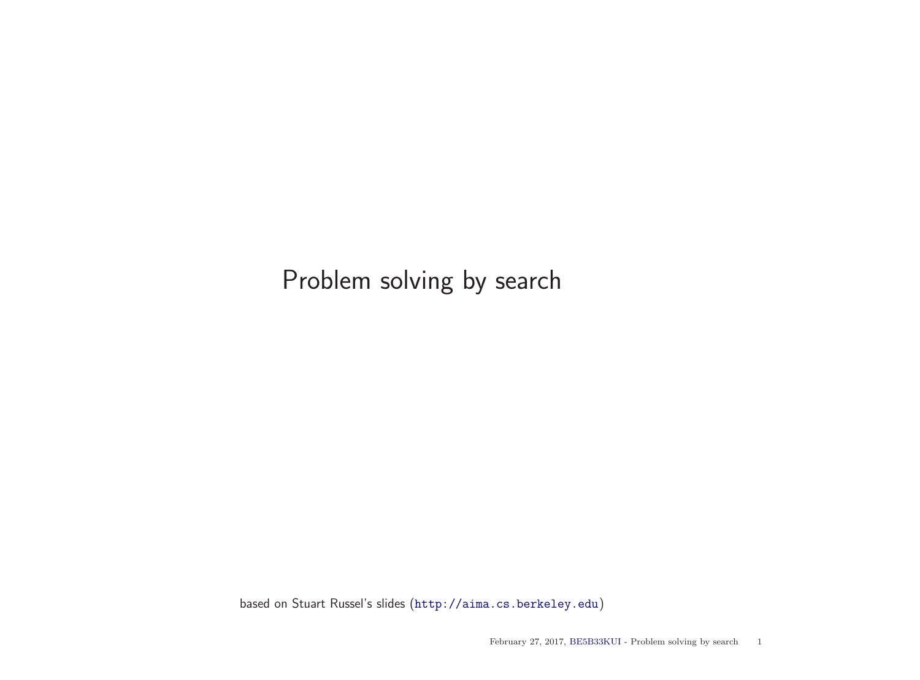# Problem solving by search

based on Stuart Russel's slides (http://aima.cs.berkeley.edu)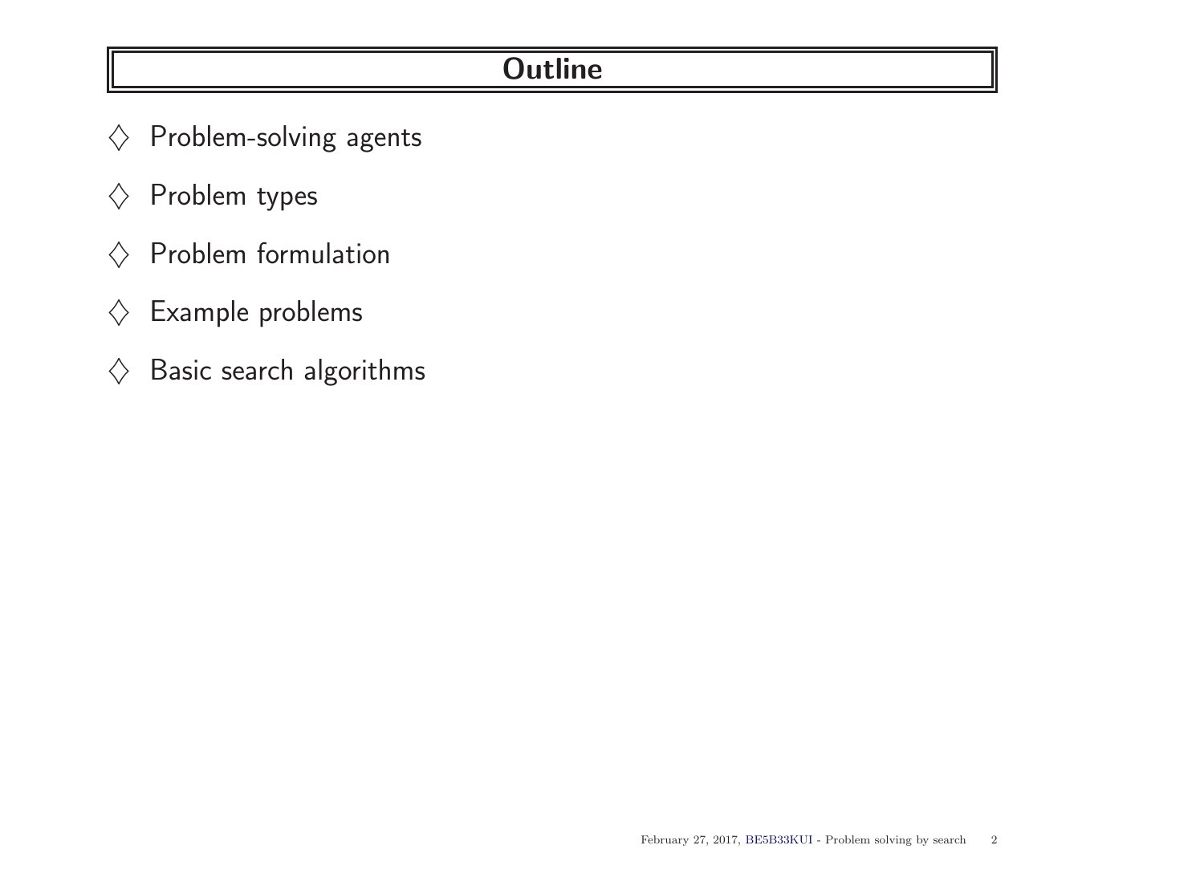# Outline

- ♢ Problem-solving agents
- ♢ Problem types
- ♢ Problem formulation
- ♢ Example problems
- ♢ Basic search algorithms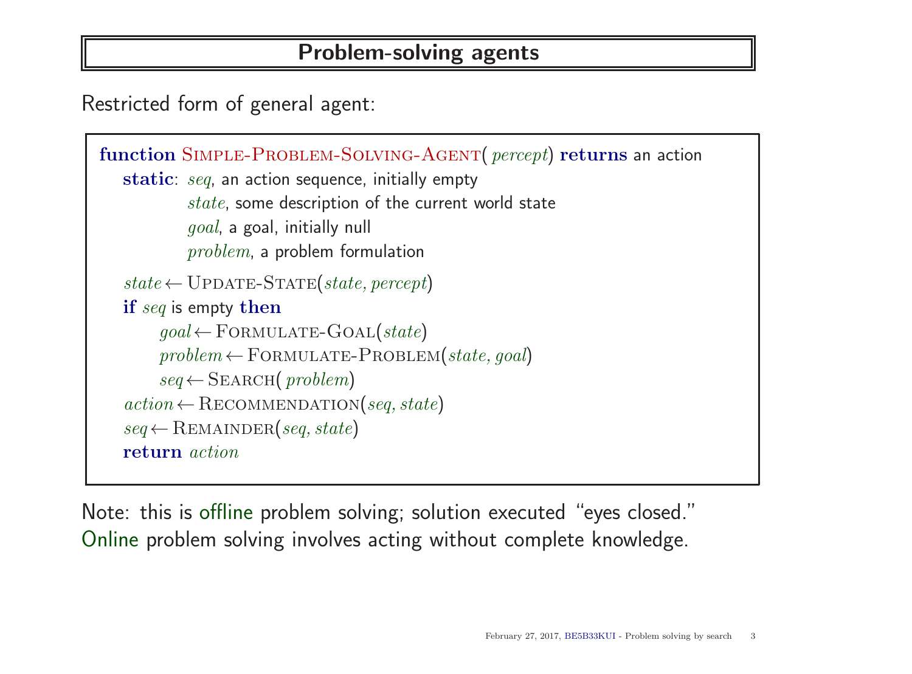# Problem-solving agents

Restricted form of general agent:

```
function SIMPLE-PROBLEM-SOLVING-AGENT( percept) returns an action
   static: seq, an action sequence, initially empty
           state, some description of the current world state
           goal, a goal, initially null
           problem, a problem formulation
   state ← UPDATE-STATE(state, percept)
   if seq is empty then
        goal ← FORMULATE-GOAL(state)
        problem ← FORMULATE-PROBLEM(state, goal)
        seq ← SEARCH( problem)
   action ← RECOMMENDATION(seq, state)
   seq ← REMAINDER(seq, state)
   return action
```

Note: this is offline problem solving; solution executed "eyes closed."
Online problem solving involves acting without complete knowledge.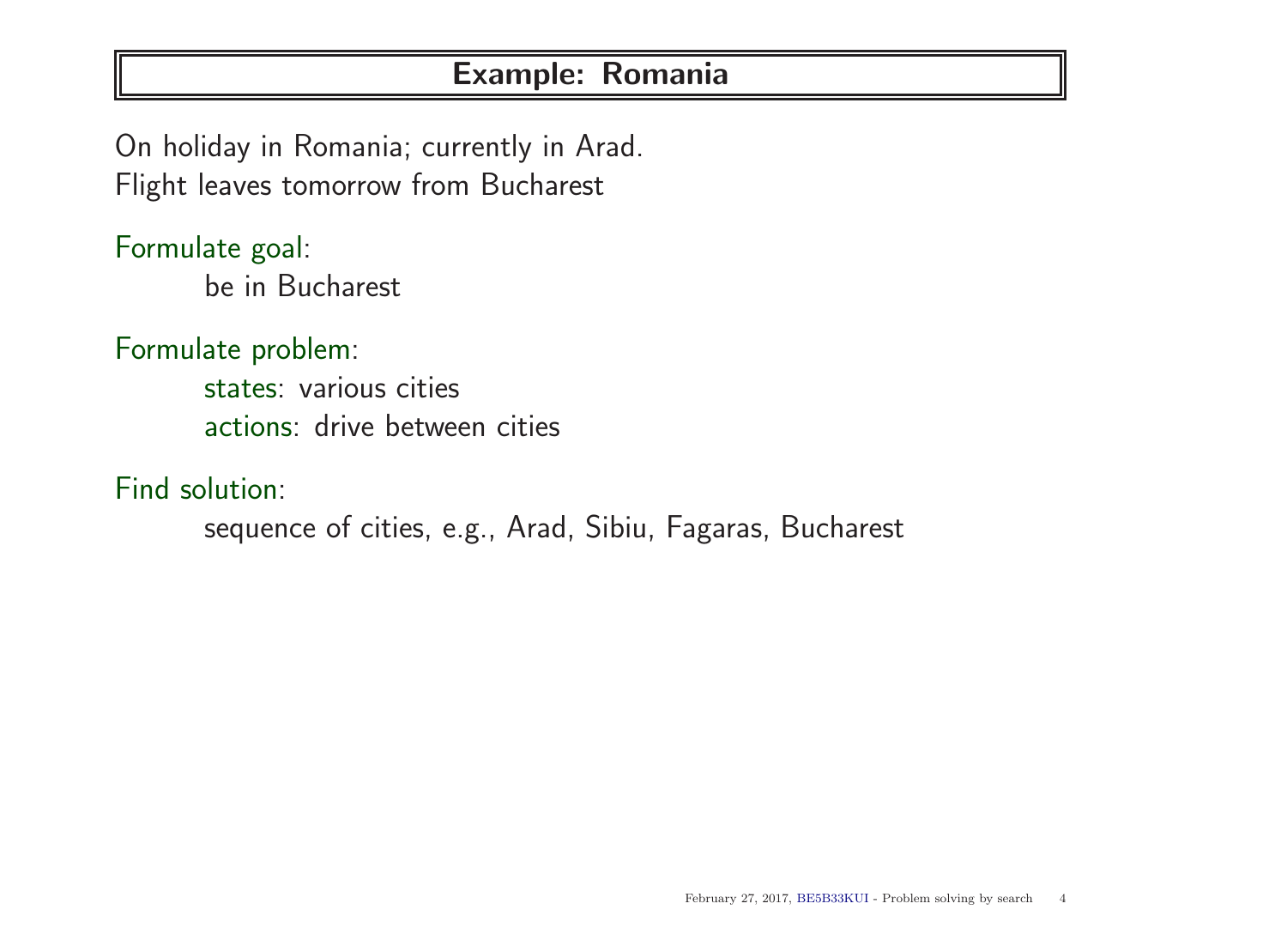# Example: Romania

On holiday in Romania; currently in Arad.
Flight leaves tomorrow from Bucharest

Formulate goal:

- be in Bucharest

Formulate problem:

- states: various cities
- actions: drive between cities

Find solution:

- sequence of cities, e.g., Arad, Sibiu, Fagaras, Bucharest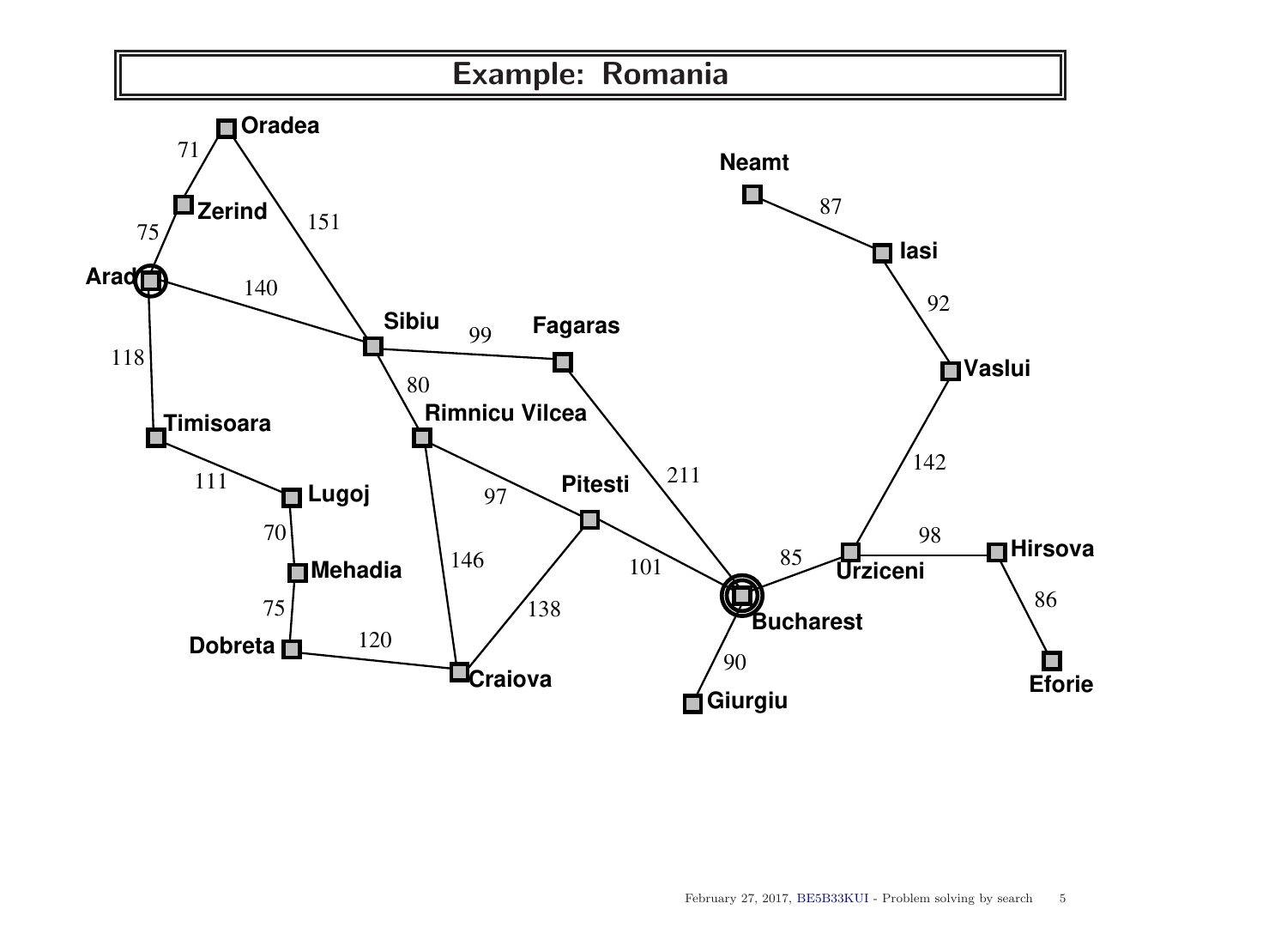# Example: Romania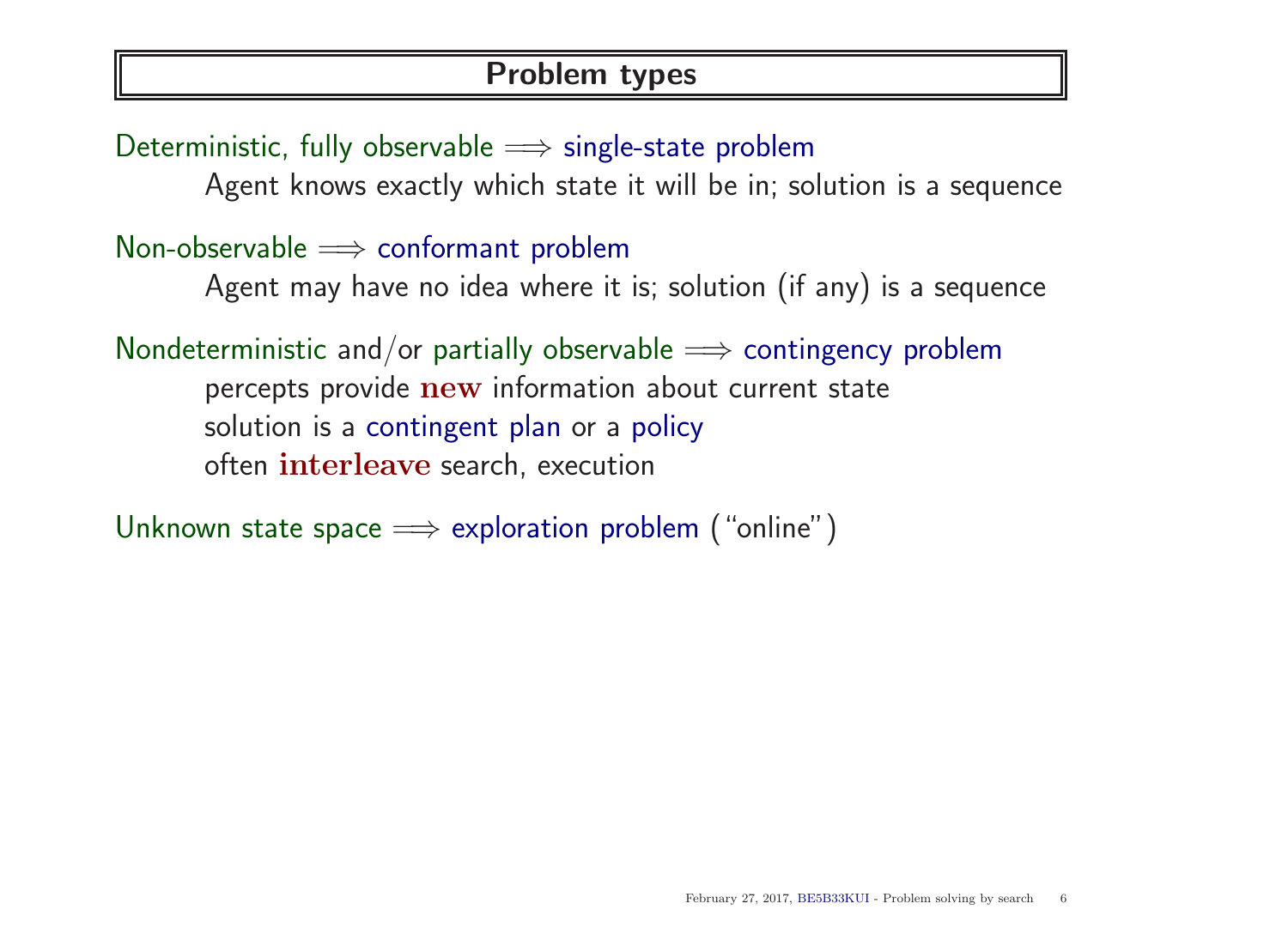# Problem types

Deterministic, fully observable $\Longrightarrow$ single-state problem

Agent knows exactly which state it will be in; solution is a sequence

Non-observable $\Longrightarrow$ conformant problem

Agent may have no idea where it is; solution (if any) is a sequence

Nondeterministic and/or partially observable $\Longrightarrow$ contingency problem

percepts provide **new** information about current state
solution is a contingent plan or a policy
often **interleave** search, execution

Unknown state space $\Longrightarrow$ exploration problem ("online")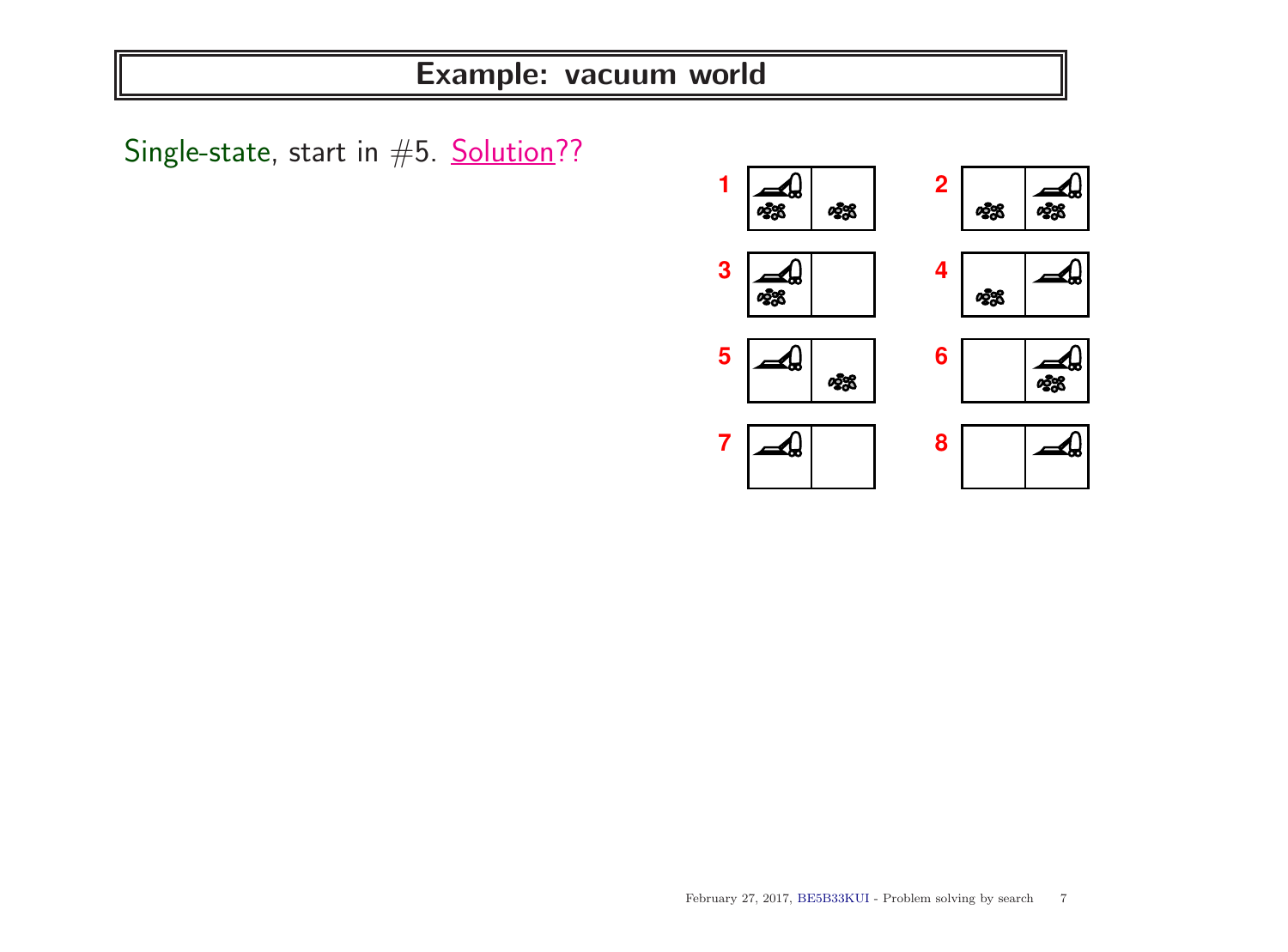# Example: vacuum world

Single-state, start in $\#5$. Solution??

1

2

3

4

5

6

7

8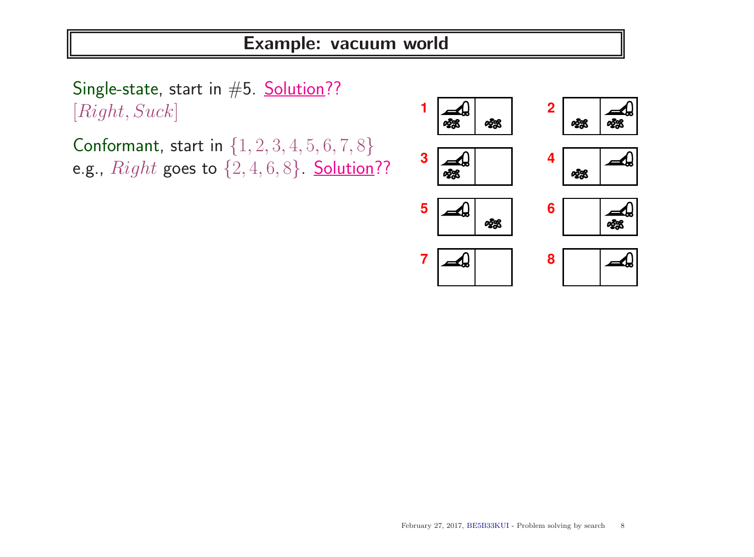# Example: vacuum world

Single-state, start in #5. Solution??
$[Right, Suck]$

Conformant, start in $\{1, 2, 3, 4, 5, 6, 7, 8\}$
e.g., $Right$ goes to $\{2, 4, 6, 8\}$. Solution??

1 2 3 4 5 6 7 8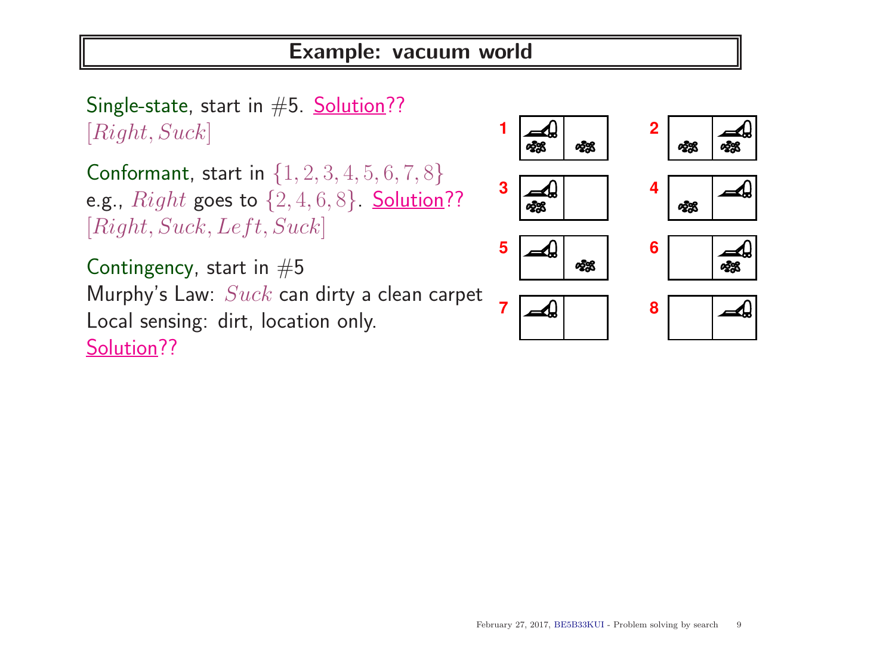# Example: vacuum world

Single-state, start in $\#5$. Solution??
$[Right, Suck]$

Conformant, start in $\{1, 2, 3, 4, 5, 6, 7, 8\}$
e.g., $Right$ goes to $\{2, 4, 6, 8\}$. Solution??
$[Right, Suck, Left, Suck]$

Contingency, start in $\#5$
Murphy's Law: $Suck$ can dirty a clean carpet
Local sensing: dirt, location only.
Solution??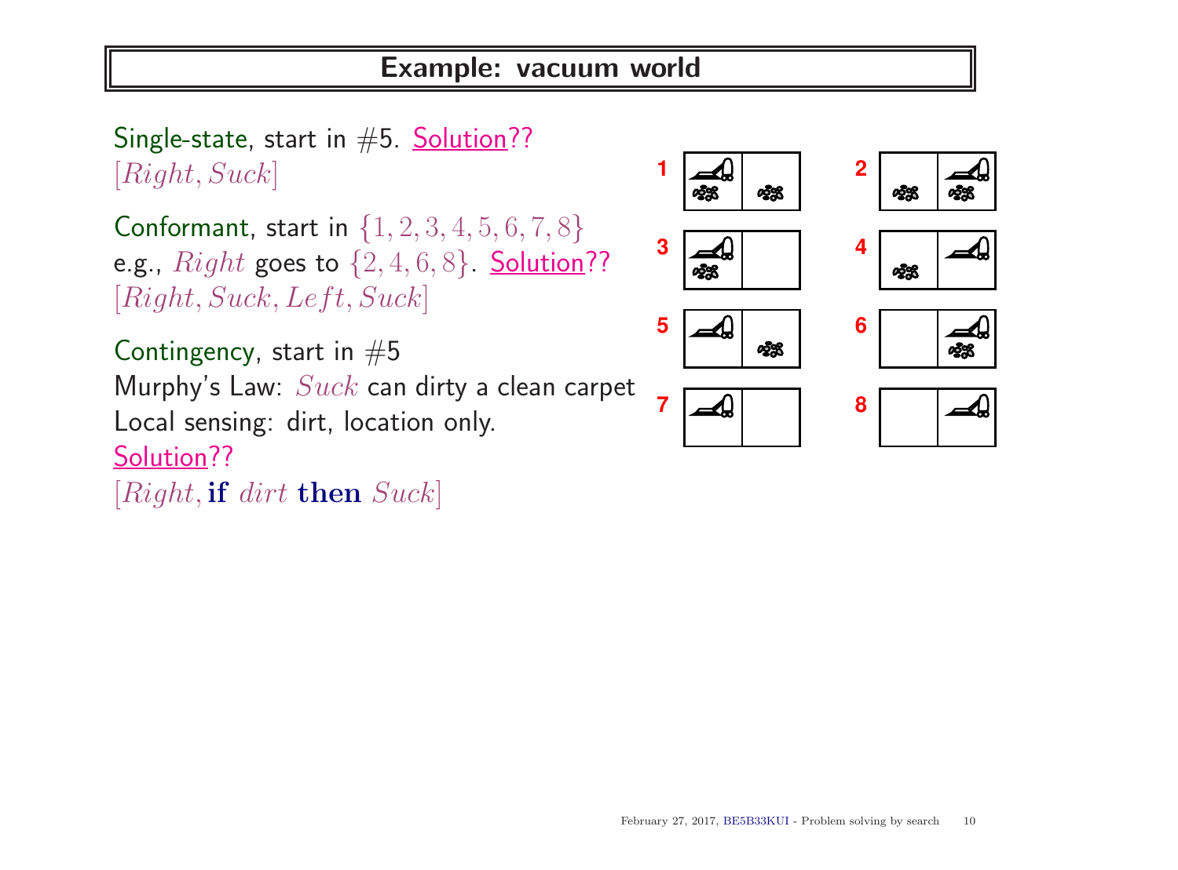## Example: vacuum world

Single-state, start in #5. Solution??
$[Right, Suck]$

Conformant, start in $\{1, 2, 3, 4, 5, 6, 7, 8\}$
e.g., $Right$ goes to $\{2, 4, 6, 8\}$. Solution??
$[Right, Suck, Left, Suck]$

Contingency, start in #5
Murphy's Law: $Suck$ can dirty a clean carpet
Local sensing: dirt, location only.
Solution??
$[Right, \textbf{if } dirt \textbf{ then } Suck]$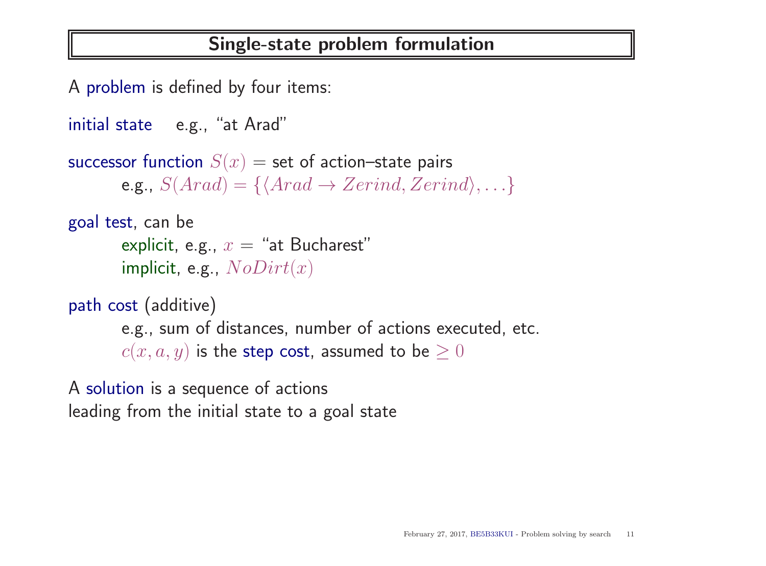# Single-state problem formulation

A problem is defined by four items:

initial state  e.g., "at Arad"

successor function $S(x)$ = set of action–state pairs
  e.g., $S(Arad) = \{\langle Arad \rightarrow Zerind, Zerind \rangle, \ldots\}$

goal test, can be
  explicit, e.g., $x$ = "at Bucharest"
  implicit, e.g., $NoDirt(x)$

path cost (additive)
  e.g., sum of distances, number of actions executed, etc.
  $c(x, a, y)$ is the step cost, assumed to be $\geq 0$

A solution is a sequence of actions
leading from the initial state to a goal state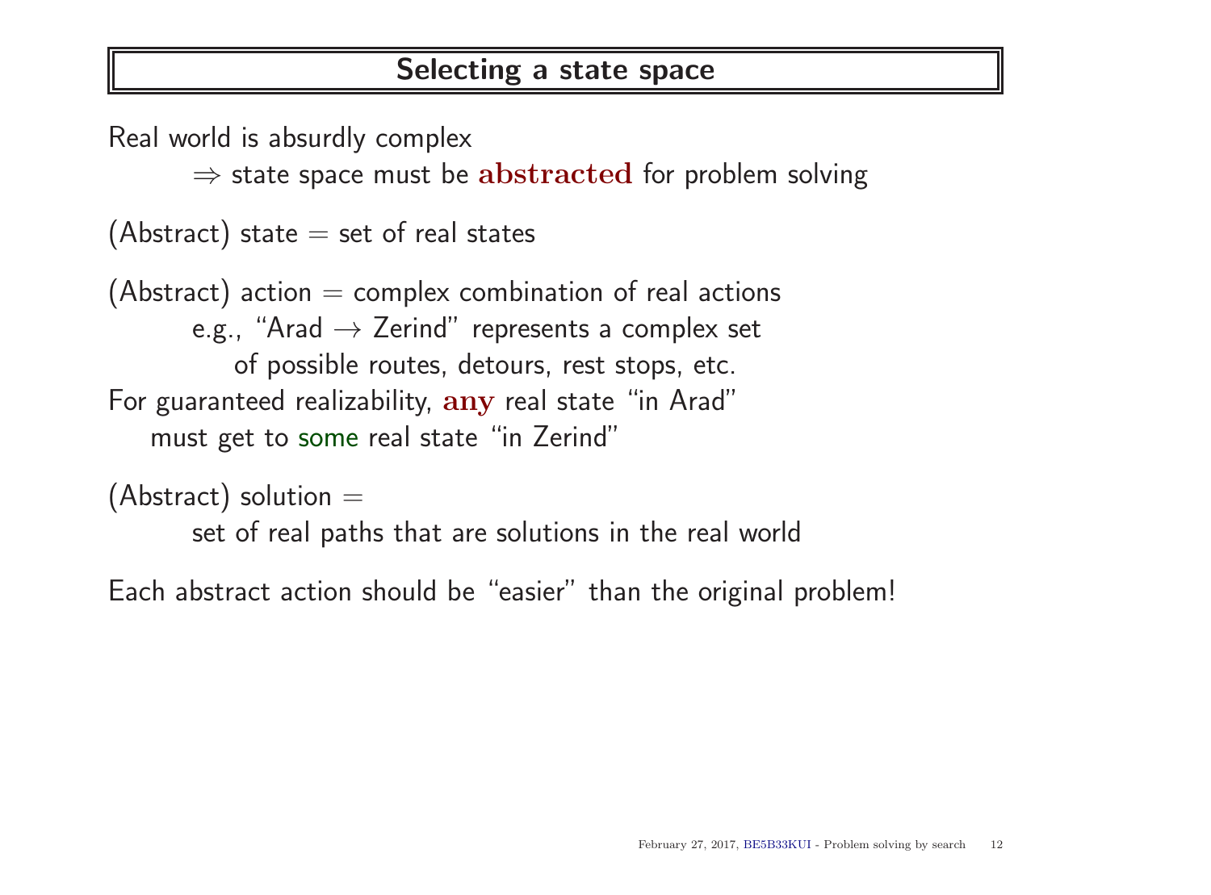## Selecting a state space

Real world is absurdly complex

$\Rightarrow$ state space must be **abstracted** for problem solving

(Abstract) state = set of real states

(Abstract) action = complex combination of real actions

e.g., "Arad $\rightarrow$ Zerind" represents a complex set of possible routes, detours, rest stops, etc.

For guaranteed realizability, **any** real state "in Arad" must get to some real state "in Zerind"

(Abstract) solution =

set of real paths that are solutions in the real world

Each abstract action should be "easier" than the original problem!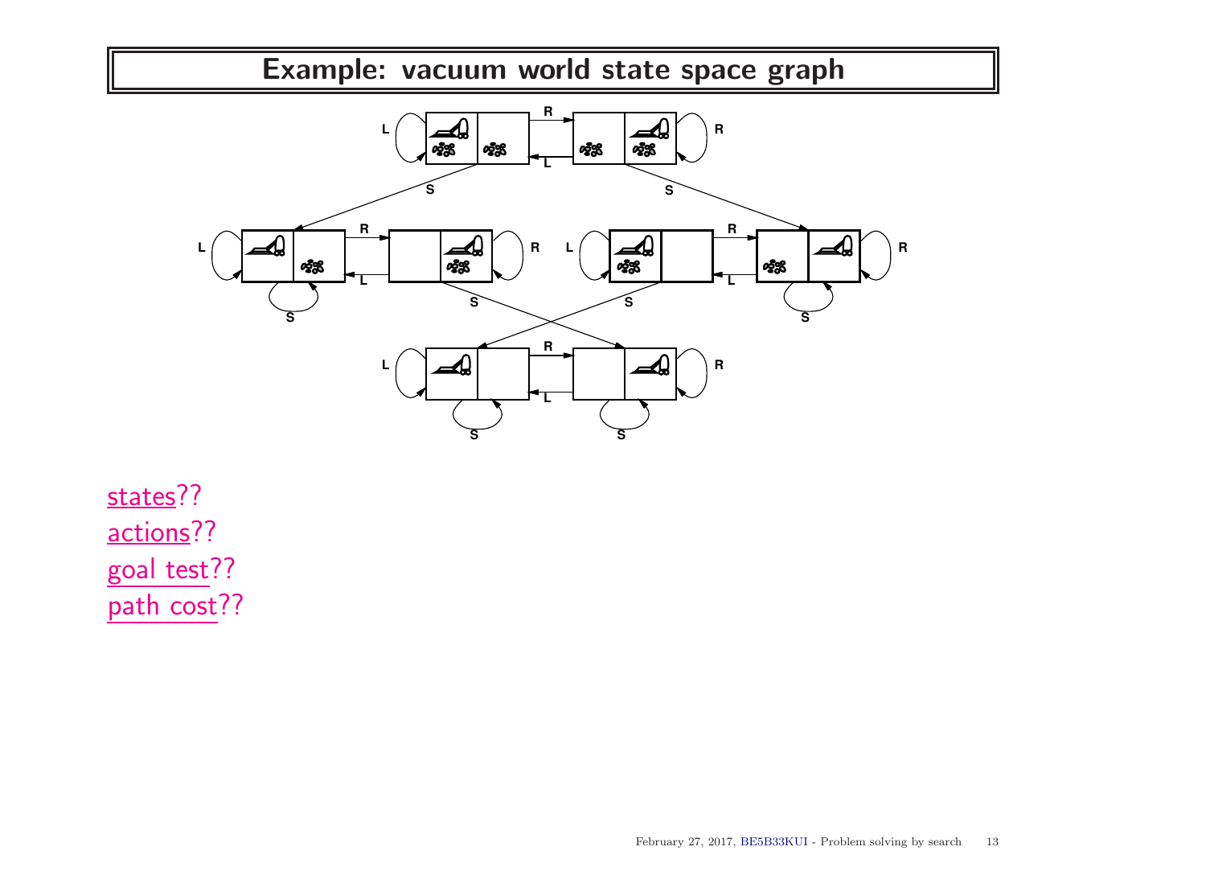# Example: vacuum world state space graph

states??
actions??
goal test??
path cost??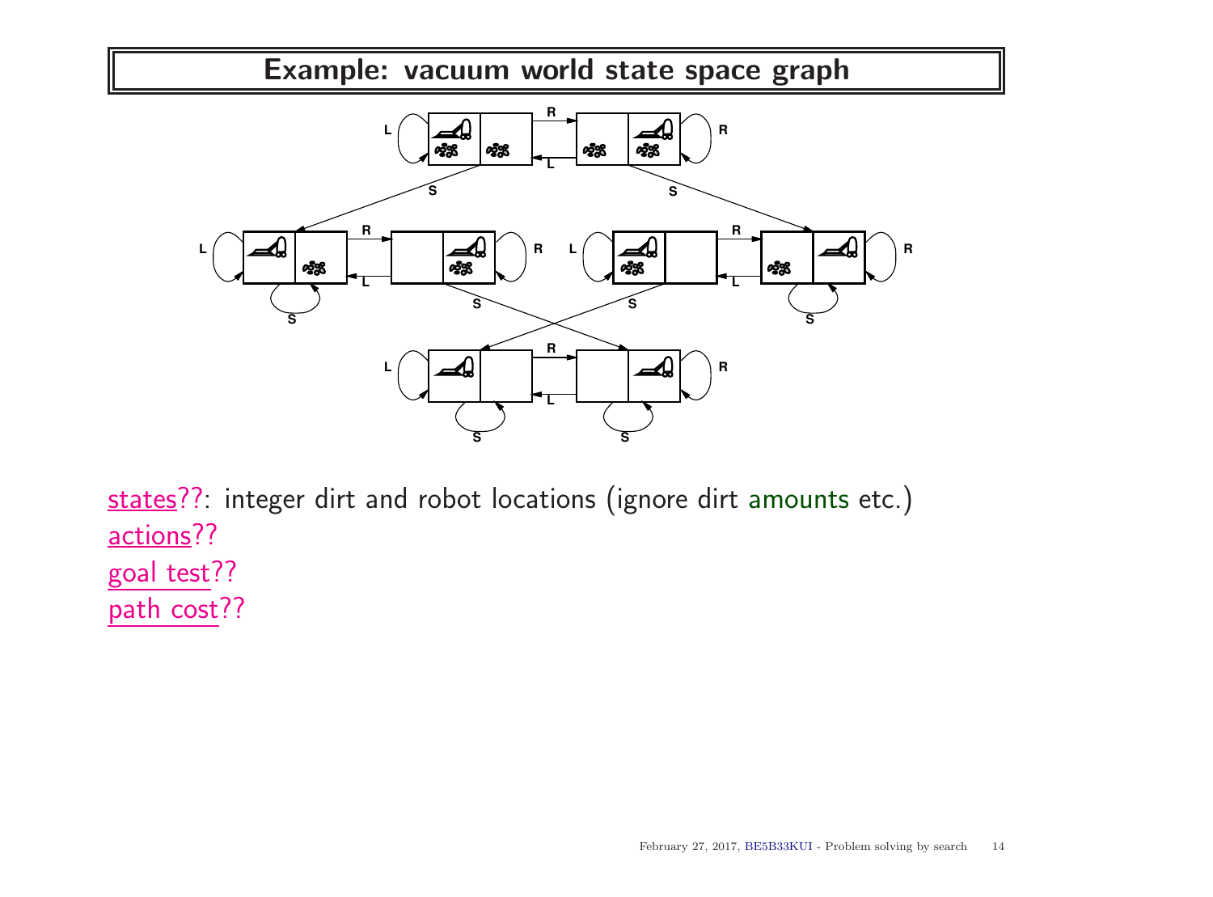# Example: vacuum world state space graph

states??: integer dirt and robot locations (ignore dirt amounts etc.)
actions??
goal test??
path cost??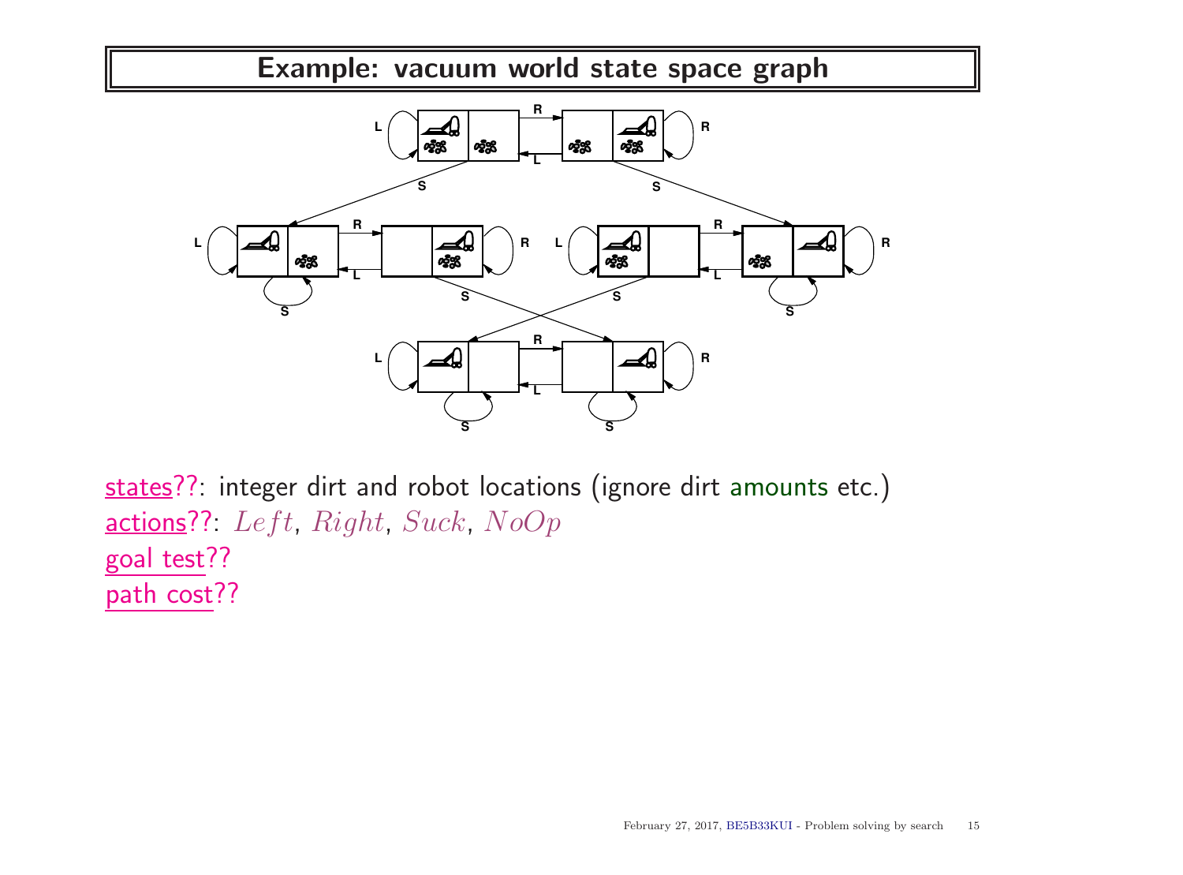# Example: vacuum world state space graph

states??: integer dirt and robot locations (ignore dirt amounts etc.)

actions??: $Left$, $Right$, $Suck$, $NoOp$

goal test??

path cost??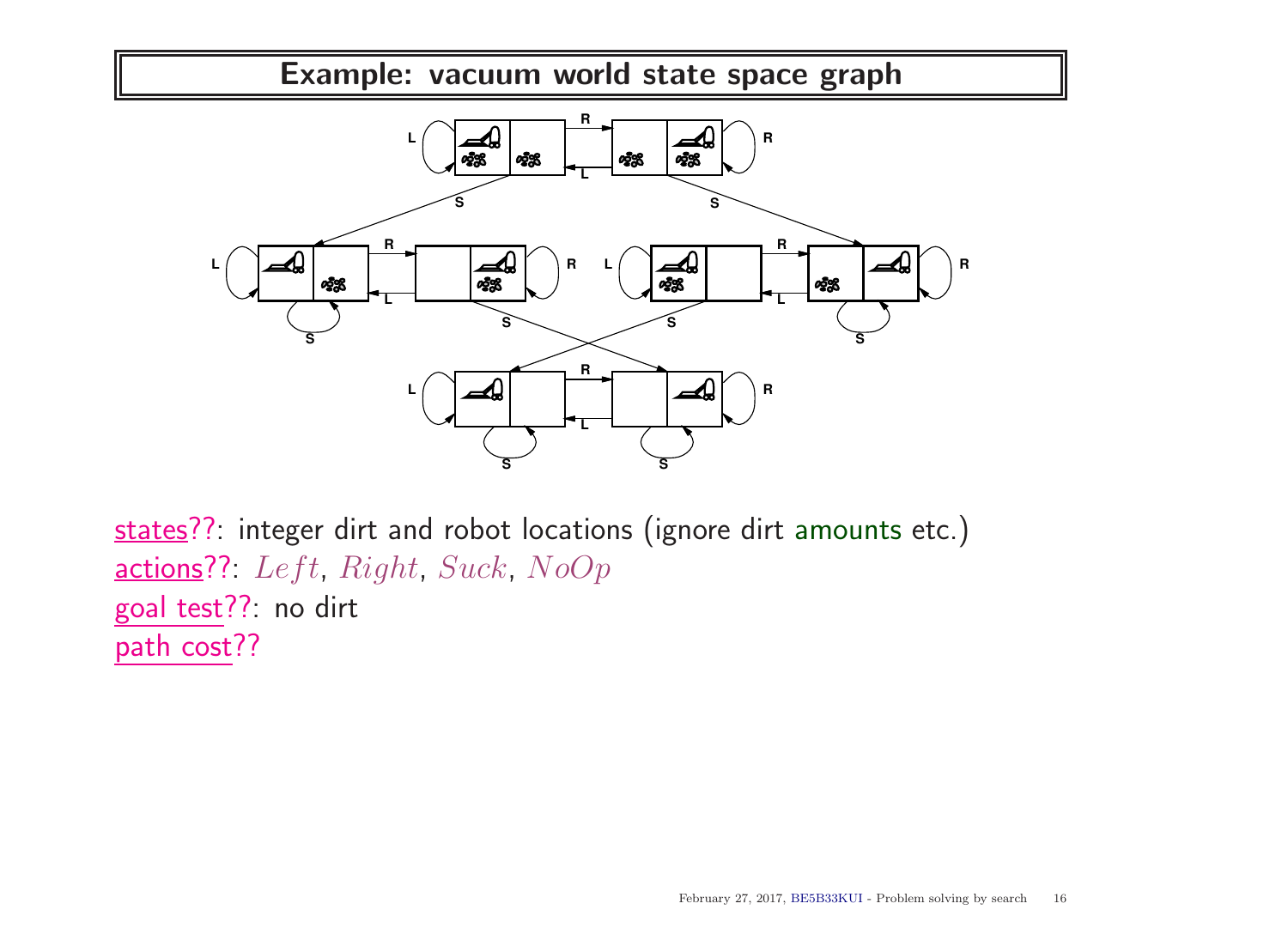# Example: vacuum world state space graph

states??: integer dirt and robot locations (ignore dirt amounts etc.)
actions??: $Left$, $Right$, $Suck$, $NoOp$
goal test??: no dirt
path cost??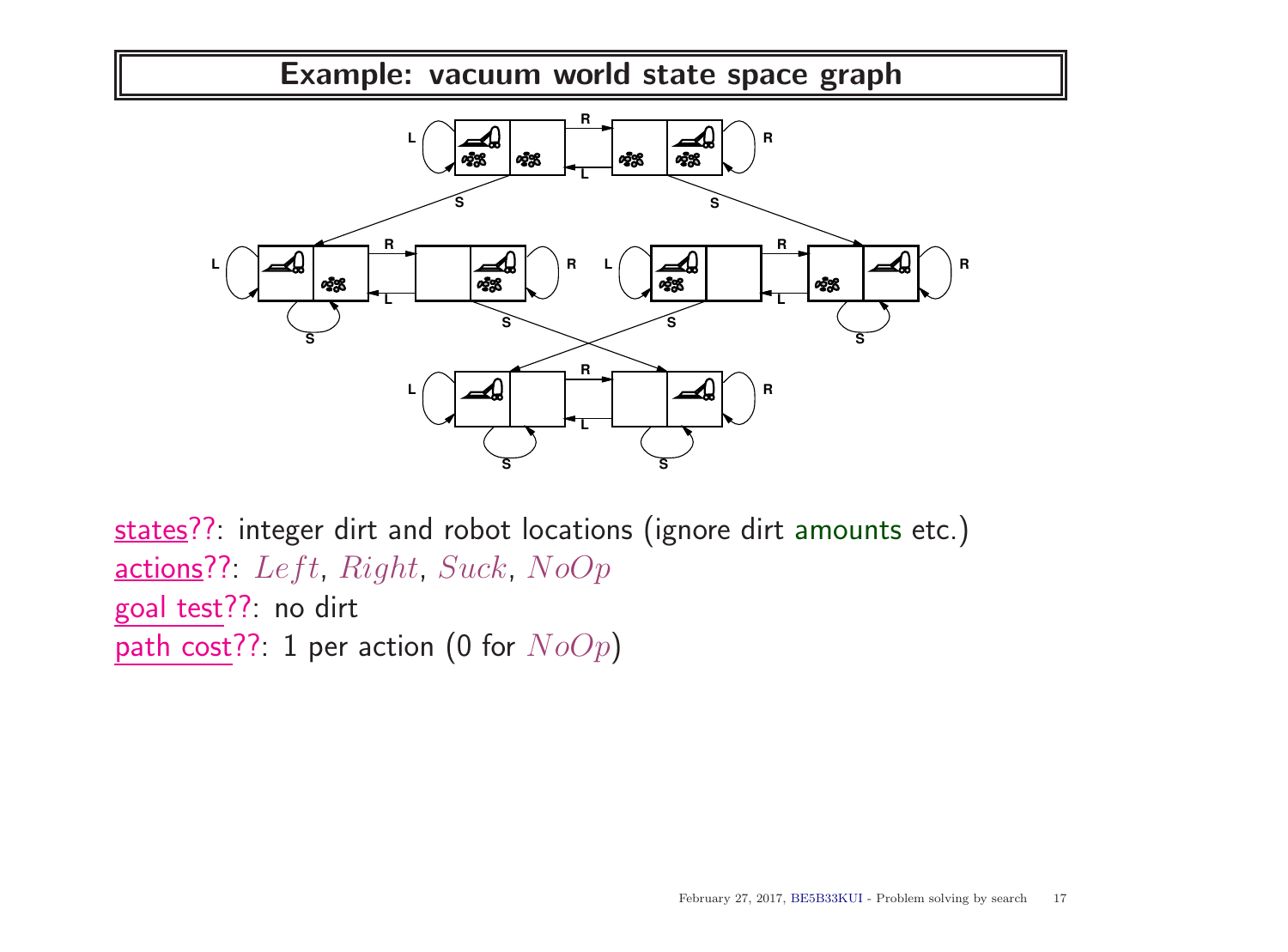# Example: vacuum world state space graph

states??: integer dirt and robot locations (ignore dirt amounts etc.)
actions??: $Left$, $Right$, $Suck$, $NoOp$
goal test??: no dirt
path cost??: 1 per action (0 for $NoOp$)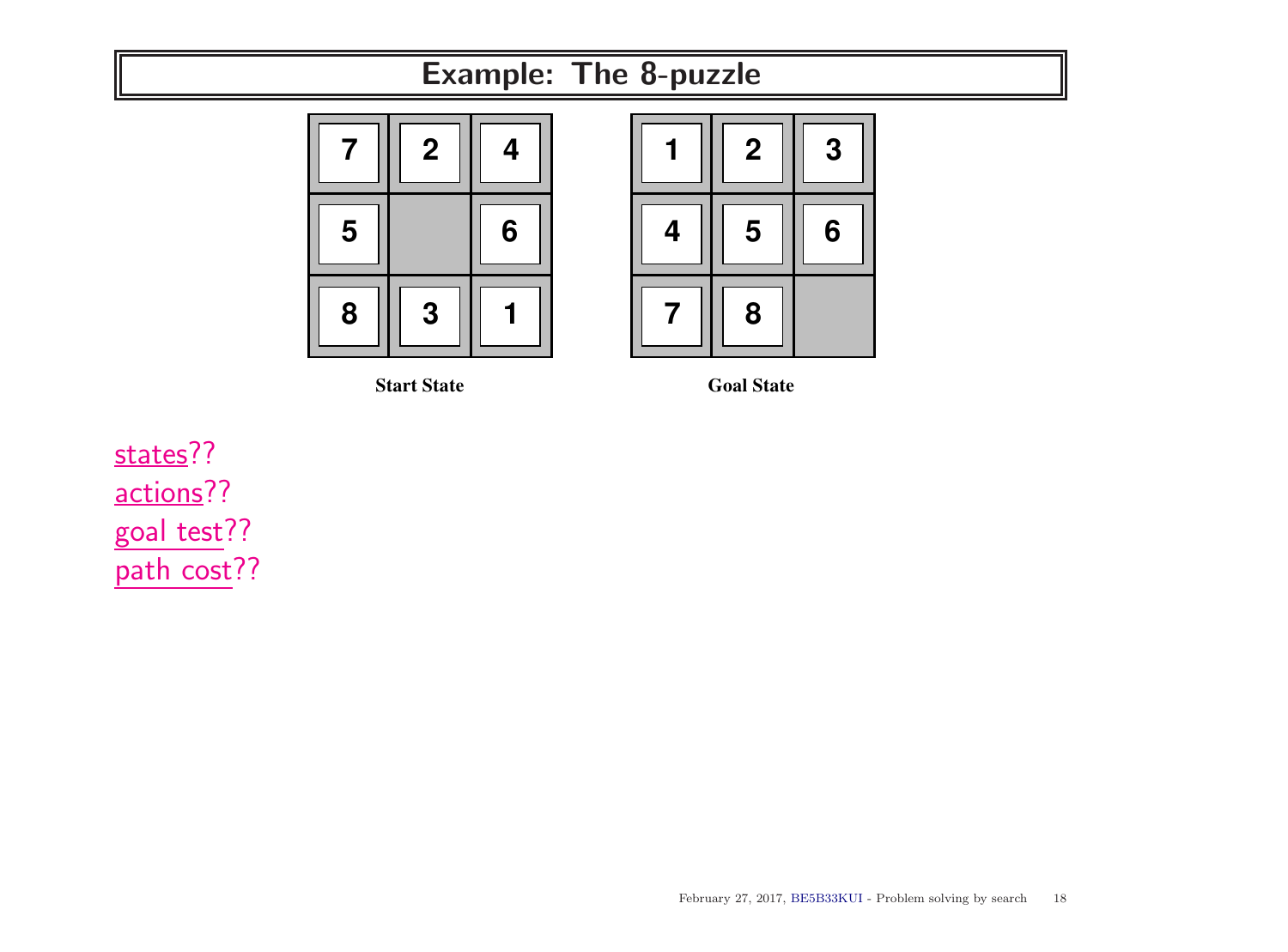# Example: The 8-puzzle

| 7 | 2 | 4 |
|---|---|---|
| 5 |   | 6 |
| 8 | 3 | 1 |

**Start State**

| 1 | 2 | 3 |
|---|---|---|
| 4 | 5 | 6 |
| 7 | 8 |   |

**Goal State**

states??
actions??
goal test??
path cost??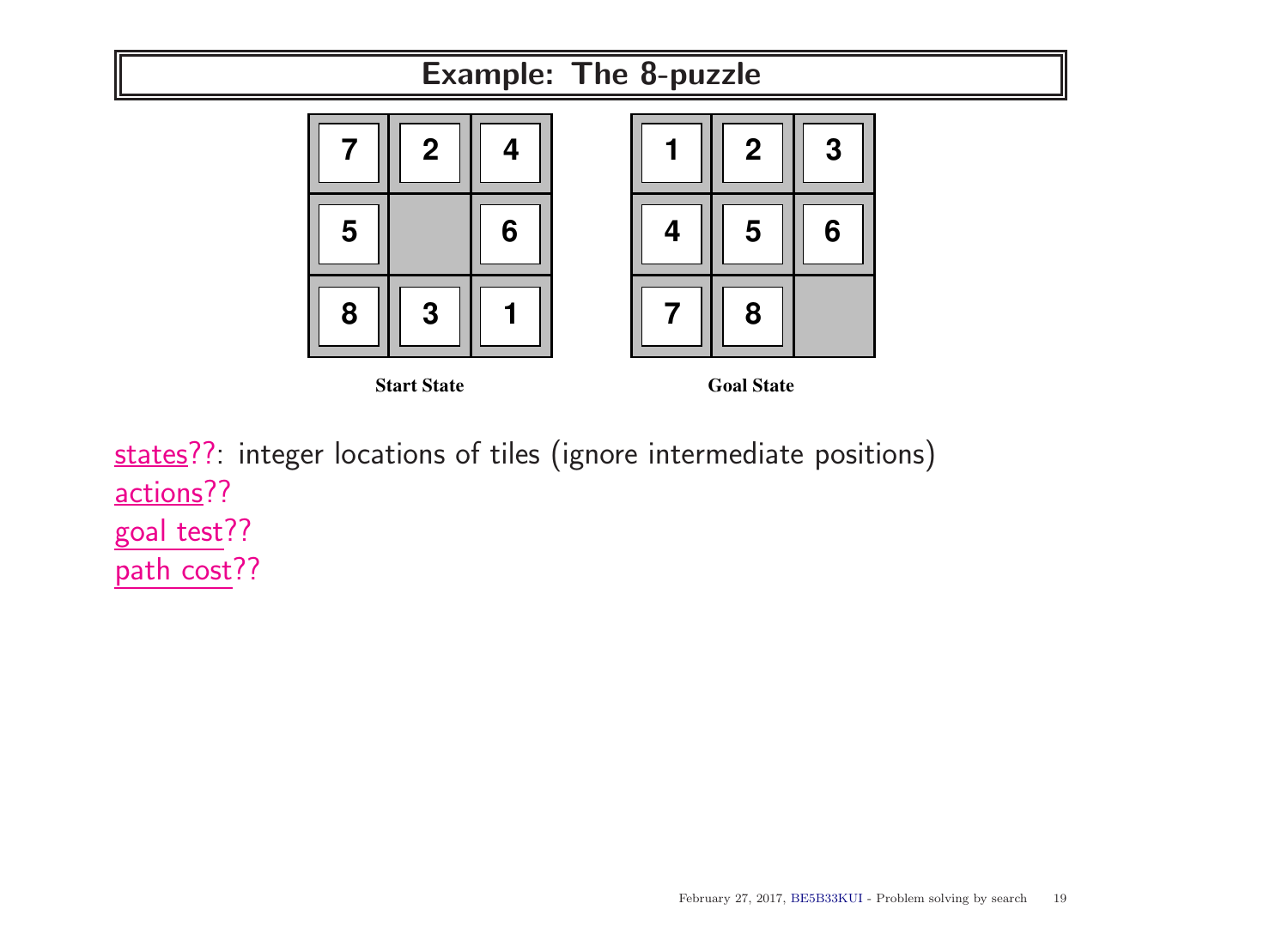# Example: The 8-puzzle

| 7 | 2 | 4 |
|---|---|---|
| 5 |   | 6 |
| 8 | 3 | 1 |

**Start State**

| 1 | 2 | 3 |
|---|---|---|
| 4 | 5 | 6 |
| 7 | 8 |   |

**Goal State**

states??: integer locations of tiles (ignore intermediate positions)
actions??
goal test??
path cost??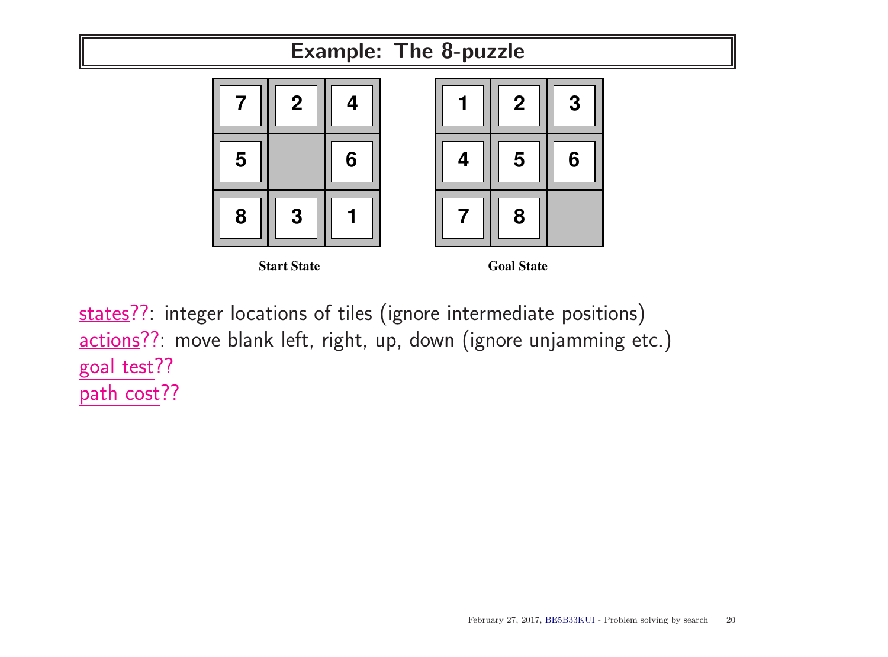# Example: The 8-puzzle

| 7 | 2 | 4 |
|---|---|---|
| 5 |   | 6 |
| 8 | 3 | 1 |

**Start State**

| 1 | 2 | 3 |
|---|---|---|
| 4 | 5 | 6 |
| 7 | 8 |   |

**Goal State**

states??: integer locations of tiles (ignore intermediate positions)
actions??: move blank left, right, up, down (ignore unjamming etc.)
goal test??
path cost??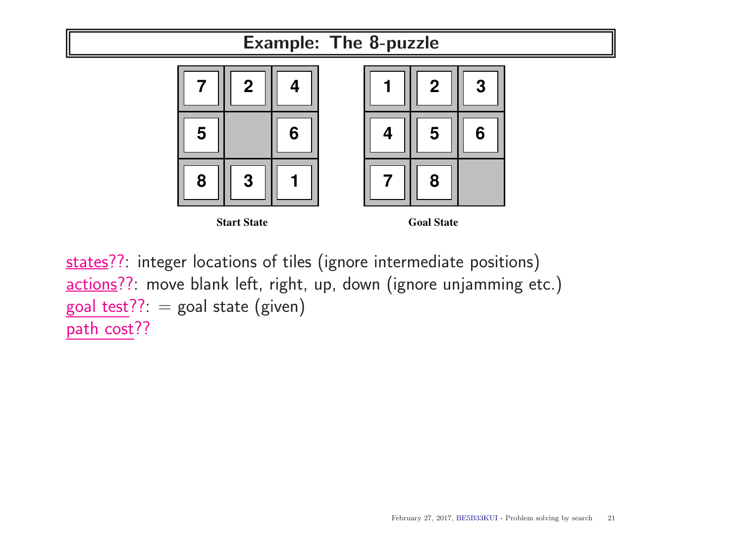# Example: The 8-puzzle

| 7 | 2 | 4 |
|---|---|---|
| 5 |   | 6 |
| 8 | 3 | 1 |

**Start State**

| 1 | 2 | 3 |
|---|---|---|
| 4 | 5 | 6 |
| 7 | 8 |   |

**Goal State**

states??: integer locations of tiles (ignore intermediate positions)
actions??: move blank left, right, up, down (ignore unjamming etc.)
goal test??: = goal state (given)
path cost??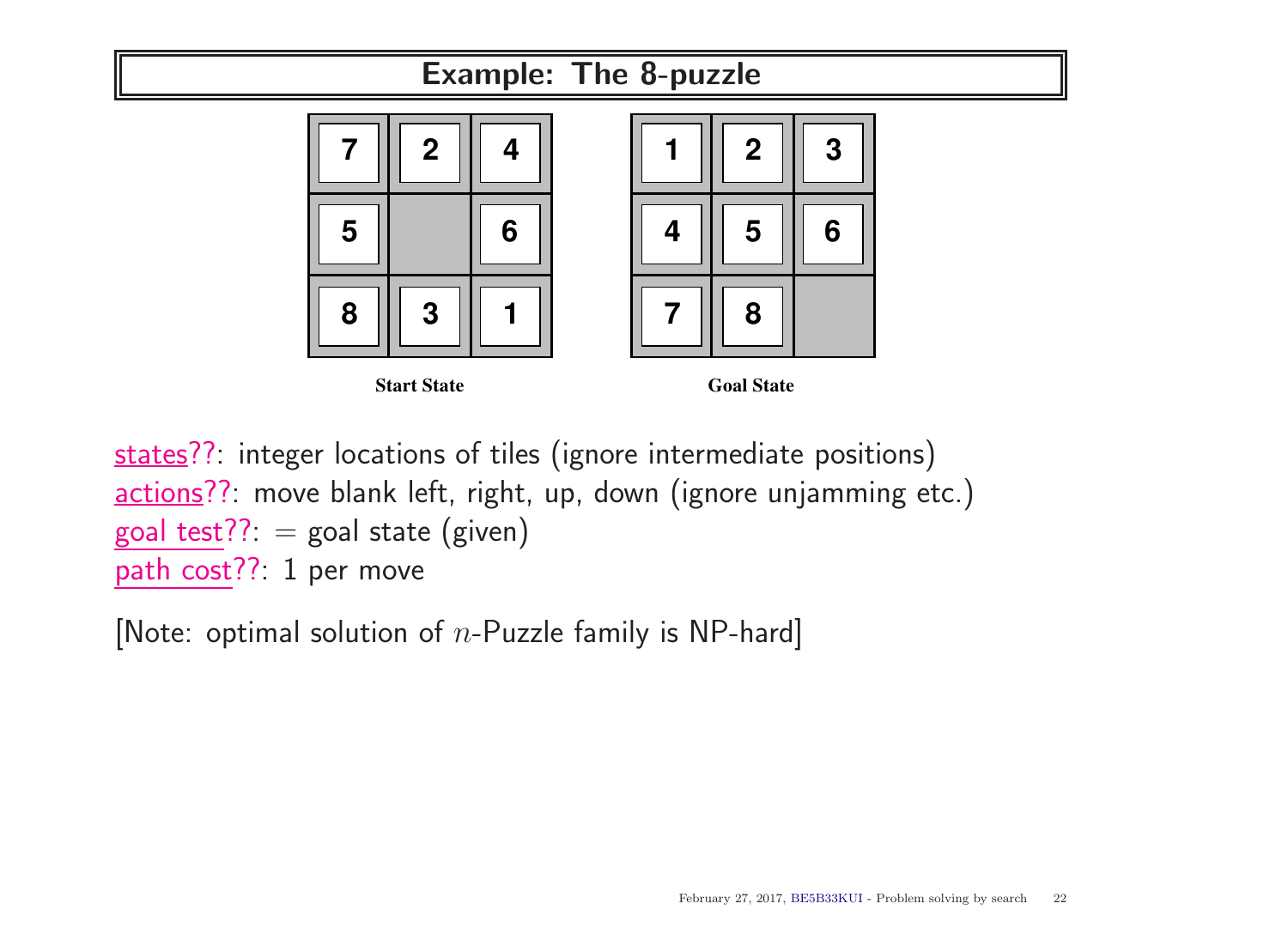# Example: The 8-puzzle

| 7 | 2 | 4 |
|---|---|---|
| 5 |   | 6 |
| 8 | 3 | 1 |

**Start State**

| 1 | 2 | 3 |
|---|---|---|
| 4 | 5 | 6 |
| 7 | 8 |   |

**Goal State**

states??: integer locations of tiles (ignore intermediate positions)
actions??: move blank left, right, up, down (ignore unjamming etc.)
goal test??: = goal state (given)
path cost??: 1 per move

[Note: optimal solution of $n$-Puzzle family is NP-hard]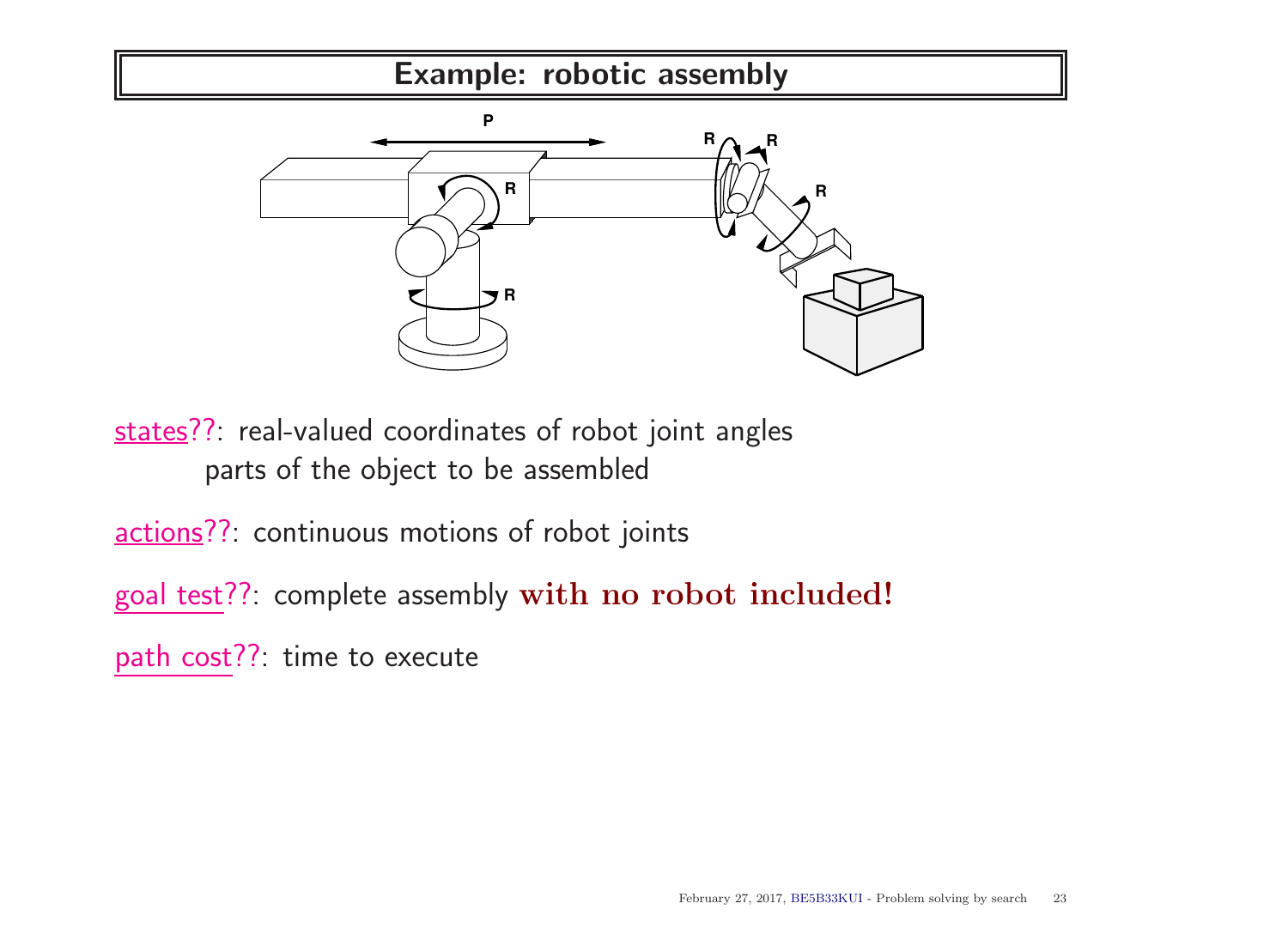# Example: robotic assembly

states??: real-valued coordinates of robot joint angles
parts of the object to be assembled

actions??: continuous motions of robot joints

goal test??: complete assembly **with no robot included!**

path cost??: time to execute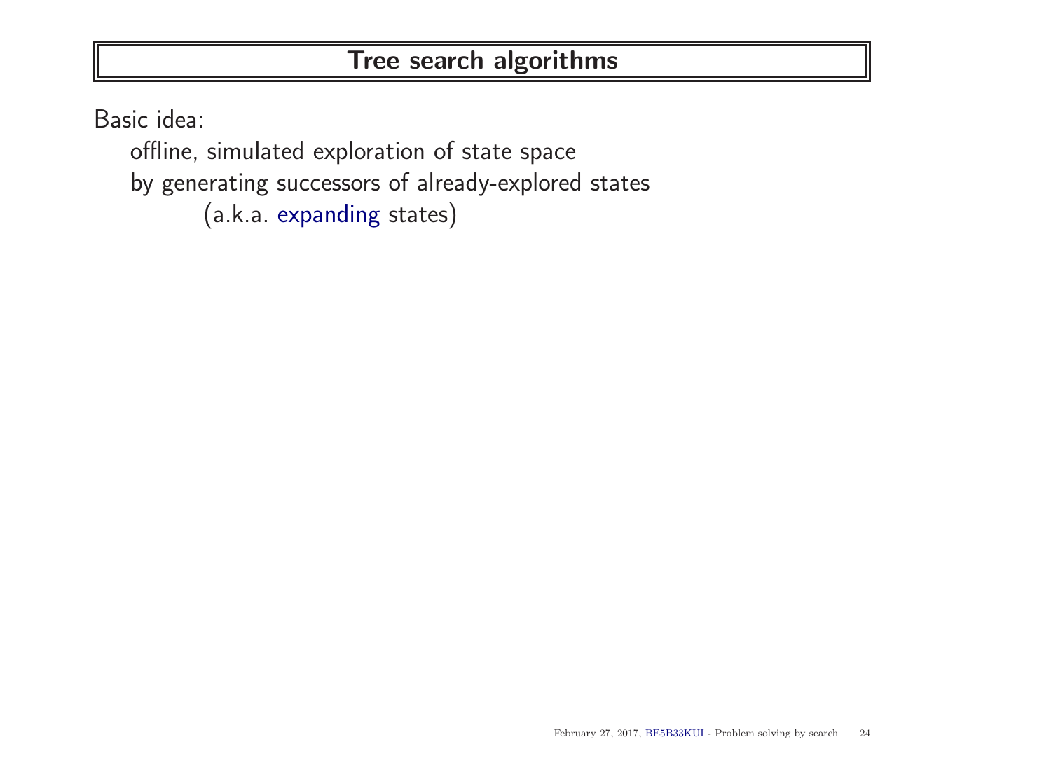# Tree search algorithms

Basic idea:

offline, simulated exploration of state space
by generating successors of already-explored states
(a.k.a. expanding states)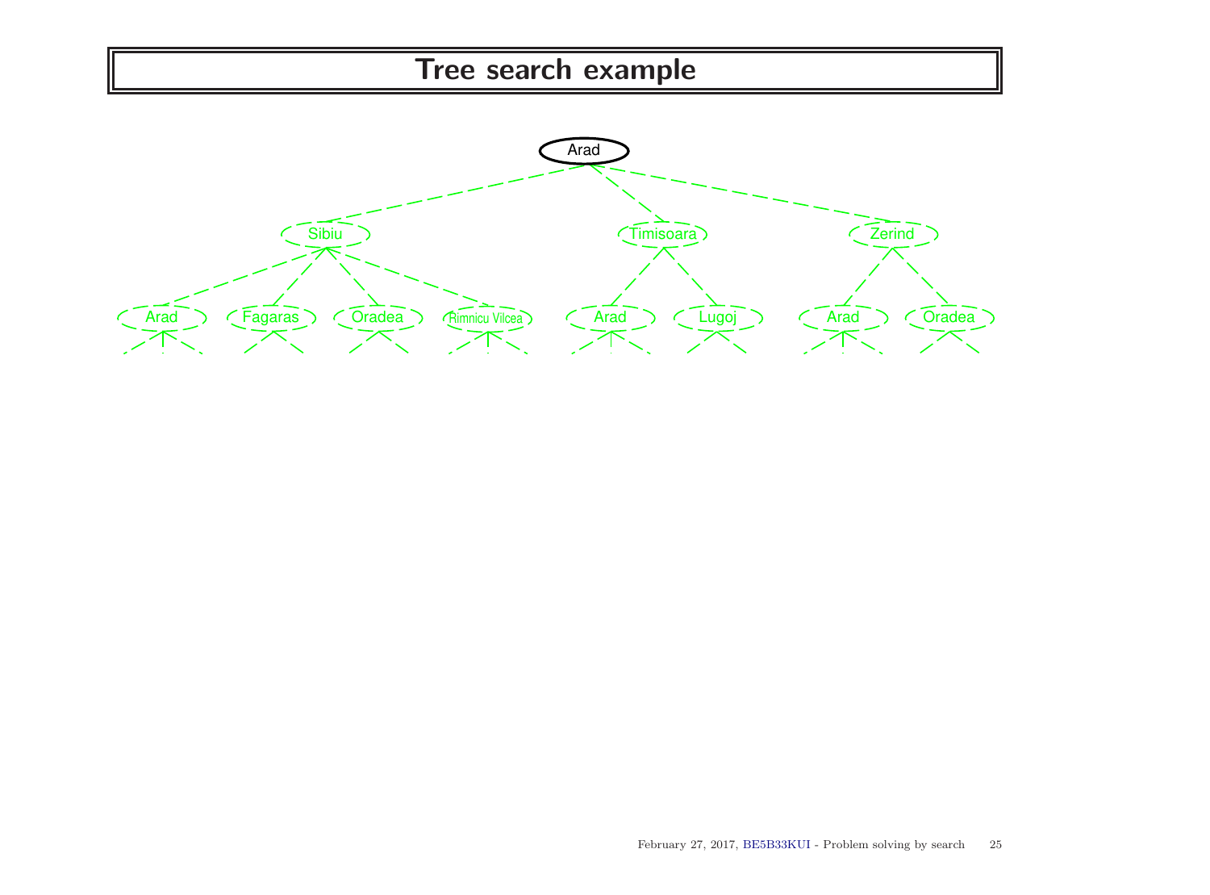# Tree search example

Arad

Sibiu | Timisoara | Zerind

Arad | Fagaras | Oradea | Rimnicu Vilcea | Arad | Lugoj | Arad | Oradea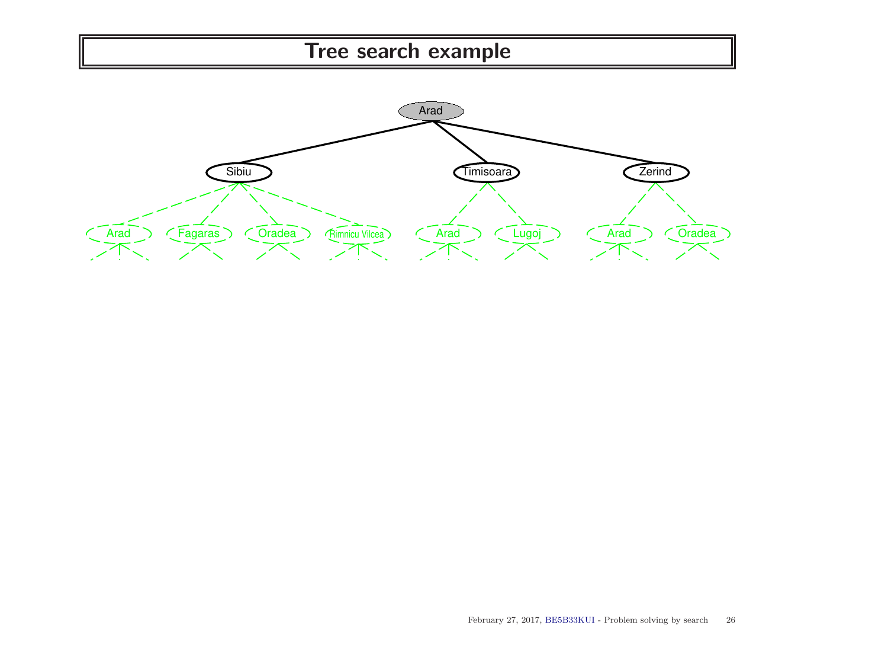# Tree search example

Arad

Sibiu | Timisoara | Zerind

Arad | Fagaras | Oradea | Rimnicu Vilcea | Arad | Lugoj | Arad | Oradea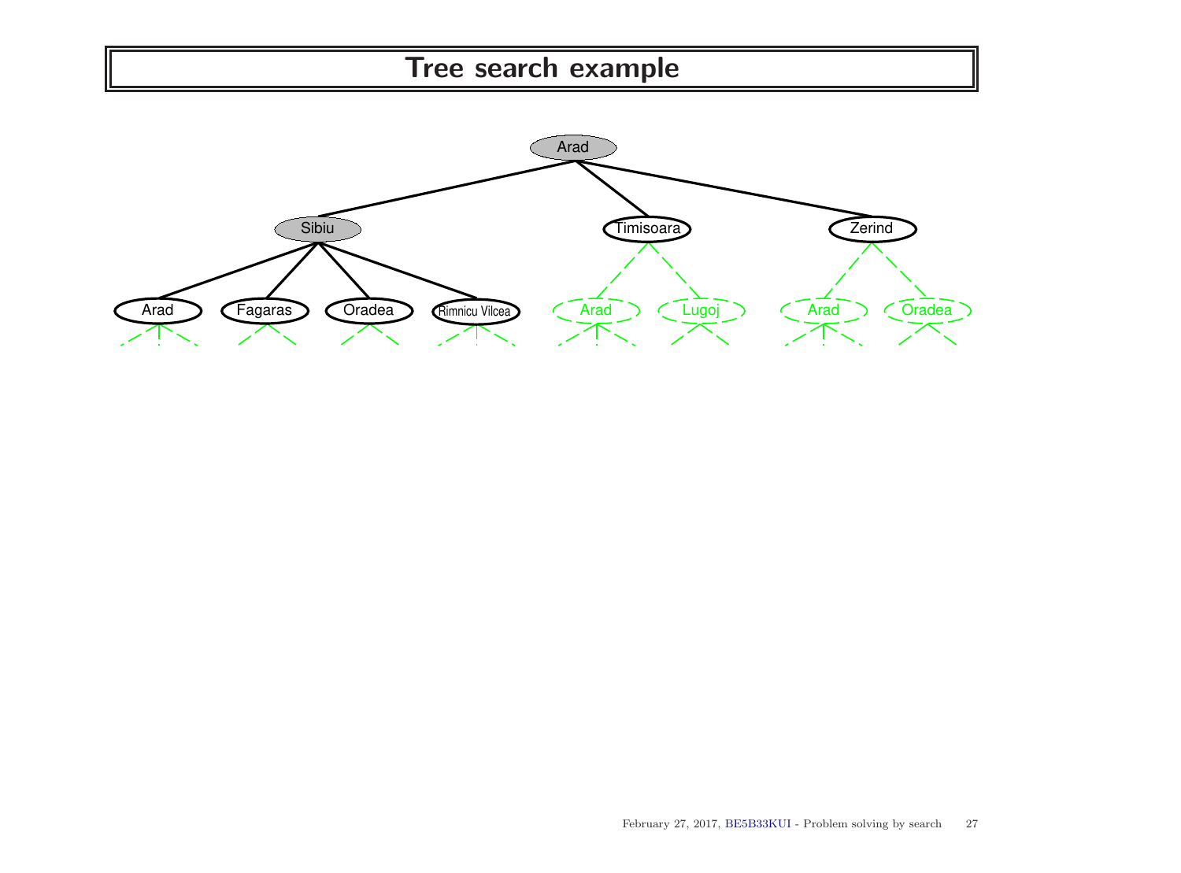# Tree search example

Arad

Sibiu | Timisoara | Zerind

Arad | Fagaras | Oradea | Rimnicu Vilcea | Arad | Lugoj | Arad | Oradea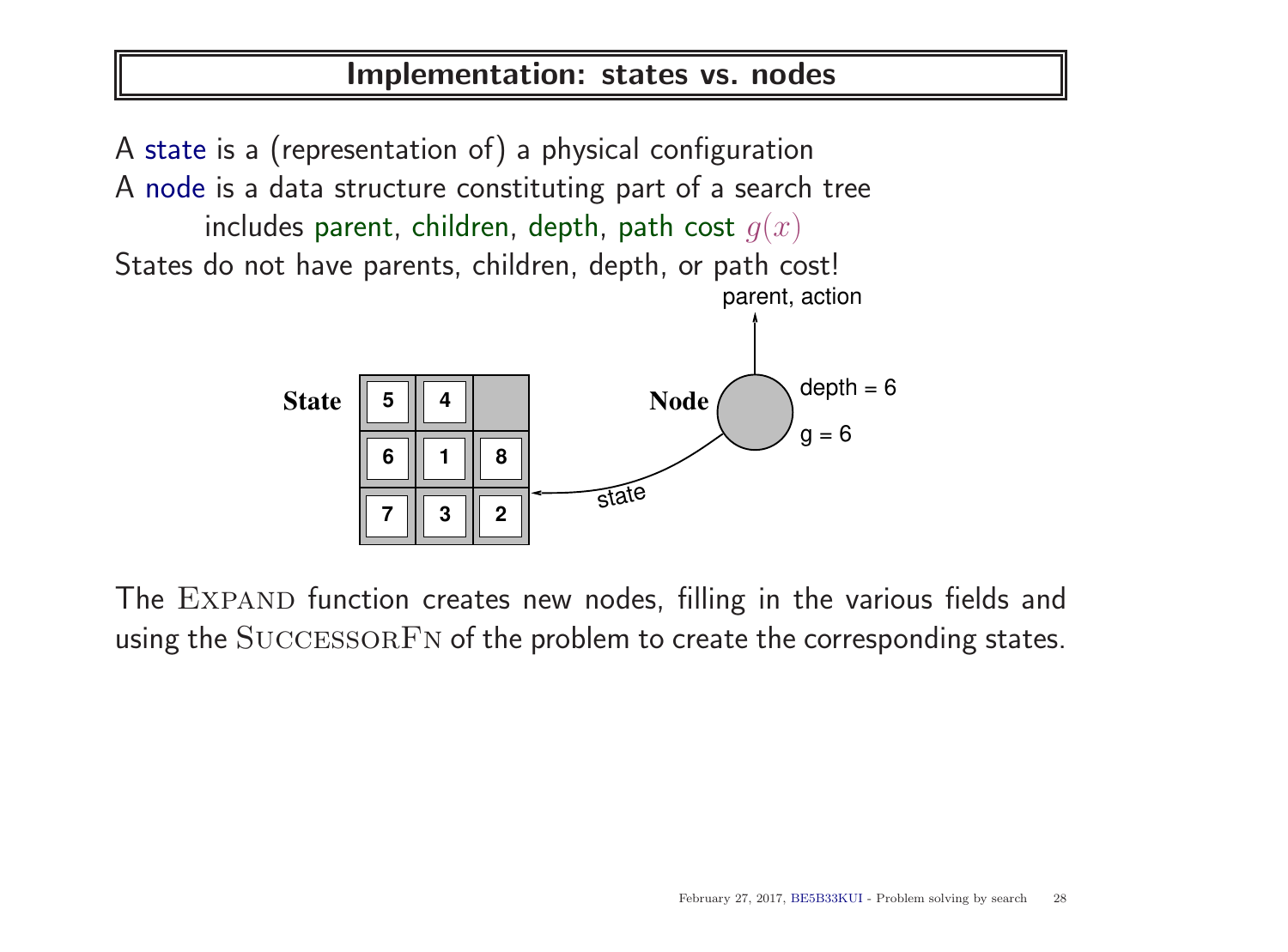# Implementation: states vs. nodes

A state is a (representation of) a physical configuration
A node is a data structure constituting part of a search tree
includes parent, children, depth, path cost $g(x)$
States do not have parents, children, depth, or path cost!

The Expand function creates new nodes, filling in the various fields and using the SuccessorFn of the problem to create the corresponding states.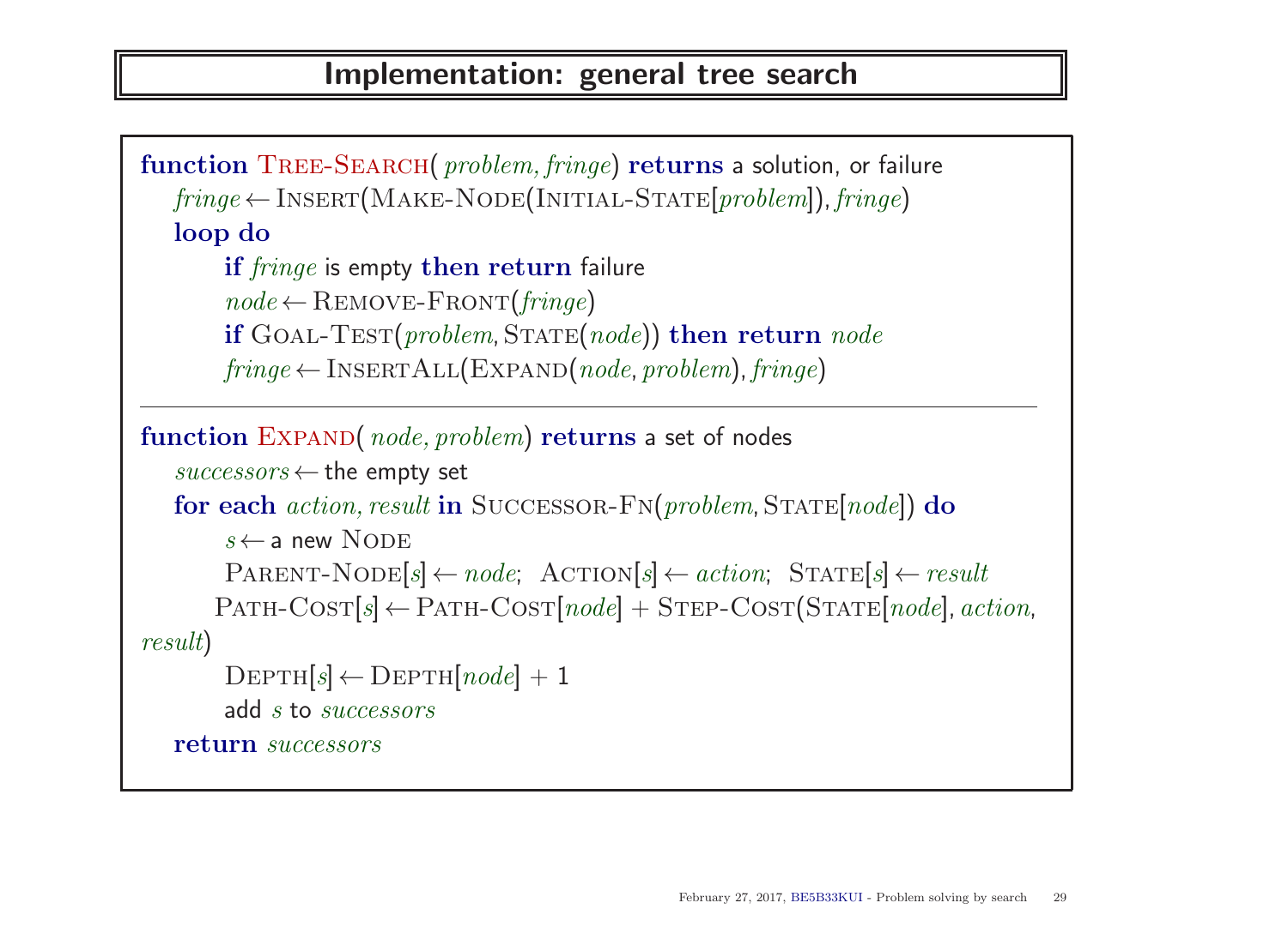# Implementation: general tree search

```
function Tree-Search( problem, fringe) returns a solution, or failure
   fringe ← Insert(Make-Node(Initial-State[problem]), fringe)
   loop do
      if fringe is empty then return failure
      node ← Remove-Front(fringe)
      if Goal-Test(problem, State(node)) then return node
      fringe ← InsertAll(Expand(node, problem), fringe)
```

---

```
function Expand( node, problem) returns a set of nodes
   successors ← the empty set
   for each action, result in Successor-Fn(problem, State[node]) do
      s ← a new Node
      Parent-Node[s] ← node;  Action[s] ← action;  State[s] ← result
      Path-Cost[s] ← Path-Cost[node] + Step-Cost(State[node], action,
result)
      Depth[s] ← Depth[node] + 1
      add s to successors
   return successors
```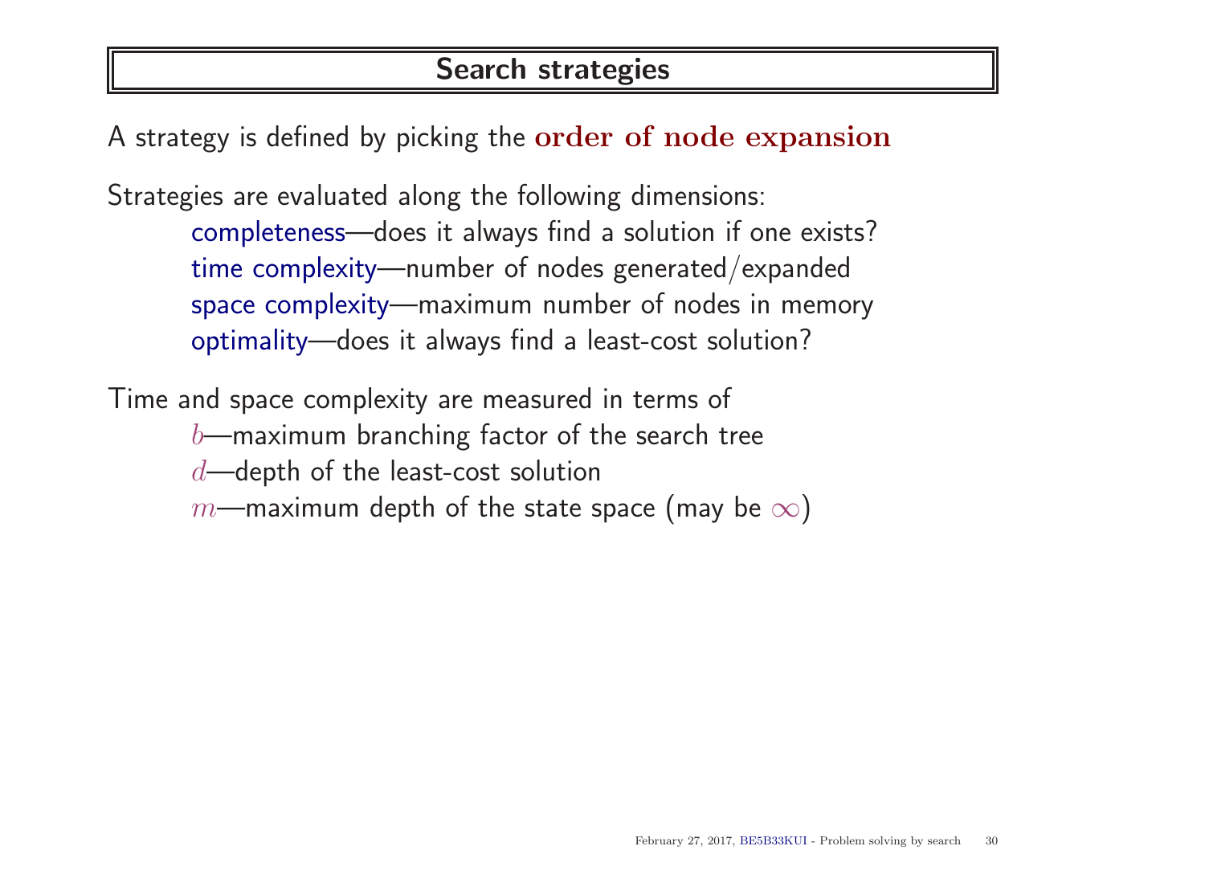## Search strategies

A strategy is defined by picking the **order of node expansion**

Strategies are evaluated along the following dimensions:

- completeness—does it always find a solution if one exists?
- time complexity—number of nodes generated/expanded
- space complexity—maximum number of nodes in memory
- optimality—does it always find a least-cost solution?

Time and space complexity are measured in terms of

- $b$—maximum branching factor of the search tree
- $d$—depth of the least-cost solution
- $m$—maximum depth of the state space (may be $\infty$)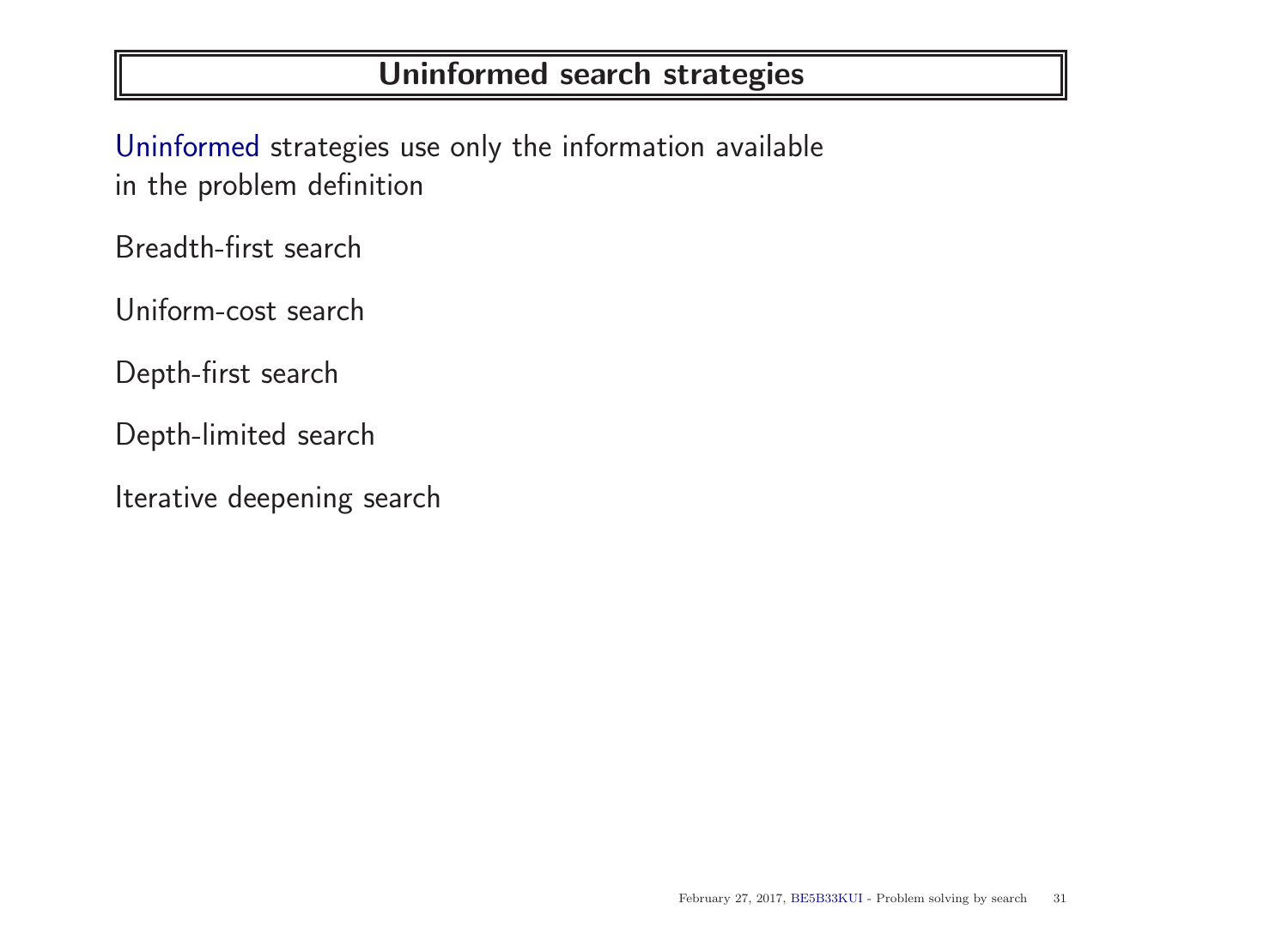# Uninformed search strategies

Uninformed strategies use only the information available in the problem definition

Breadth-first search

Uniform-cost search

Depth-first search

Depth-limited search

Iterative deepening search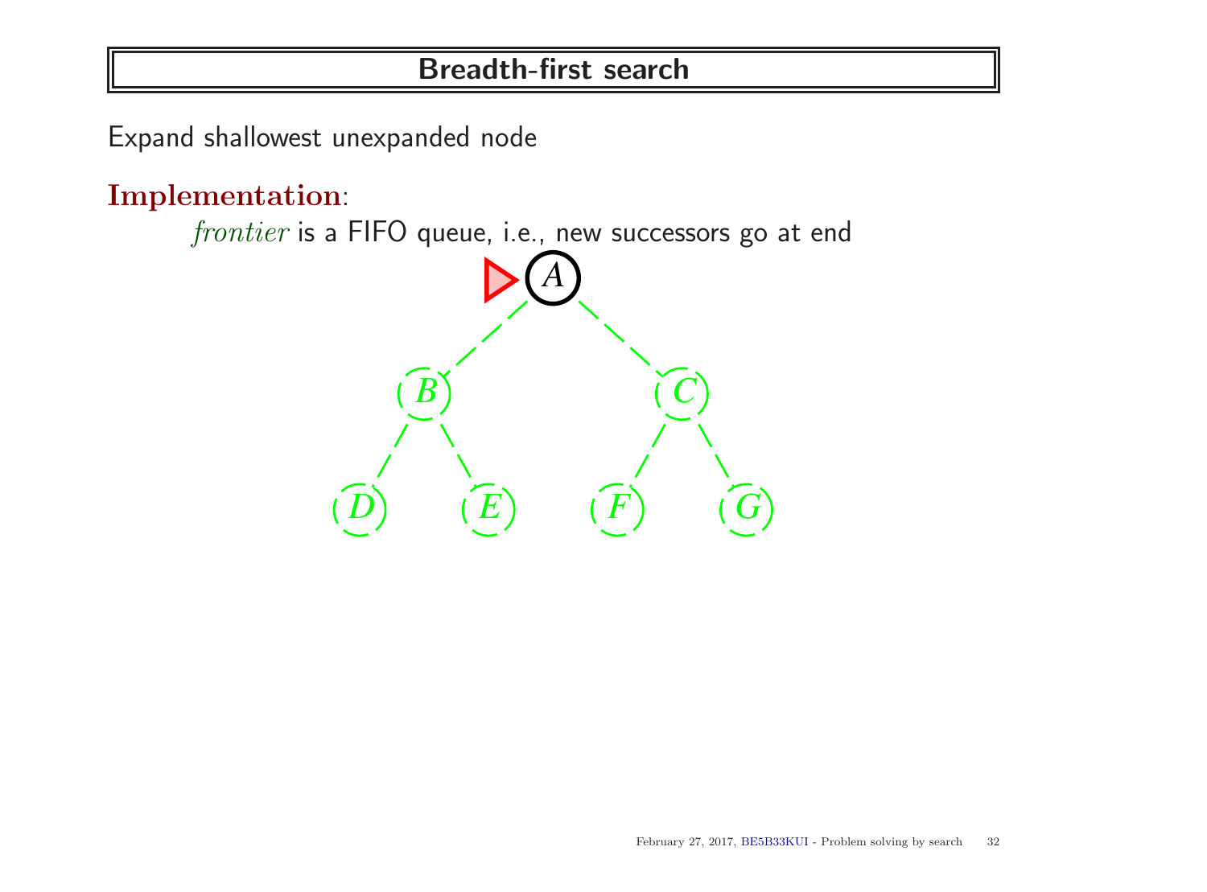# Breadth-first search

Expand shallowest unexpanded node

**Implementation**:

*frontier* is a FIFO queue, i.e., new successors go at end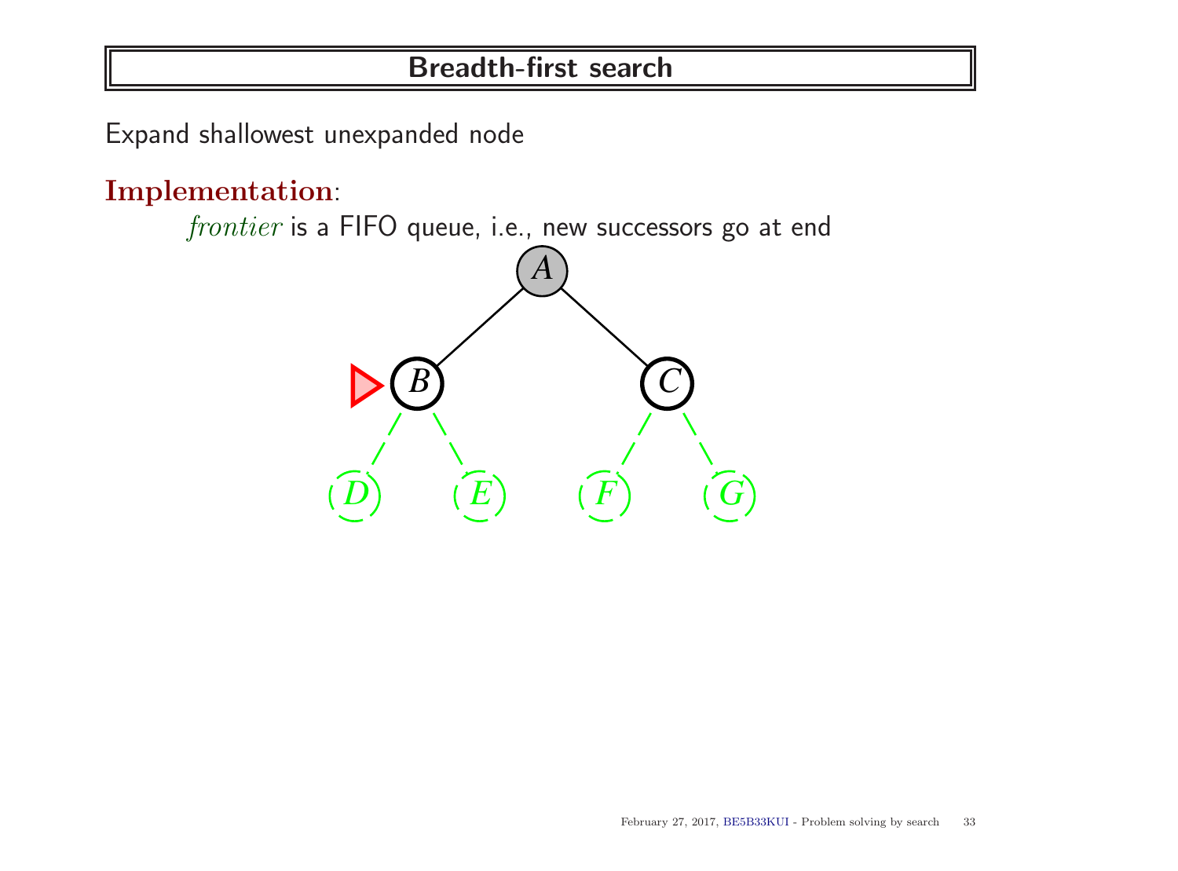# Breadth-first search

Expand shallowest unexpanded node

**Implementation**:

*frontier* is a FIFO queue, i.e., new successors go at end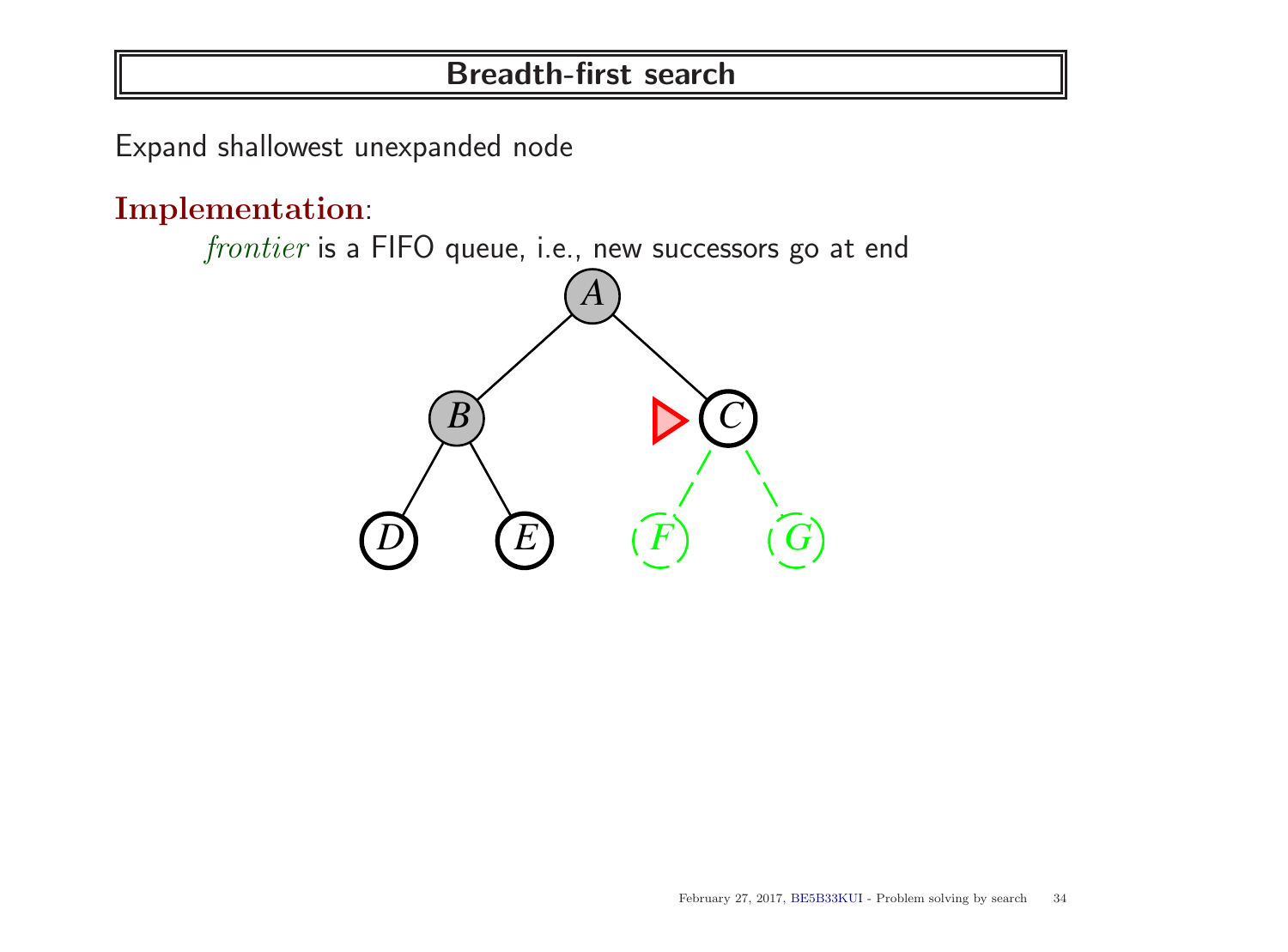# Breadth-first search

Expand shallowest unexpanded node

**Implementation**:

*frontier* is a FIFO queue, i.e., new successors go at end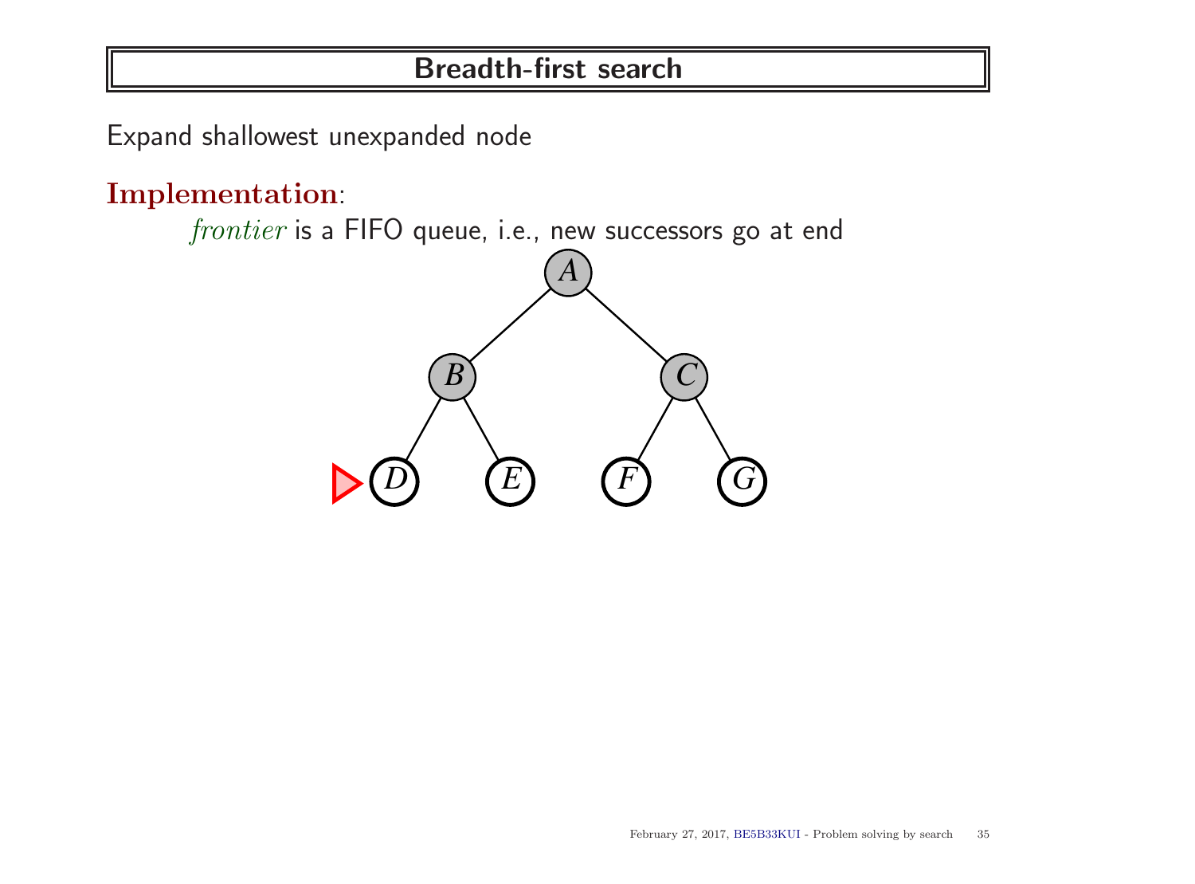# Breadth-first search

Expand shallowest unexpanded node

**Implementation**:

*frontier* is a FIFO queue, i.e., new successors go at end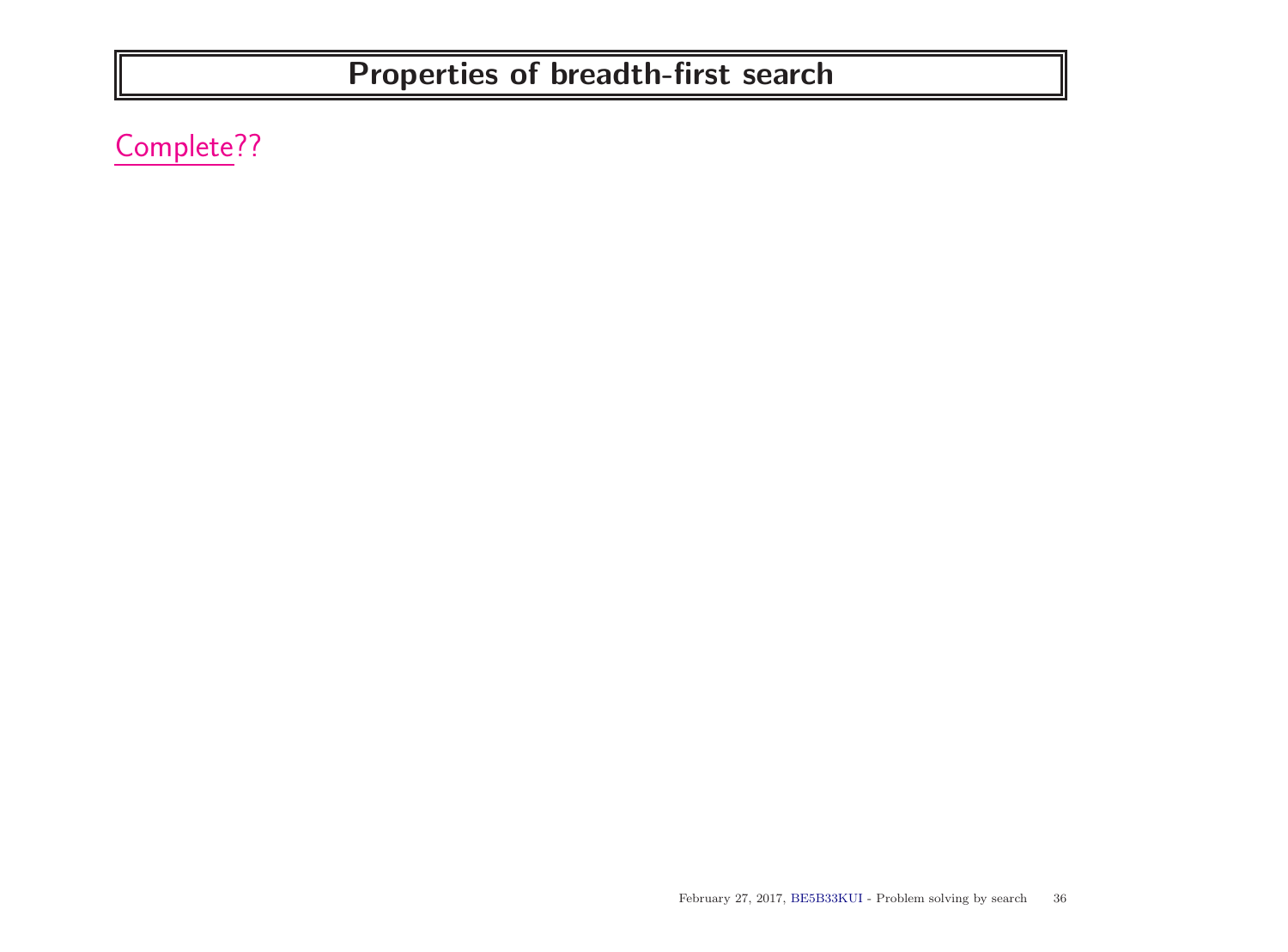# Properties of breadth-first search

Complete??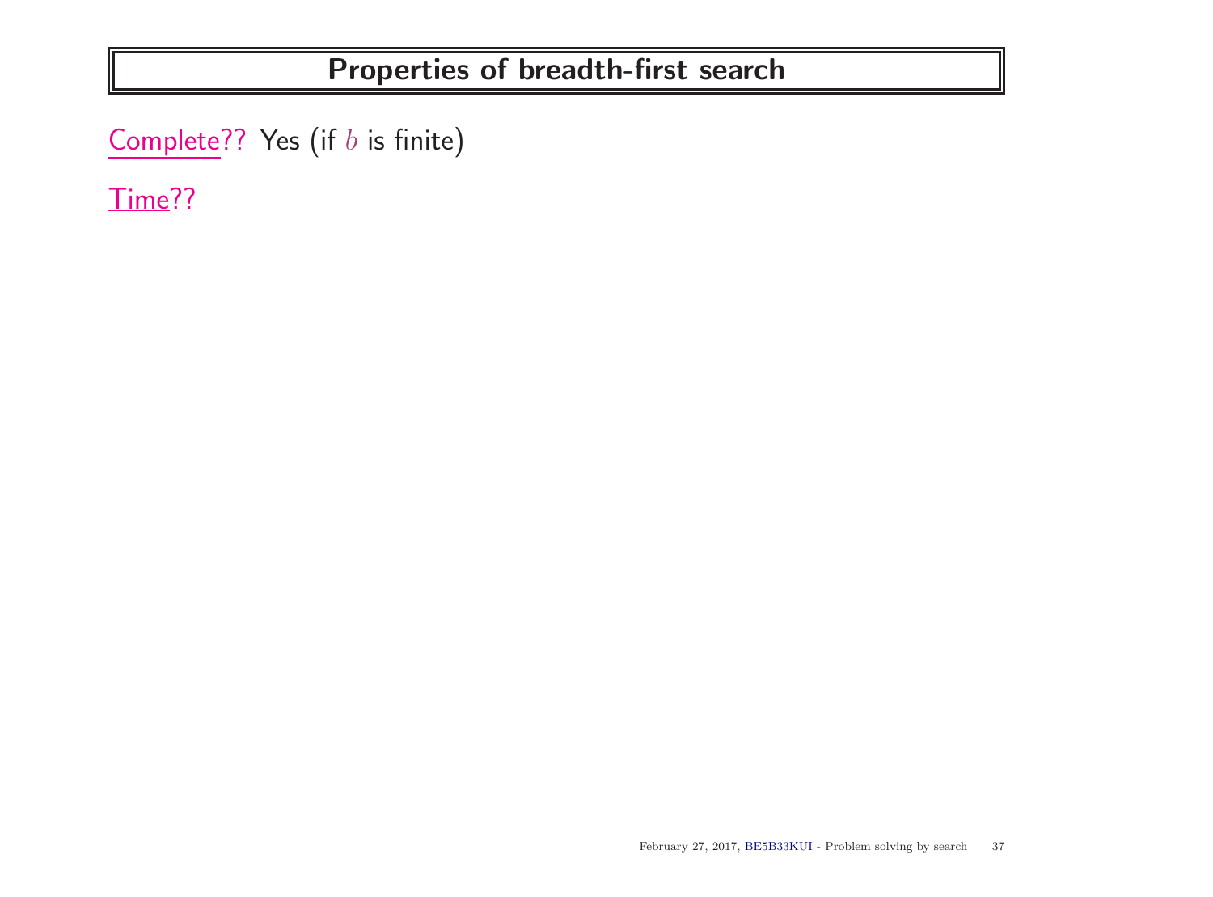# Properties of breadth-first search

Complete?? Yes (if $b$ is finite)

Time??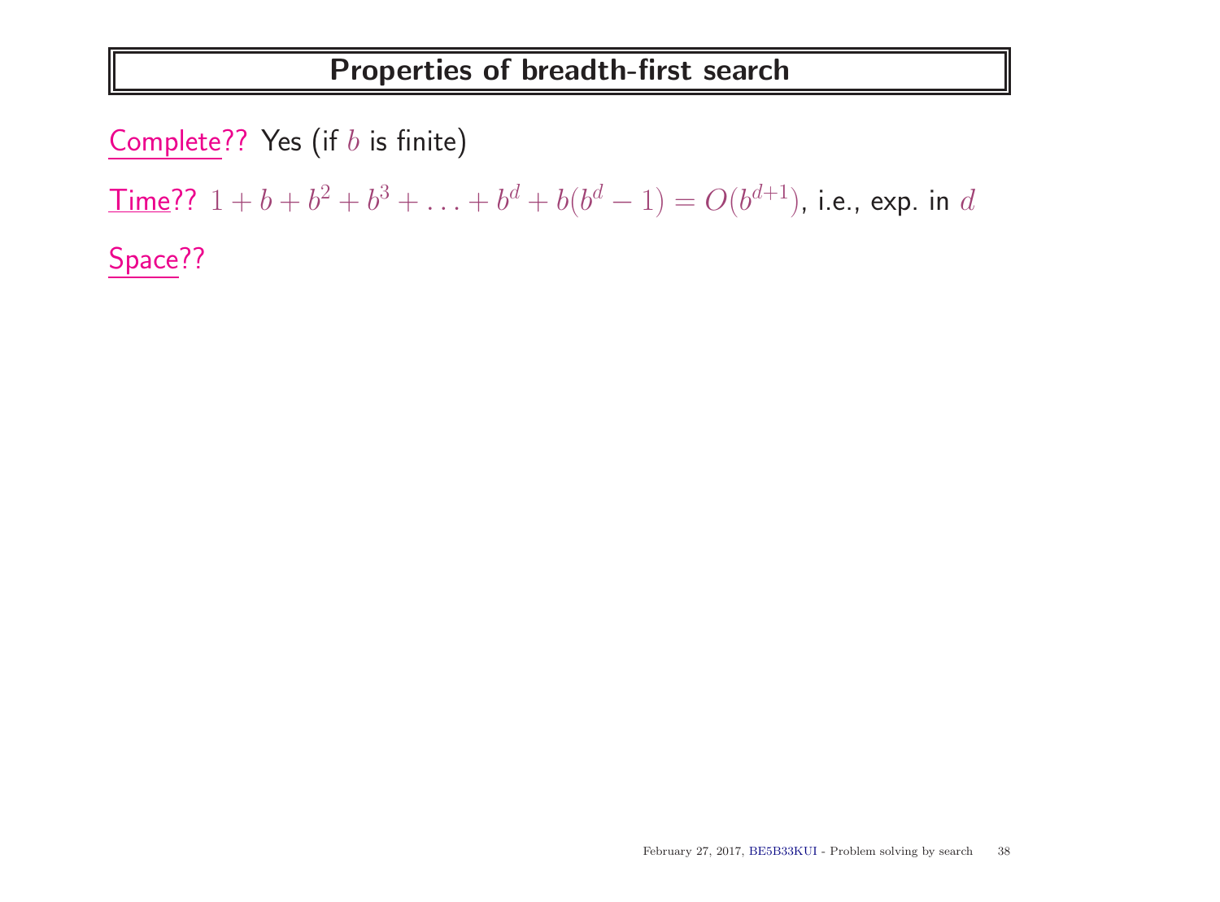# Properties of breadth-first search

Complete?? Yes (if $b$ is finite)

Time?? $1 + b + b^2 + b^3 + \ldots + b^d + b(b^d - 1) = O(b^{d+1})$, i.e., exp. in $d$

Space??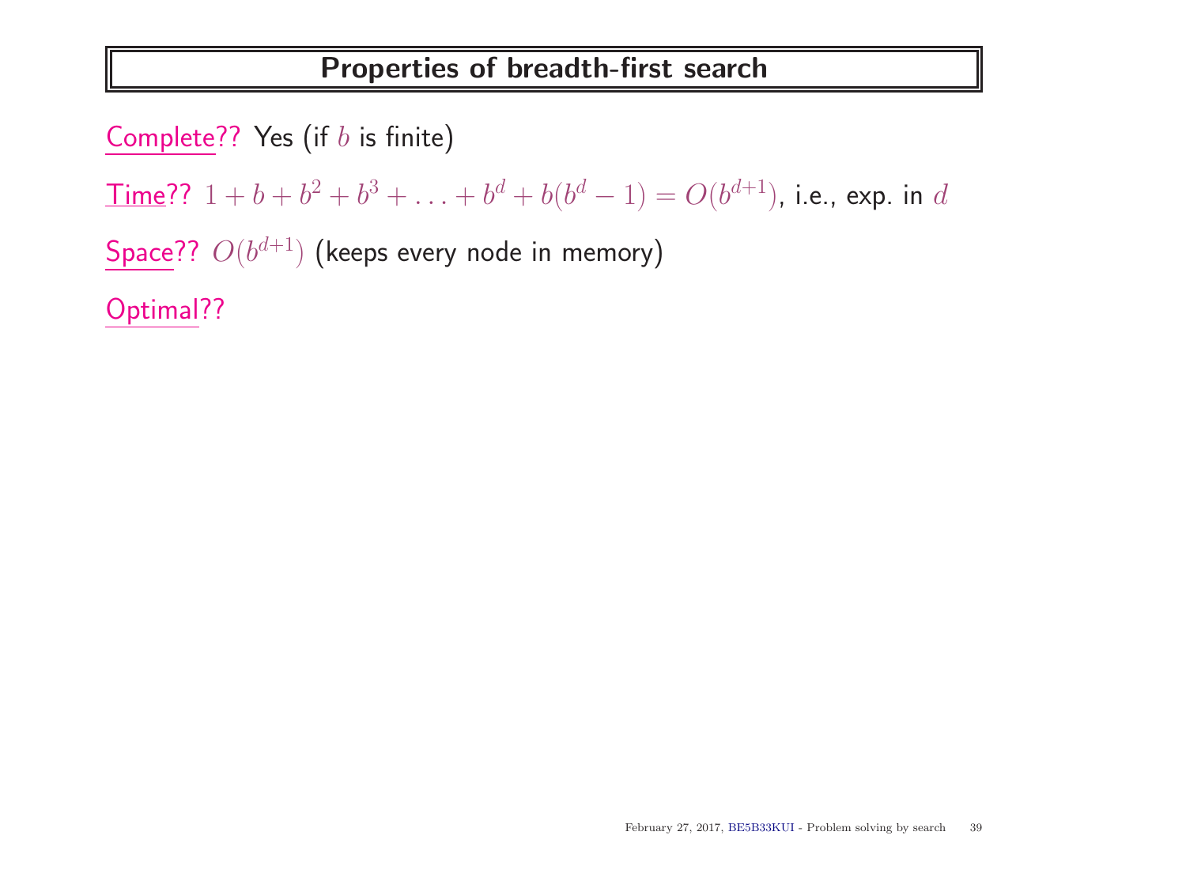# Properties of breadth-first search

Complete?? Yes (if $b$ is finite)

Time?? $1 + b + b^2 + b^3 + \ldots + b^d + b(b^d - 1) = O(b^{d+1})$, i.e., exp. in $d$

Space?? $O(b^{d+1})$ (keeps every node in memory)

Optimal??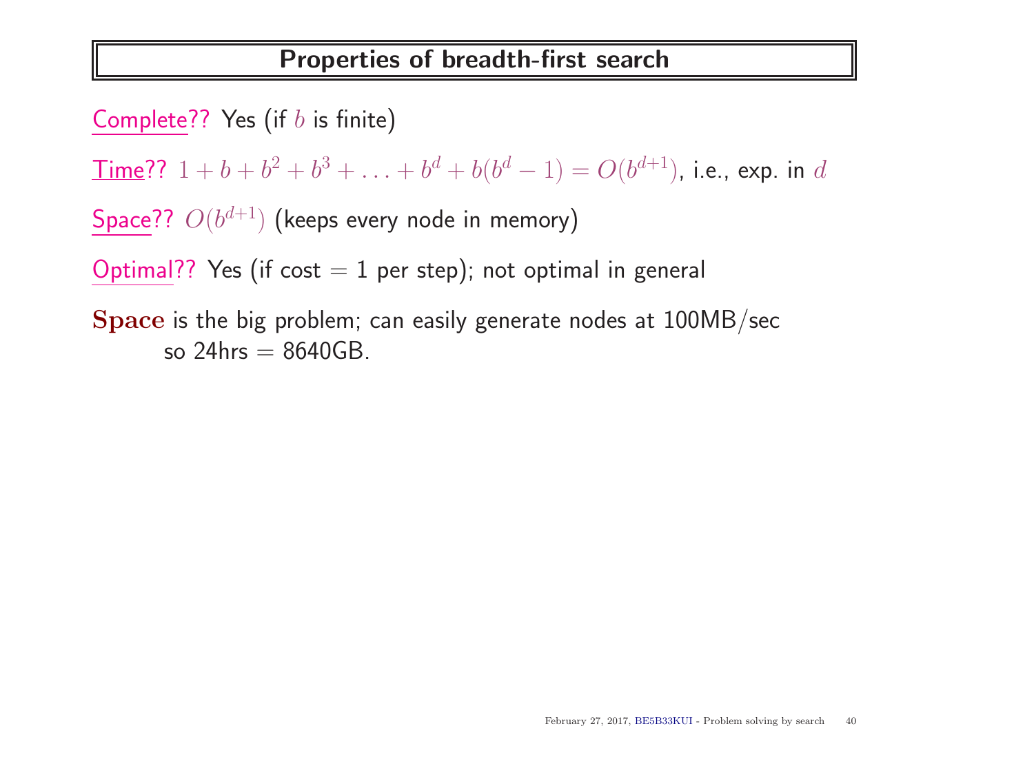# Properties of breadth-first search

Complete?? Yes (if $b$ is finite)

Time?? $1 + b + b^2 + b^3 + \ldots + b^d + b(b^d - 1) = O(b^{d+1})$, i.e., exp. in $d$

Space?? $O(b^{d+1})$ (keeps every node in memory)

Optimal?? Yes (if cost = 1 per step); not optimal in general

**Space** is the big problem; can easily generate nodes at 100MB/sec
so 24hrs = 8640GB.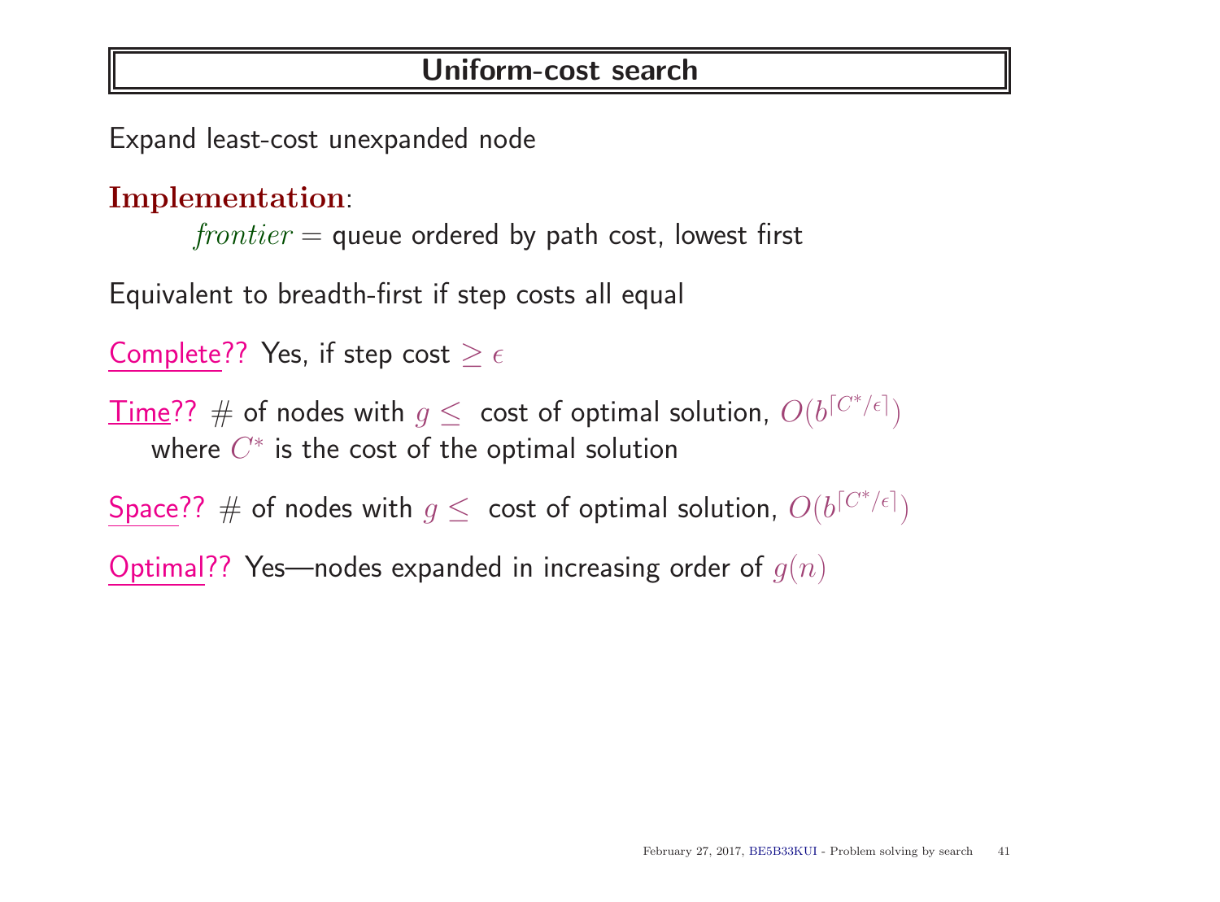# Uniform-cost search

Expand least-cost unexpanded node

**Implementation**:

$frontier$ = queue ordered by path cost, lowest first

Equivalent to breadth-first if step costs all equal

Complete?? Yes, if step cost $\geq \epsilon$

Time?? # of nodes with $g \leq$ cost of optimal solution, $O(b^{\lceil C^*/\epsilon \rceil})$
where $C^*$ is the cost of the optimal solution

Space?? # of nodes with $g \leq$ cost of optimal solution, $O(b^{\lceil C^*/\epsilon \rceil})$

Optimal?? Yes—nodes expanded in increasing order of $g(n)$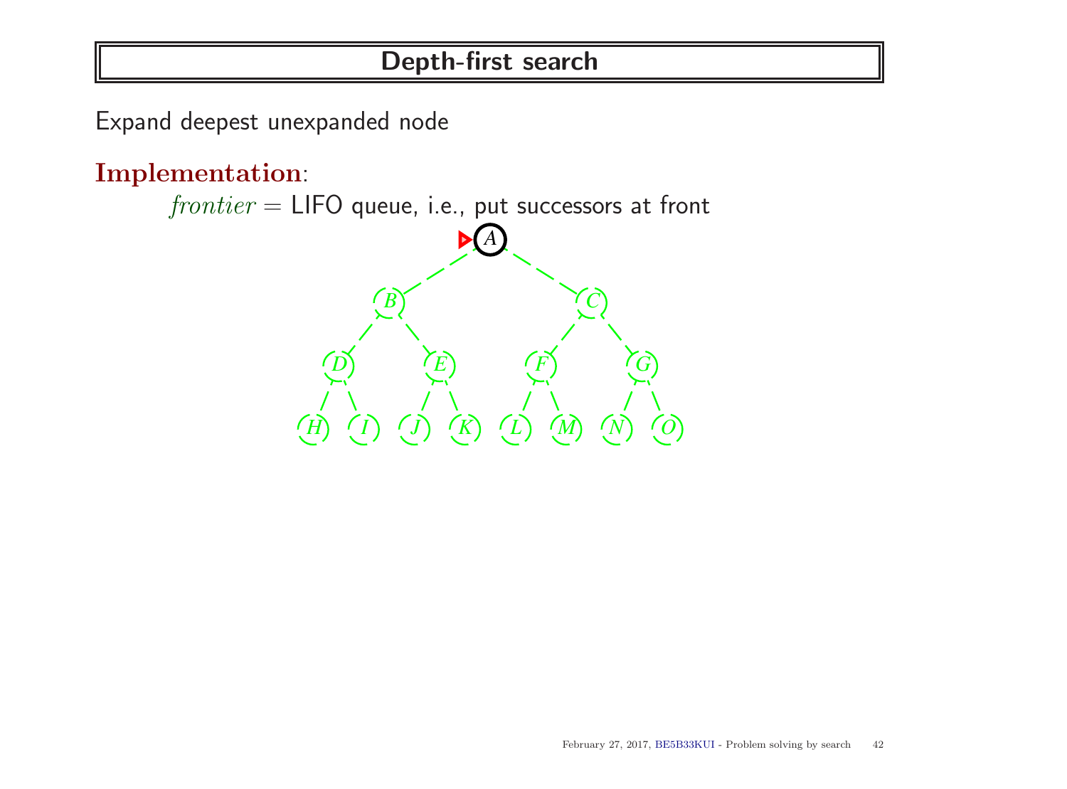# Depth-first search

Expand deepest unexpanded node

**Implementation**:

$frontier$ = LIFO queue, i.e., put successors at front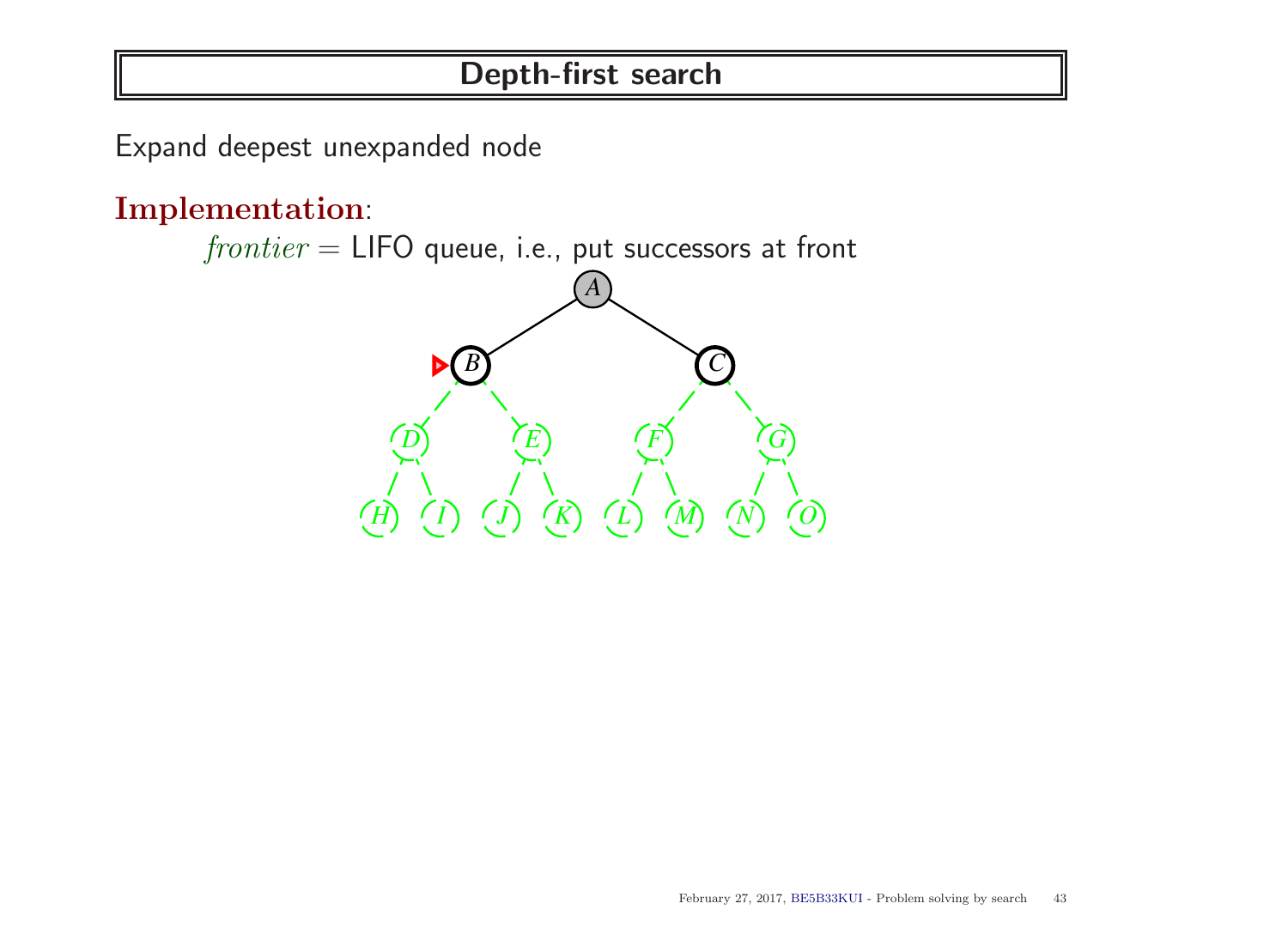# Depth-first search

Expand deepest unexpanded node

**Implementation**:

$frontier$ = LIFO queue, i.e., put successors at front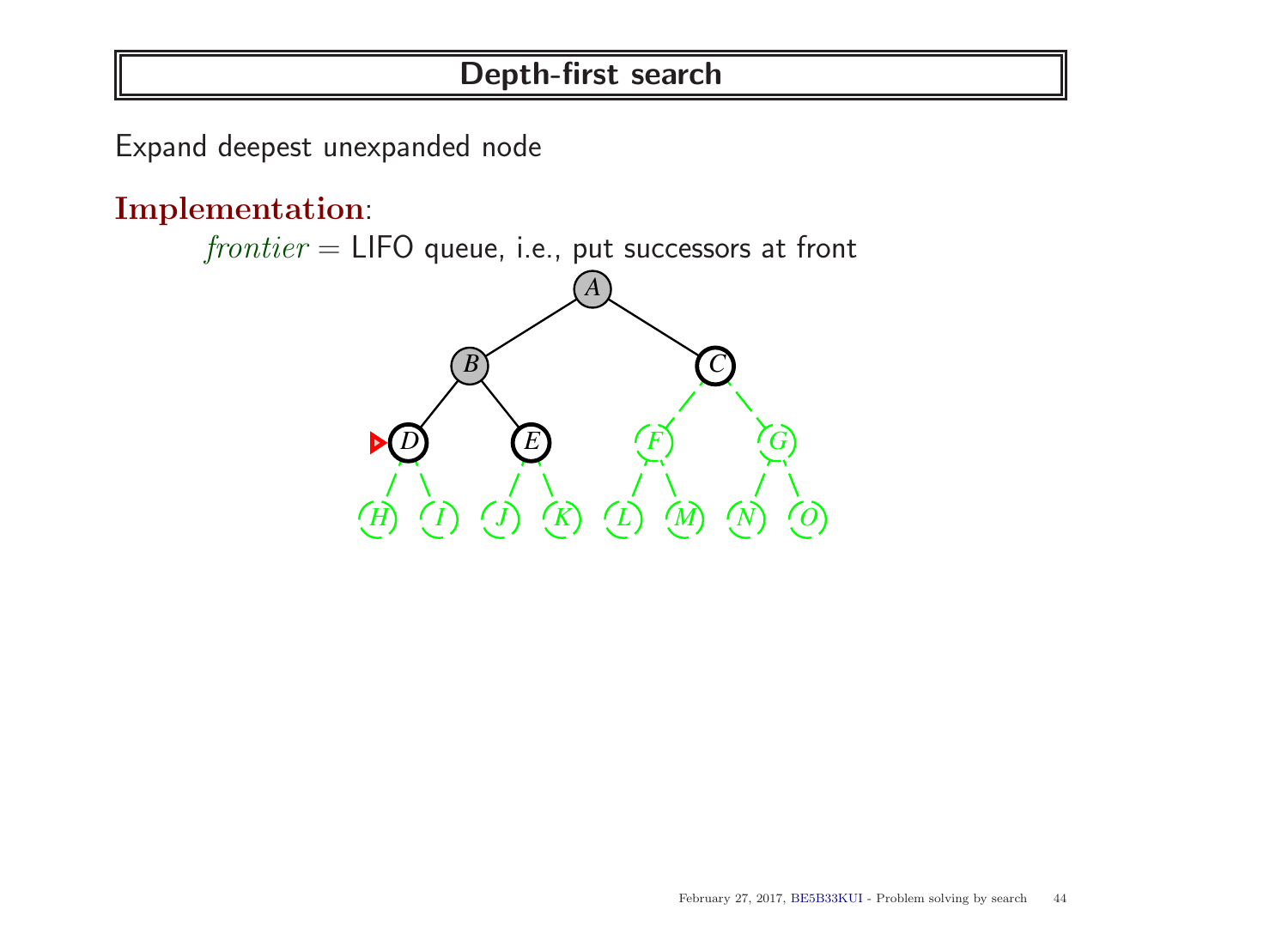# Depth-first search

Expand deepest unexpanded node

**Implementation**:

*frontier* = LIFO queue, i.e., put successors at front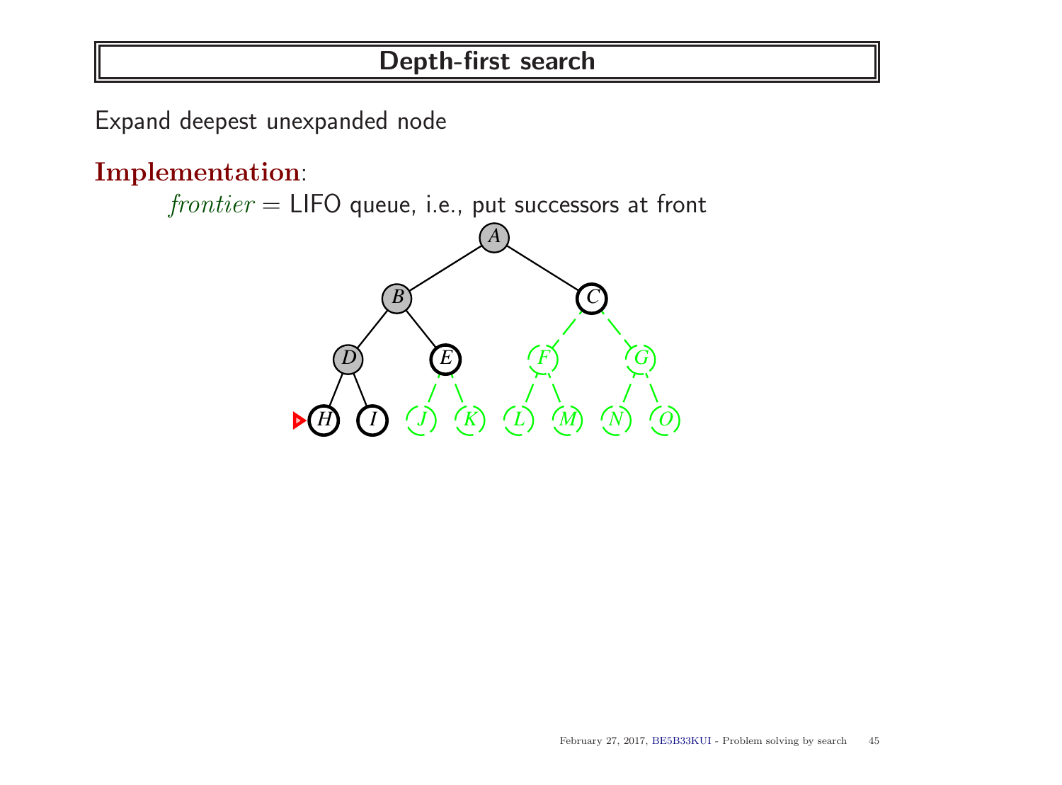# Depth-first search

Expand deepest unexpanded node

**Implementation**:

$frontier$ = LIFO queue, i.e., put successors at front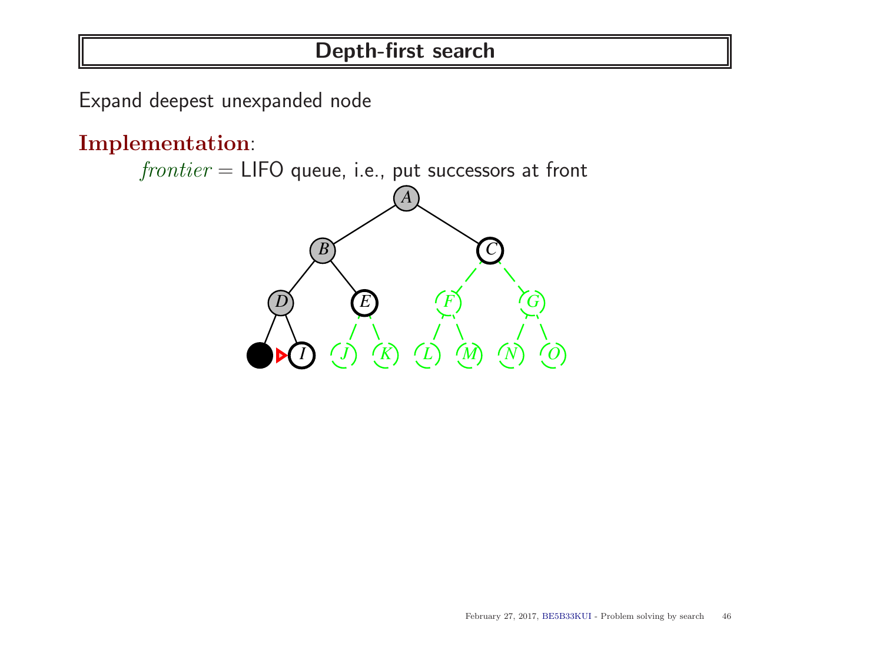# Depth-first search

Expand deepest unexpanded node

**Implementation**:

$frontier$ = LIFO queue, i.e., put successors at front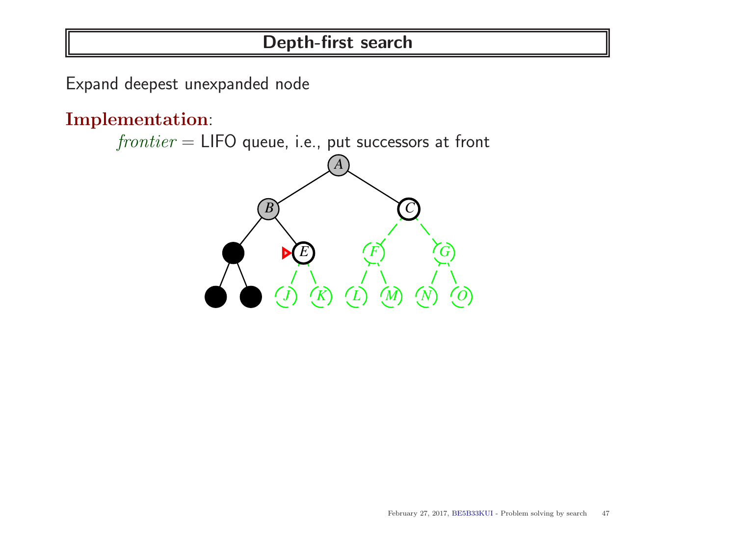# Depth-first search

Expand deepest unexpanded node

**Implementation**:

*frontier* = LIFO queue, i.e., put successors at front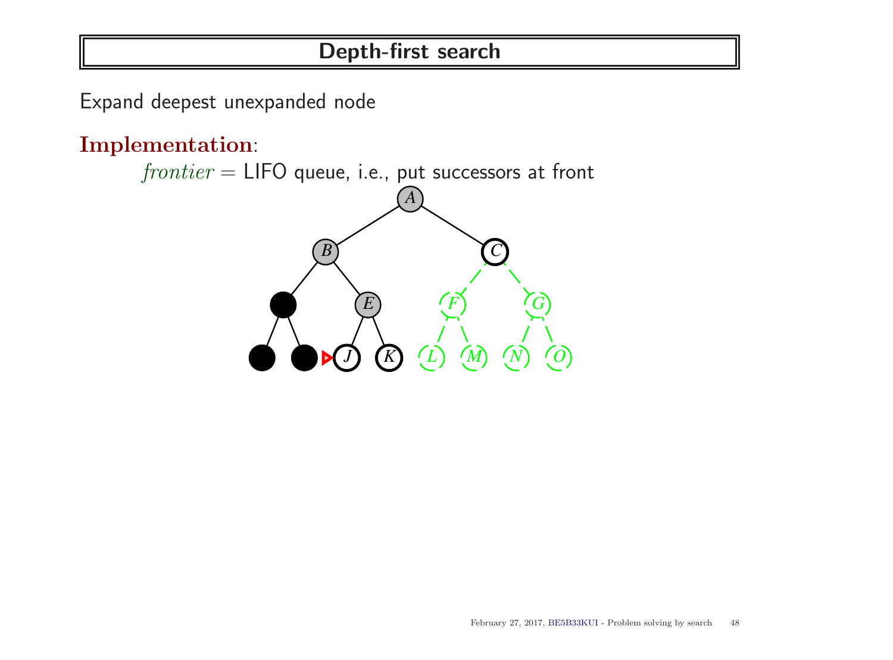# Depth-first search

Expand deepest unexpanded node

**Implementation**:

$frontier$ = LIFO queue, i.e., put successors at front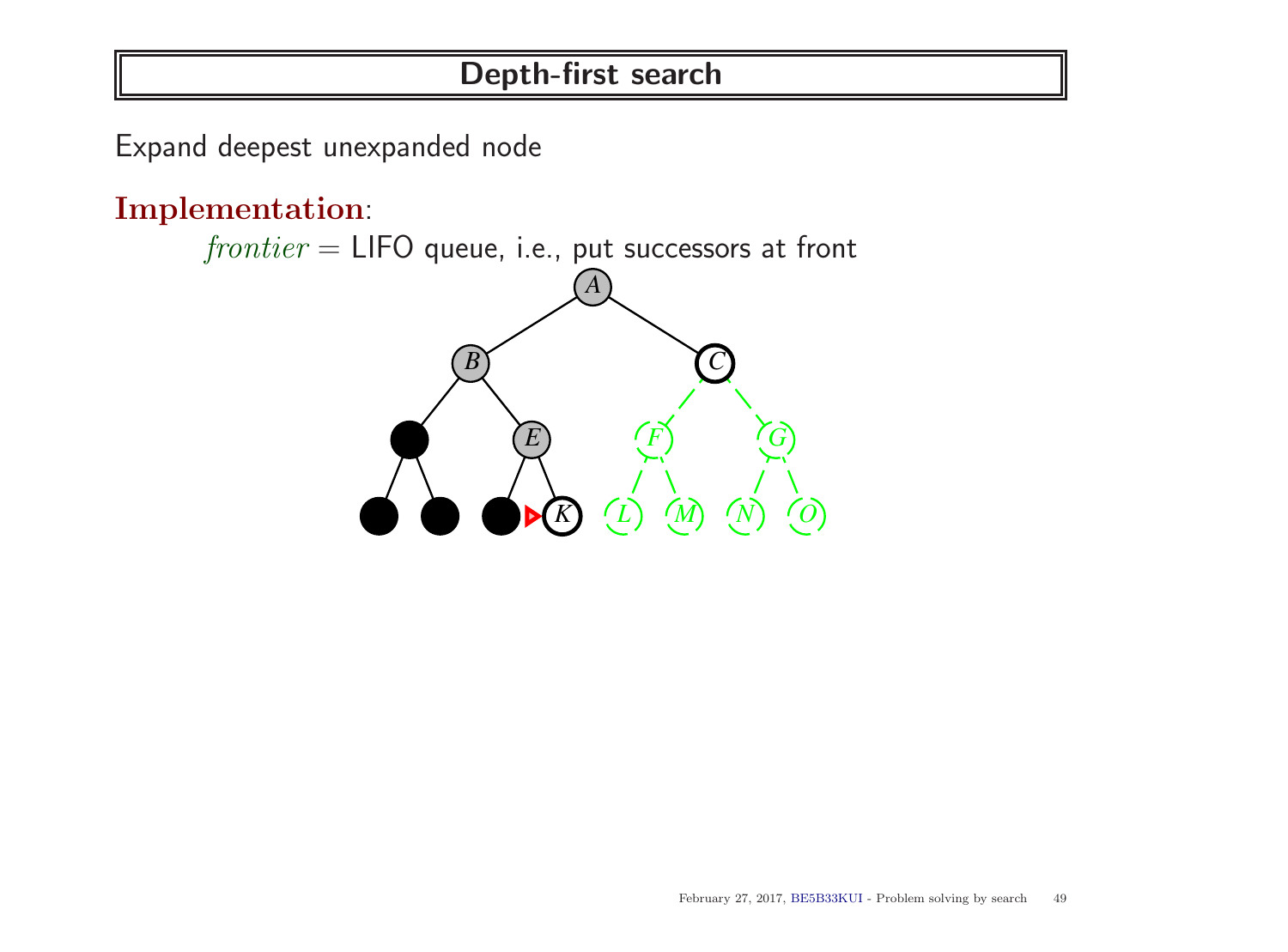# Depth-first search

Expand deepest unexpanded node

**Implementation**:

*frontier* = LIFO queue, i.e., put successors at front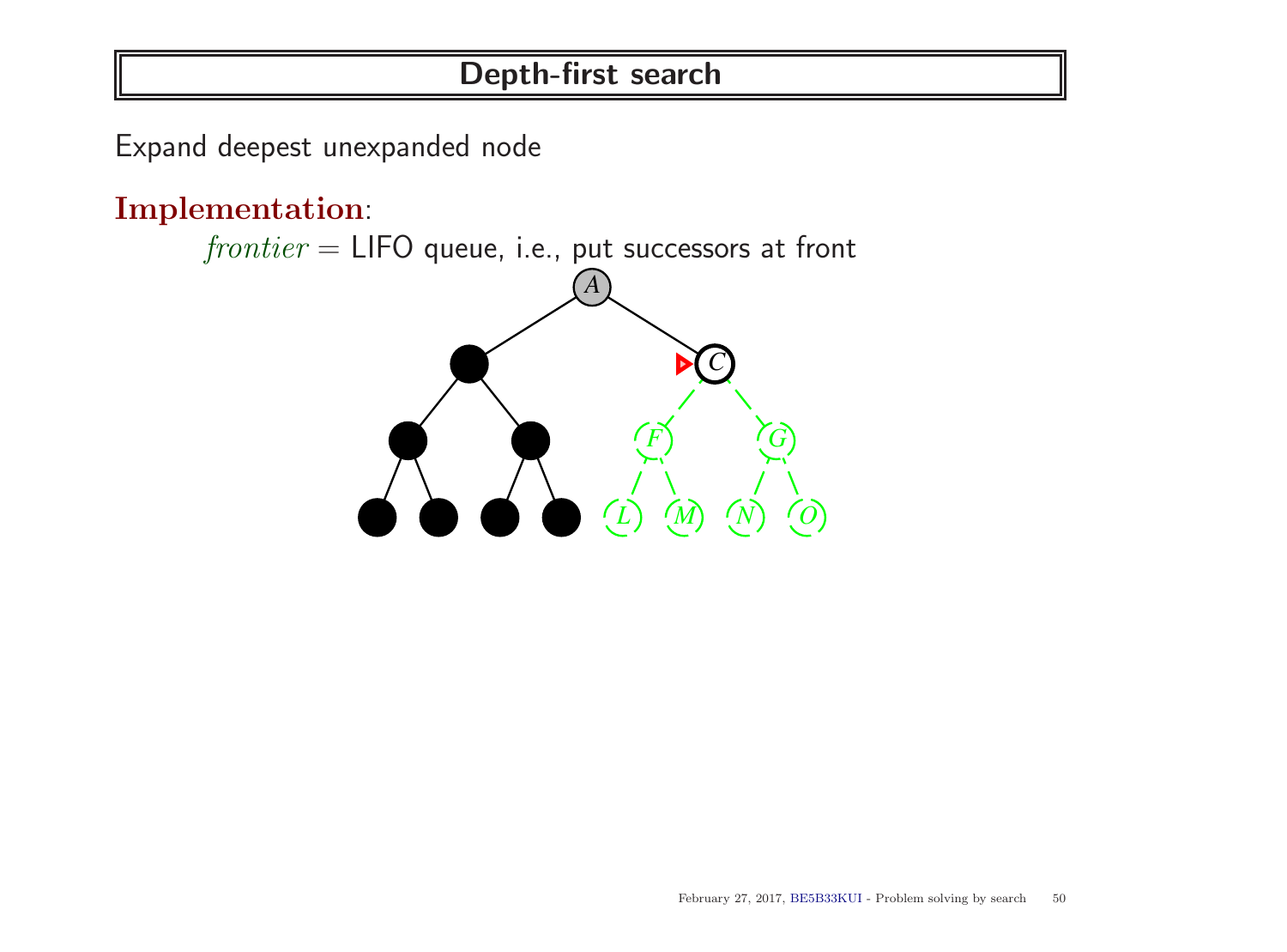# Depth-first search

Expand deepest unexpanded node

**Implementation**:

*frontier* = LIFO queue, i.e., put successors at front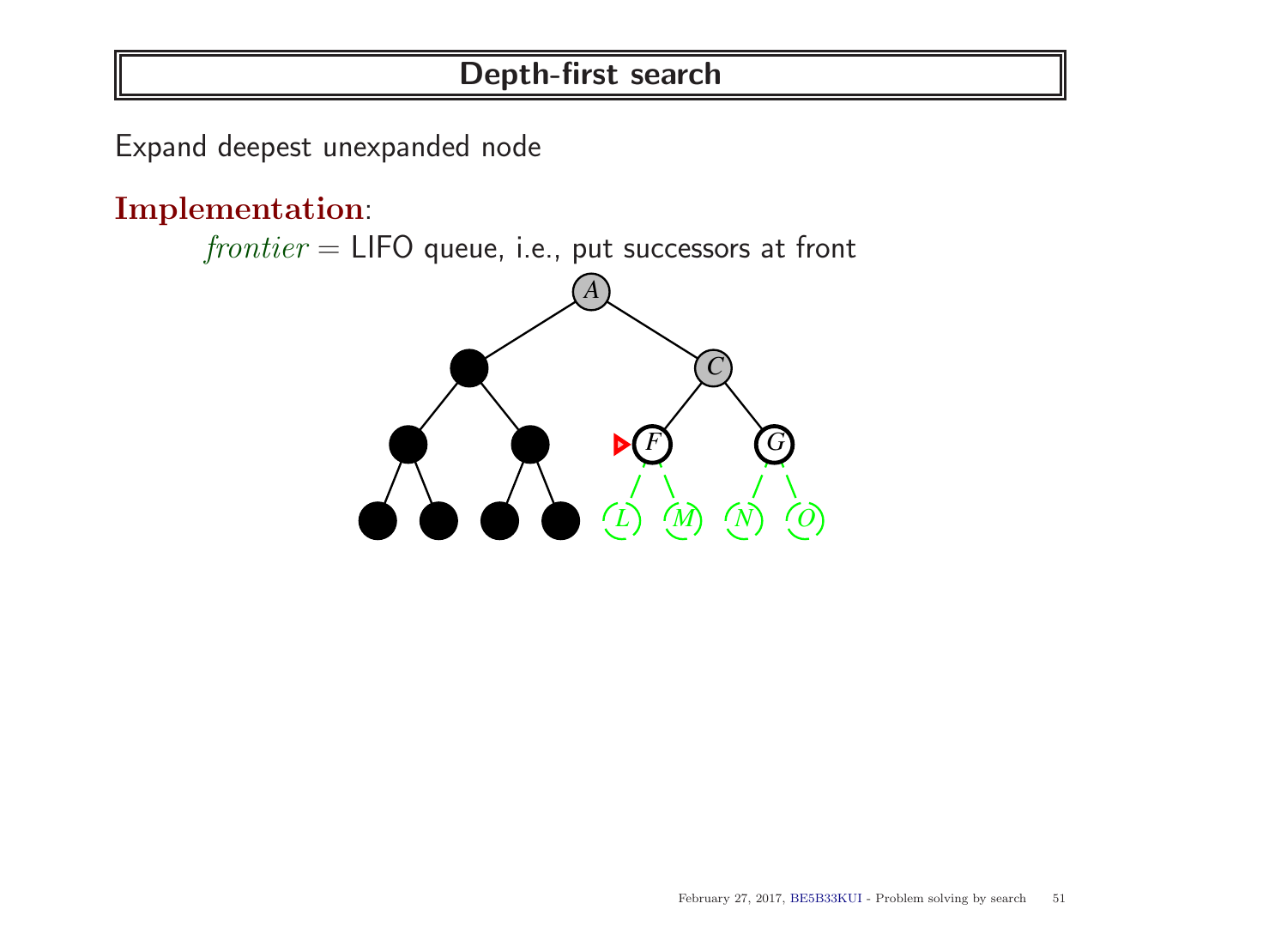# Depth-first search

Expand deepest unexpanded node

**Implementation**:

*frontier* = LIFO queue, i.e., put successors at front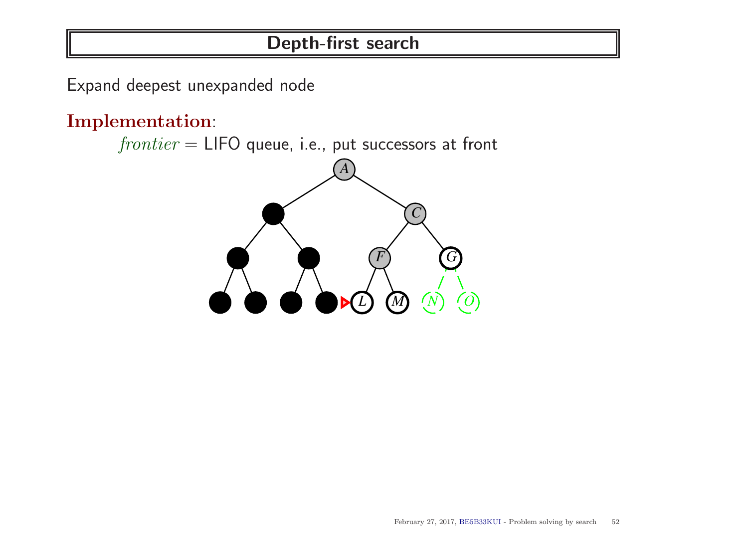# Depth-first search

Expand deepest unexpanded node

**Implementation**:

*frontier* = LIFO queue, i.e., put successors at front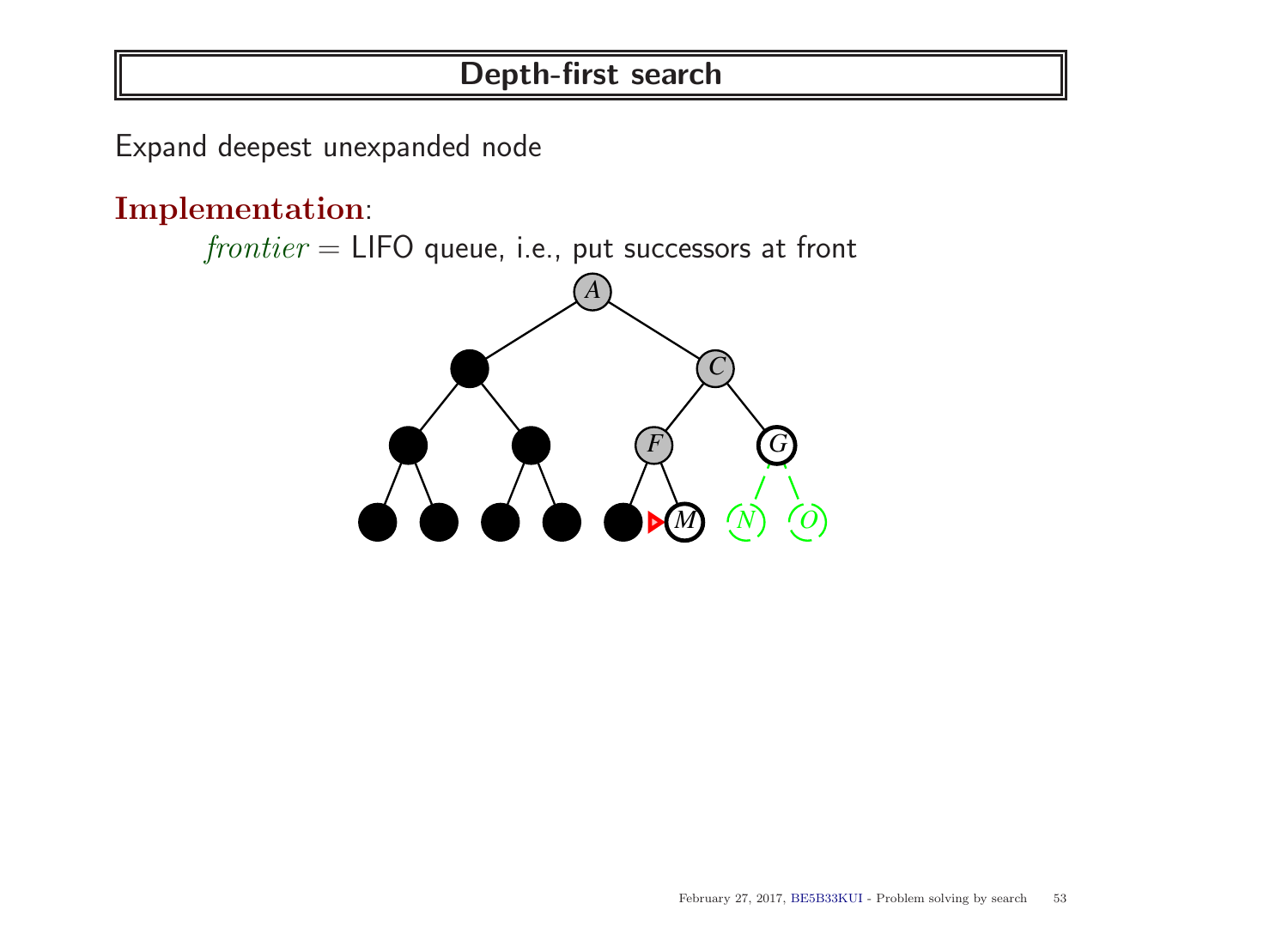# Depth-first search

Expand deepest unexpanded node

**Implementation**:

$frontier$ = LIFO queue, i.e., put successors at front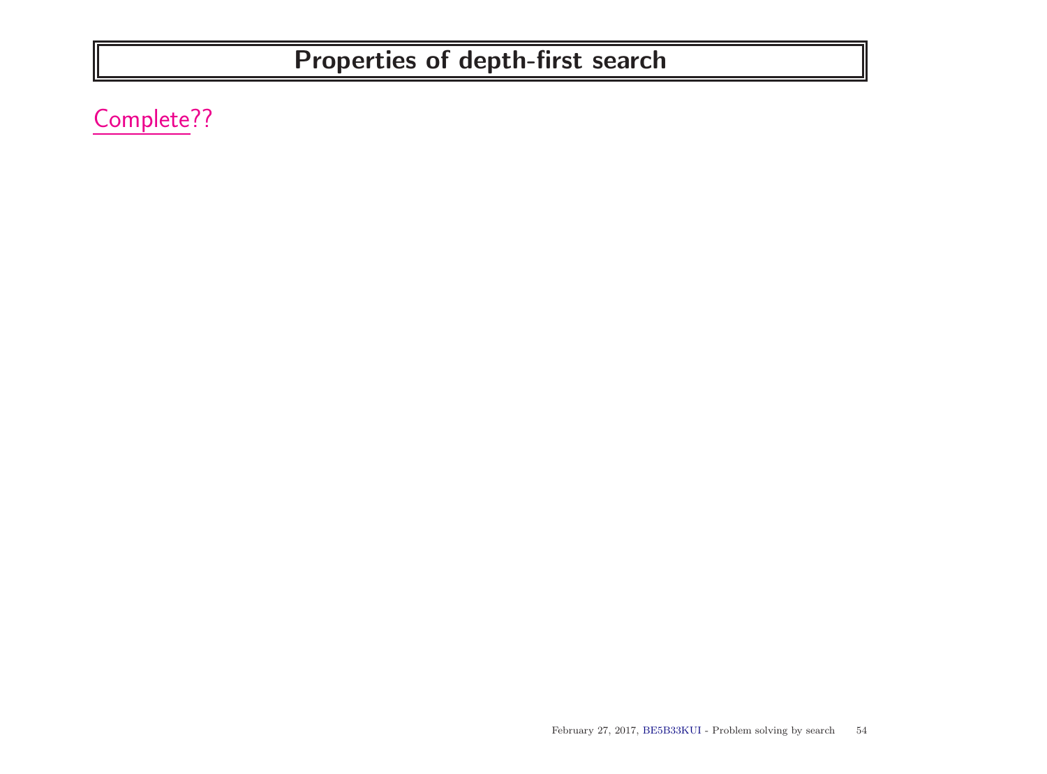# Properties of depth-first search

Complete??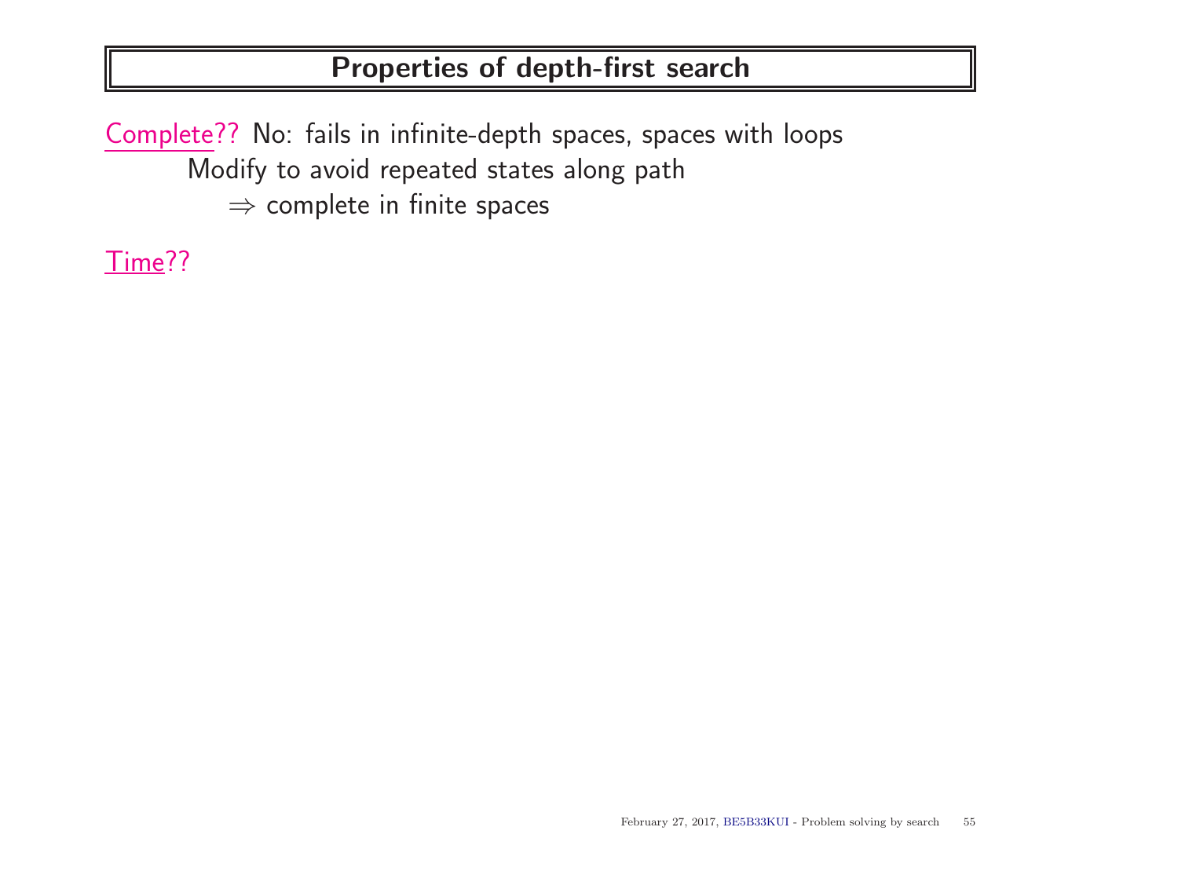# Properties of depth-first search

Complete?? No: fails in infinite-depth spaces, spaces with loops
    Modify to avoid repeated states along path
        $\Rightarrow$ complete in finite spaces

Time??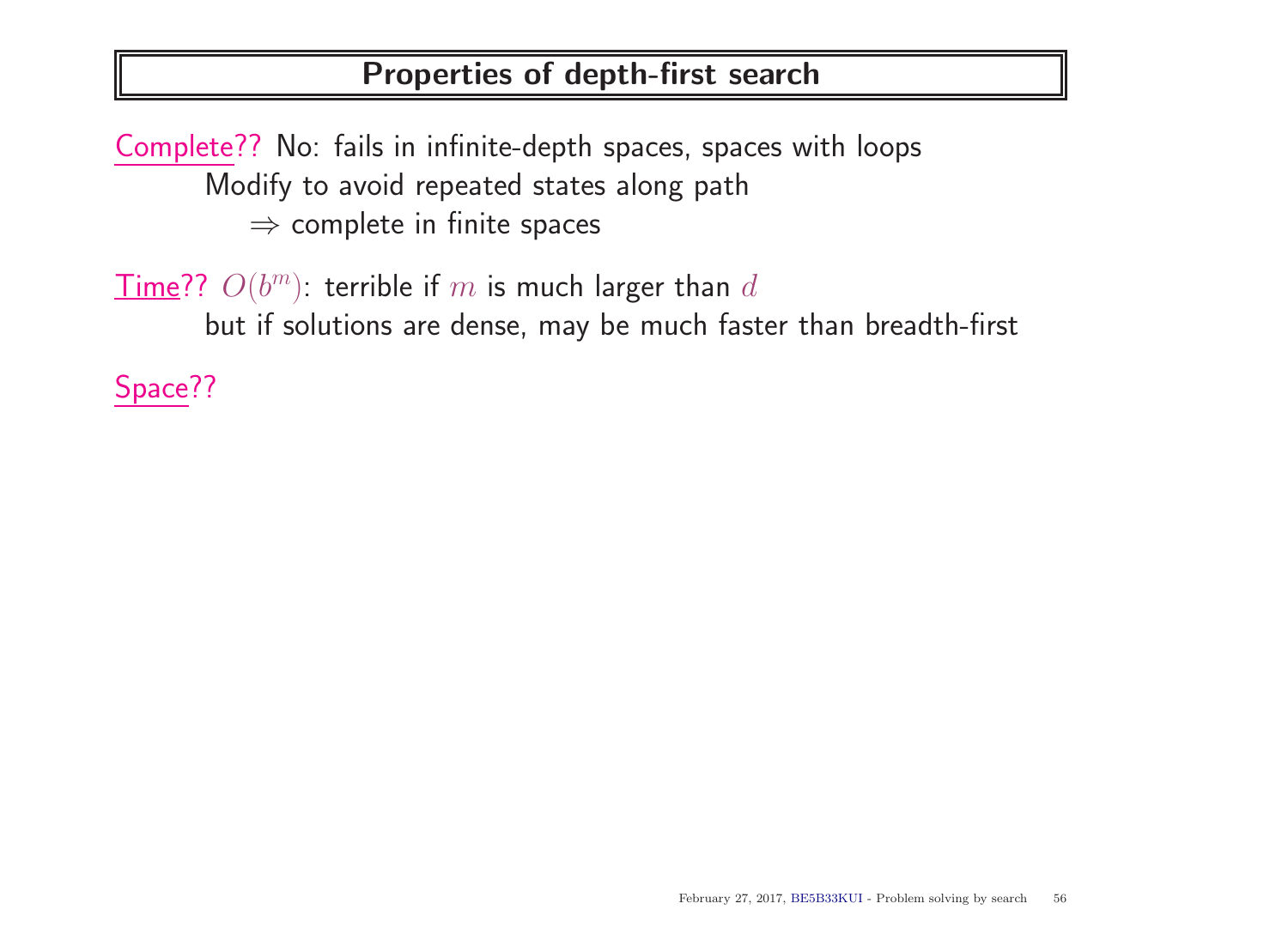# Properties of depth-first search

Complete?? No: fails in infinite-depth spaces, spaces with loops

Modify to avoid repeated states along path

$\Rightarrow$ complete in finite spaces

Time?? $O(b^m)$: terrible if $m$ is much larger than $d$

but if solutions are dense, may be much faster than breadth-first

Space??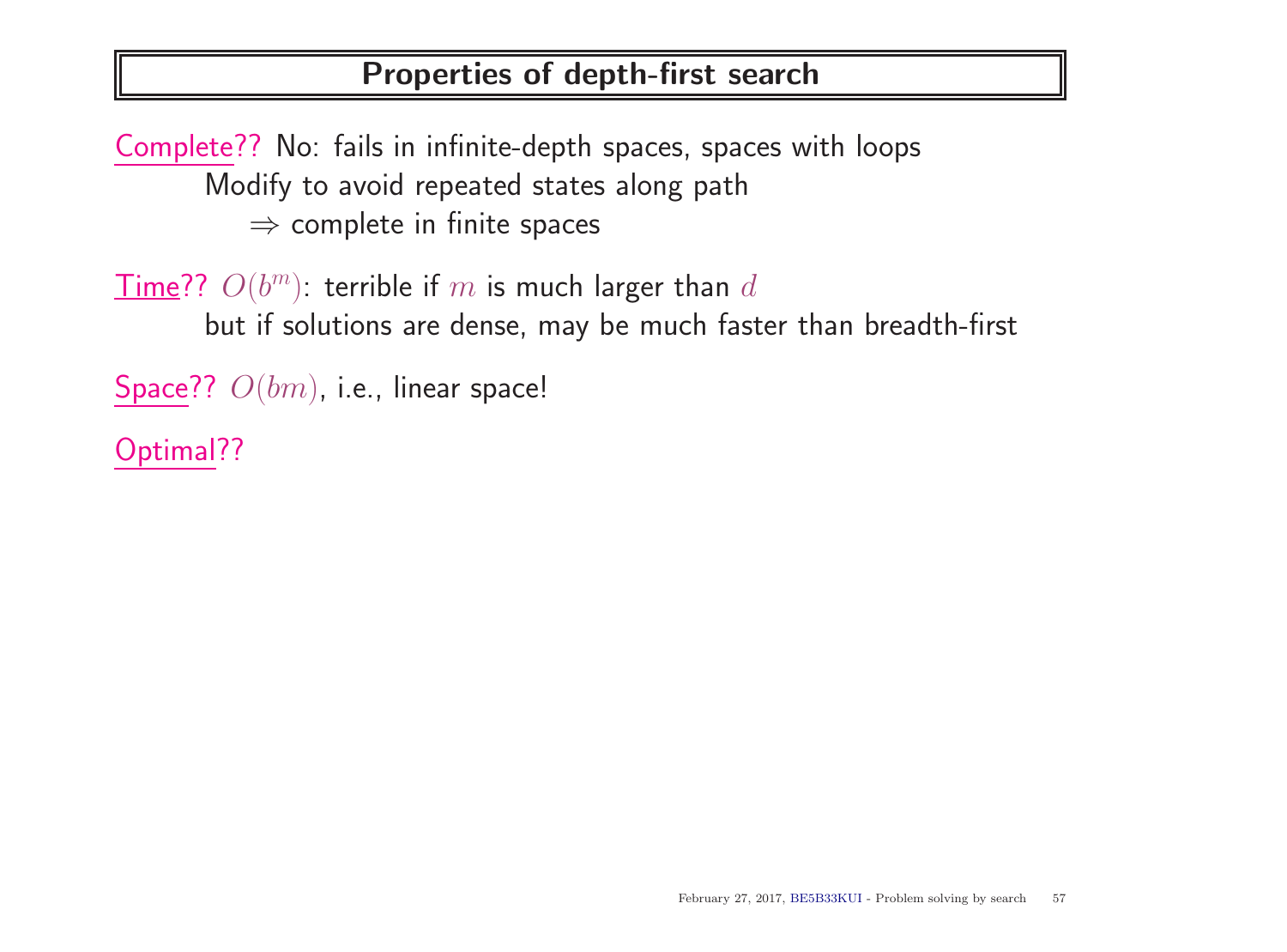# Properties of depth-first search

Complete?? No: fails in infinite-depth spaces, spaces with loops
Modify to avoid repeated states along path
$\Rightarrow$ complete in finite spaces

Time?? $O(b^m)$: terrible if $m$ is much larger than $d$
but if solutions are dense, may be much faster than breadth-first

Space?? $O(bm)$, i.e., linear space!

Optimal??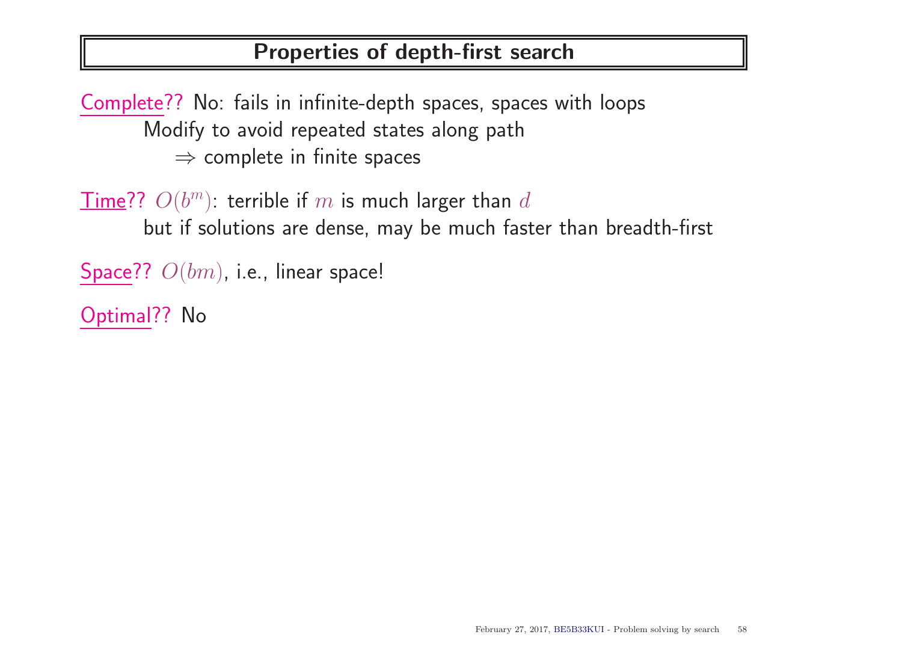# Properties of depth-first search

Complete?? No: fails in infinite-depth spaces, spaces with loops
Modify to avoid repeated states along path
$\Rightarrow$ complete in finite spaces

Time?? $O(b^m)$: terrible if $m$ is much larger than $d$
but if solutions are dense, may be much faster than breadth-first

Space?? $O(bm)$, i.e., linear space!

Optimal?? No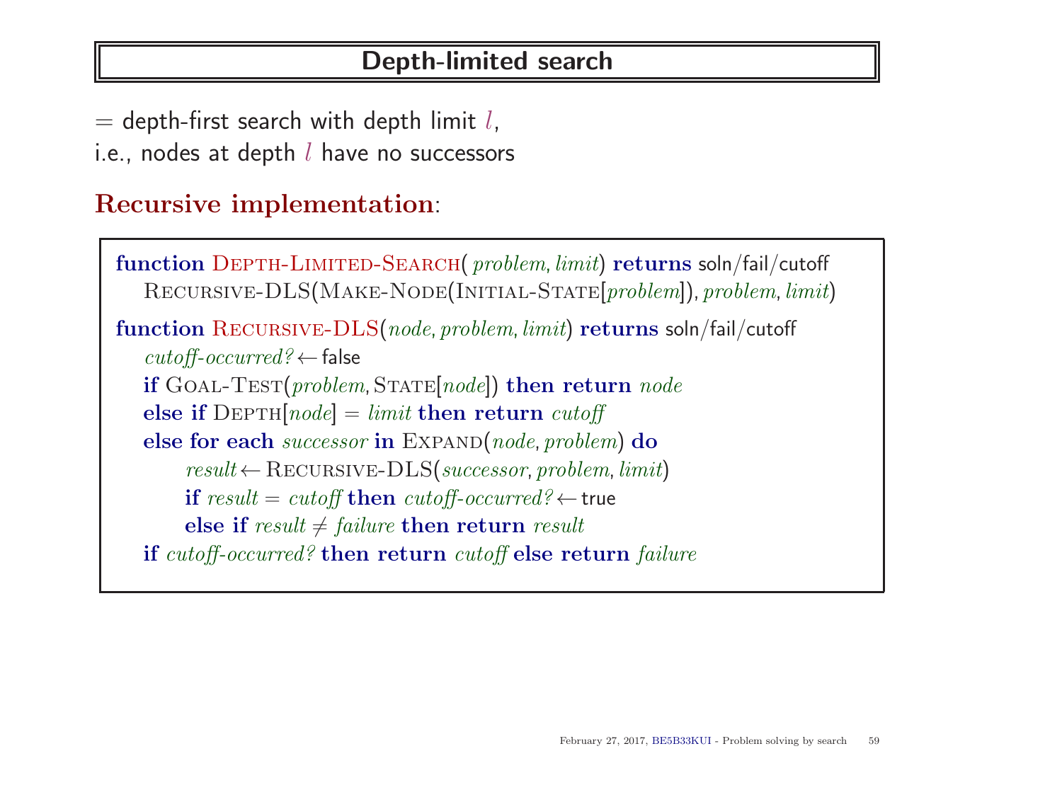# Depth-limited search

= depth-first search with depth limit $l$,
i.e., nodes at depth $l$ have no successors

## Recursive implementation:

```
function Depth-Limited-Search( problem, limit) returns soln/fail/cutoff
   Recursive-DLS(Make-Node(Initial-State[problem]), problem, limit)

function Recursive-DLS(node, problem, limit) returns soln/fail/cutoff
   cutoff-occurred? ← false
   if Goal-Test(problem, State[node]) then return node
   else if Depth[node] = limit then return cutoff
   else for each successor in Expand(node, problem) do
        result ← Recursive-DLS(successor, problem, limit)
        if result = cutoff then cutoff-occurred? ← true
        else if result ≠ failure then return result
   if cutoff-occurred? then return cutoff else return failure
```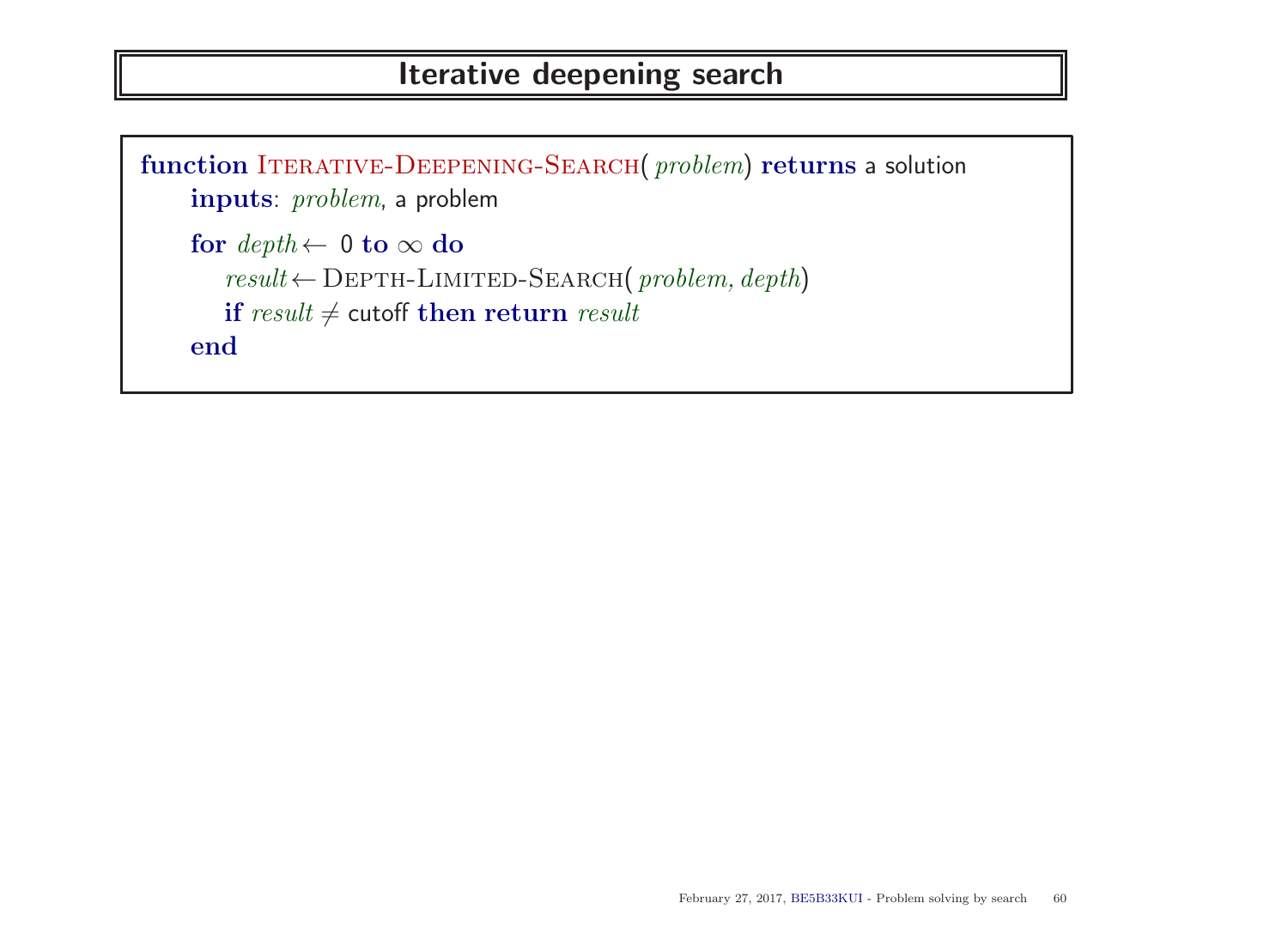# Iterative deepening search

```
function ITERATIVE-DEEPENING-SEARCH( problem) returns a solution
    inputs: problem, a problem

    for depth ← 0 to ∞ do
        result ← DEPTH-LIMITED-SEARCH( problem, depth)
        if result ≠ cutoff then return result
    end
```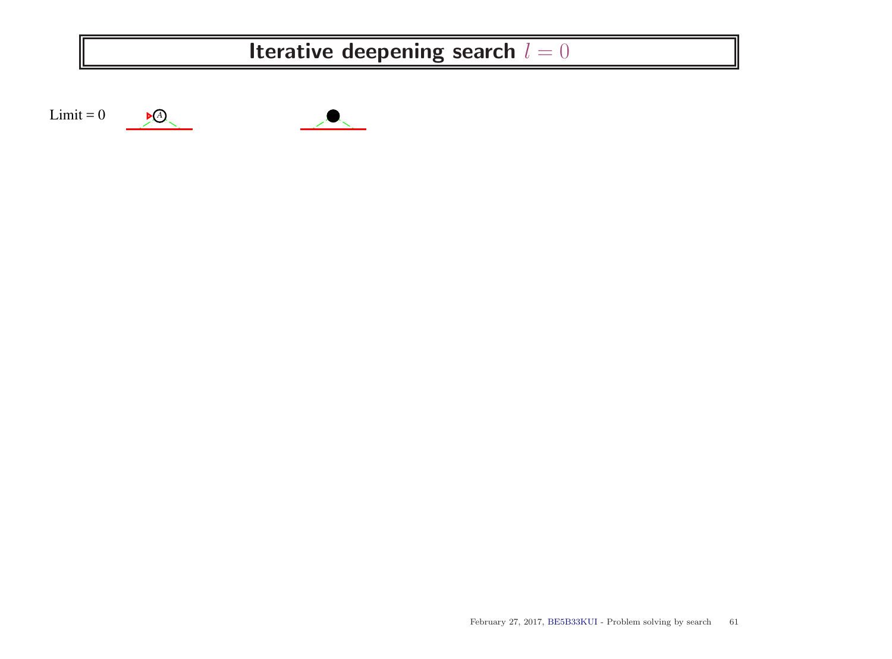# Iterative deepening search $l = 0$

Limit = 0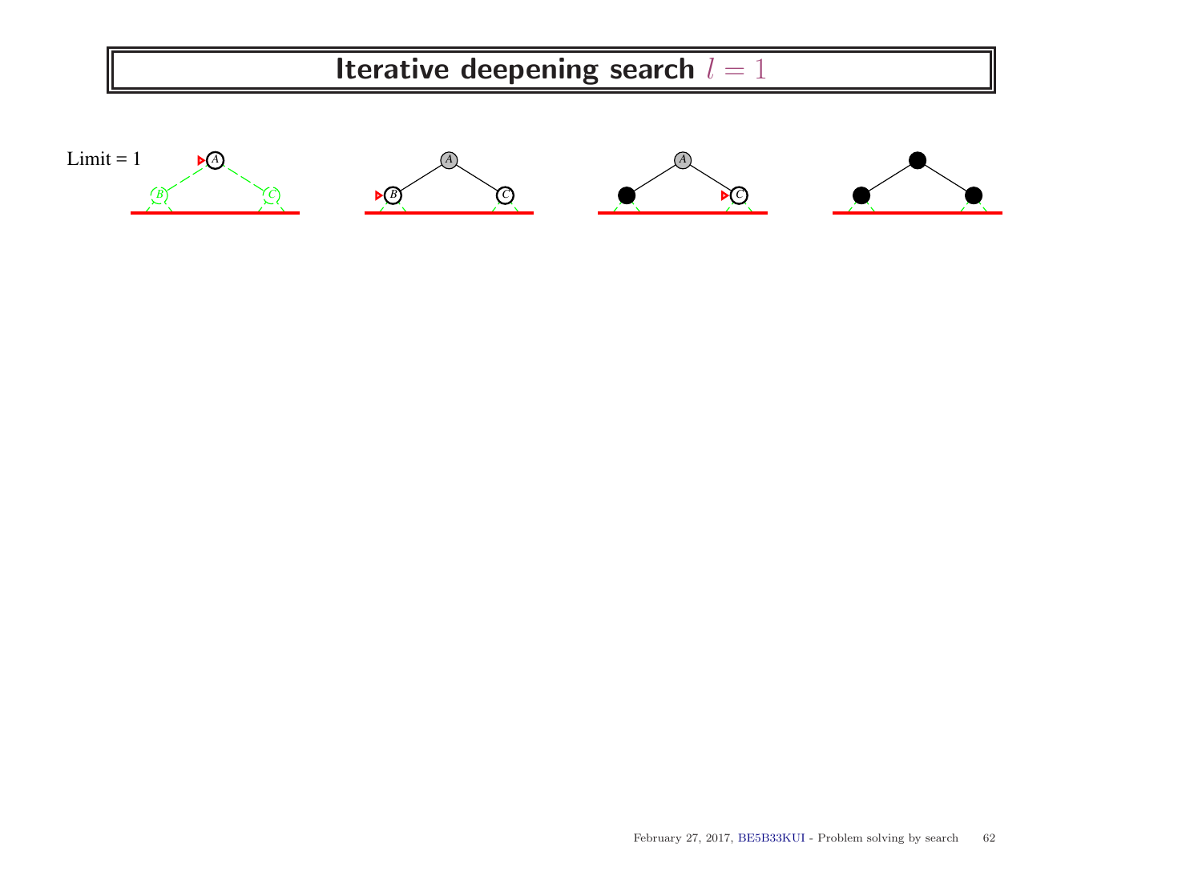# Iterative deepening search $l = 1$

Limit = 1

A

B C

A

B C

A

C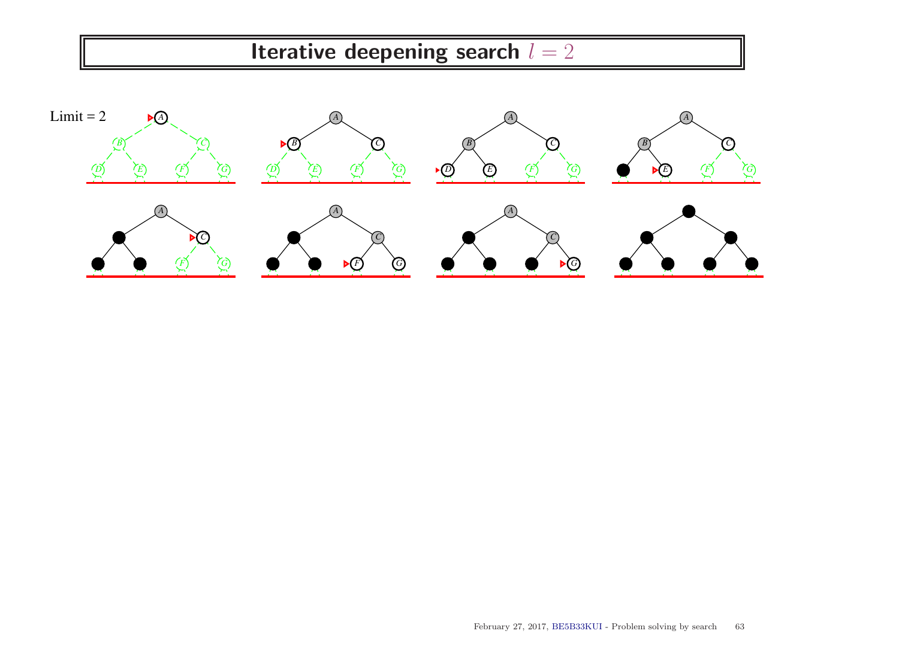# Iterative deepening search $l = 2$

Limit = 2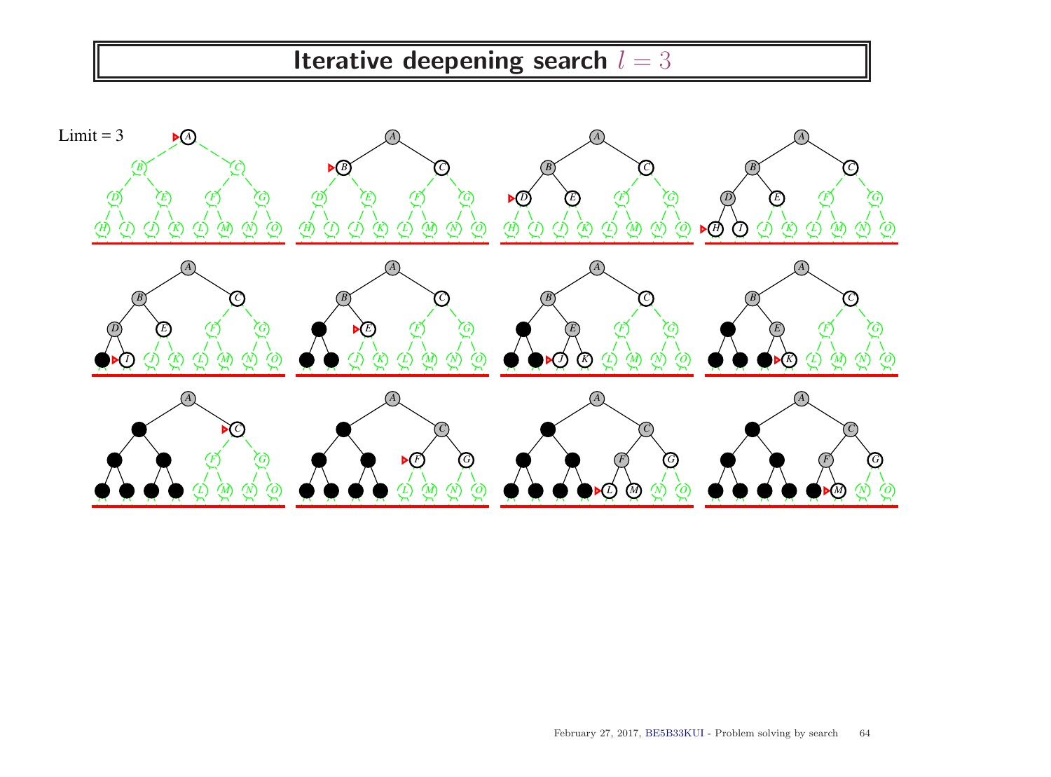# Iterative deepening search $l = 3$

Limit = 3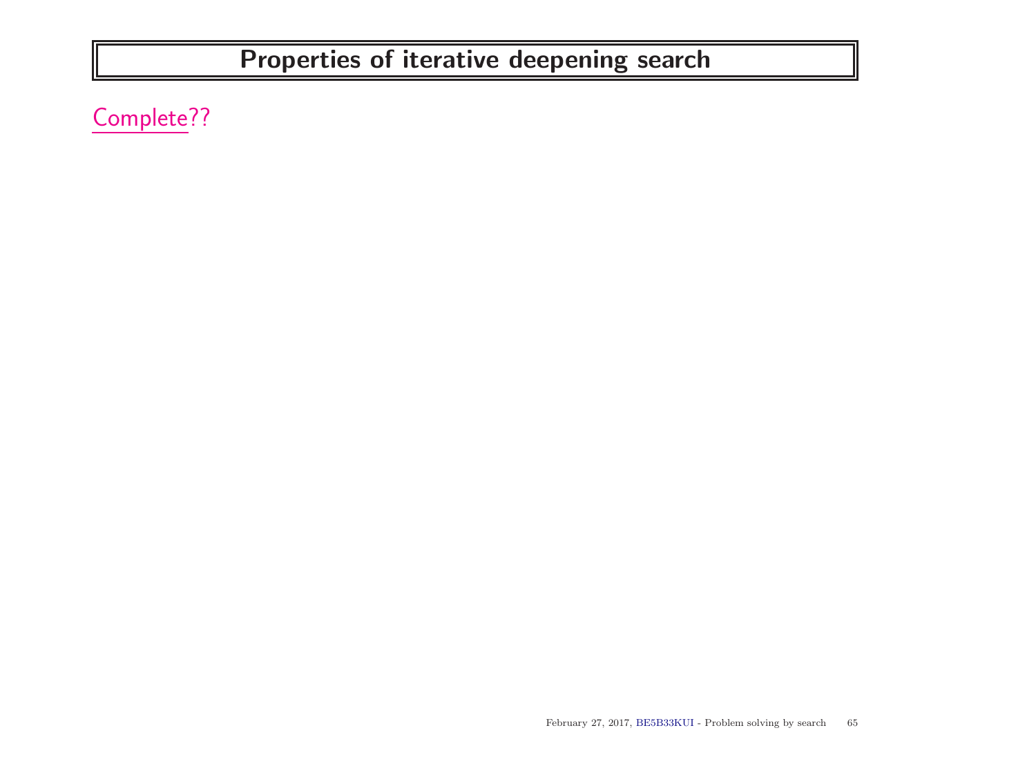# Properties of iterative deepening search

Complete??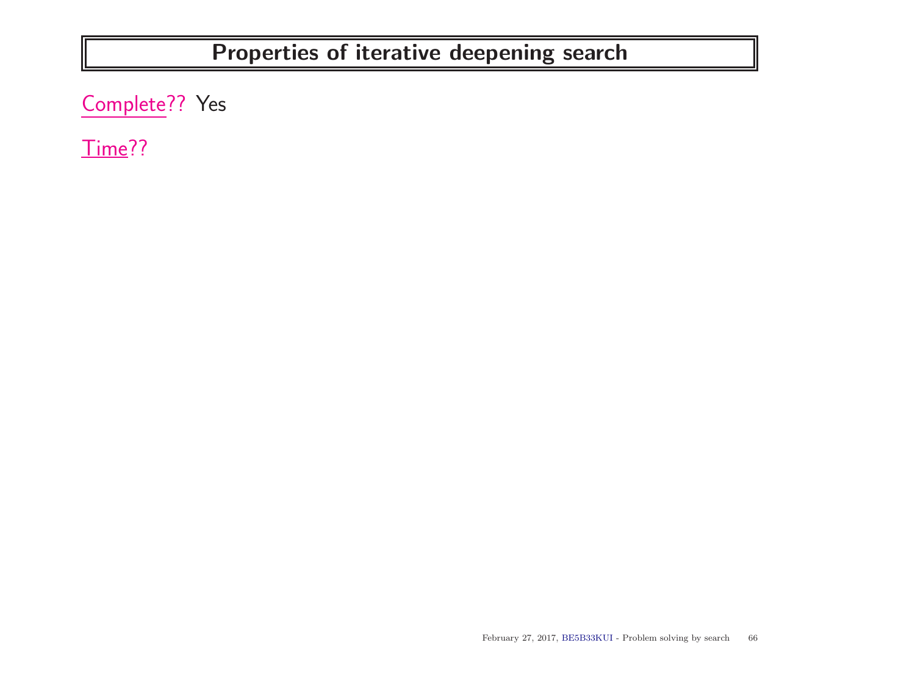# Properties of iterative deepening search

Complete?? Yes

Time??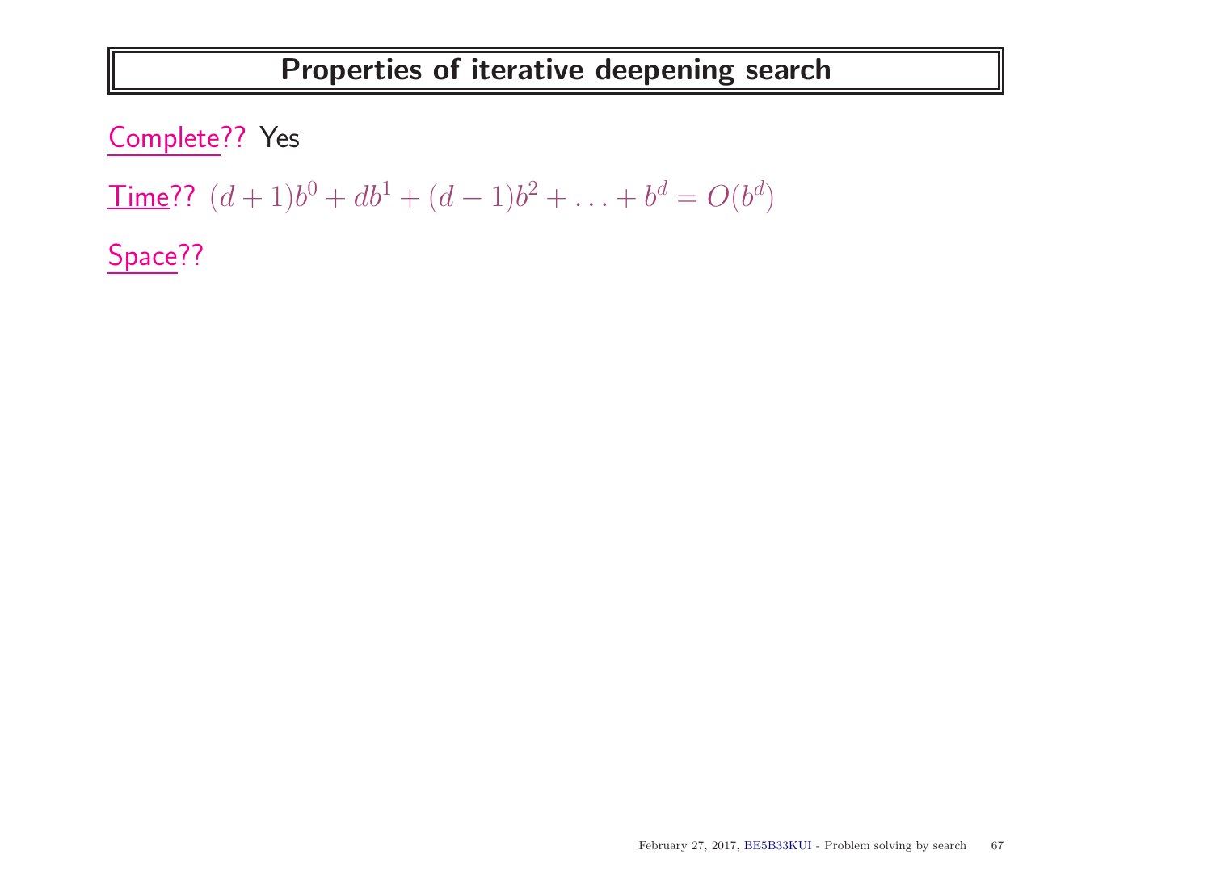# Properties of iterative deepening search

Complete?? Yes

Time?? $(d+1)b^0 + db^1 + (d-1)b^2 + \ldots + b^d = O(b^d)$

Space??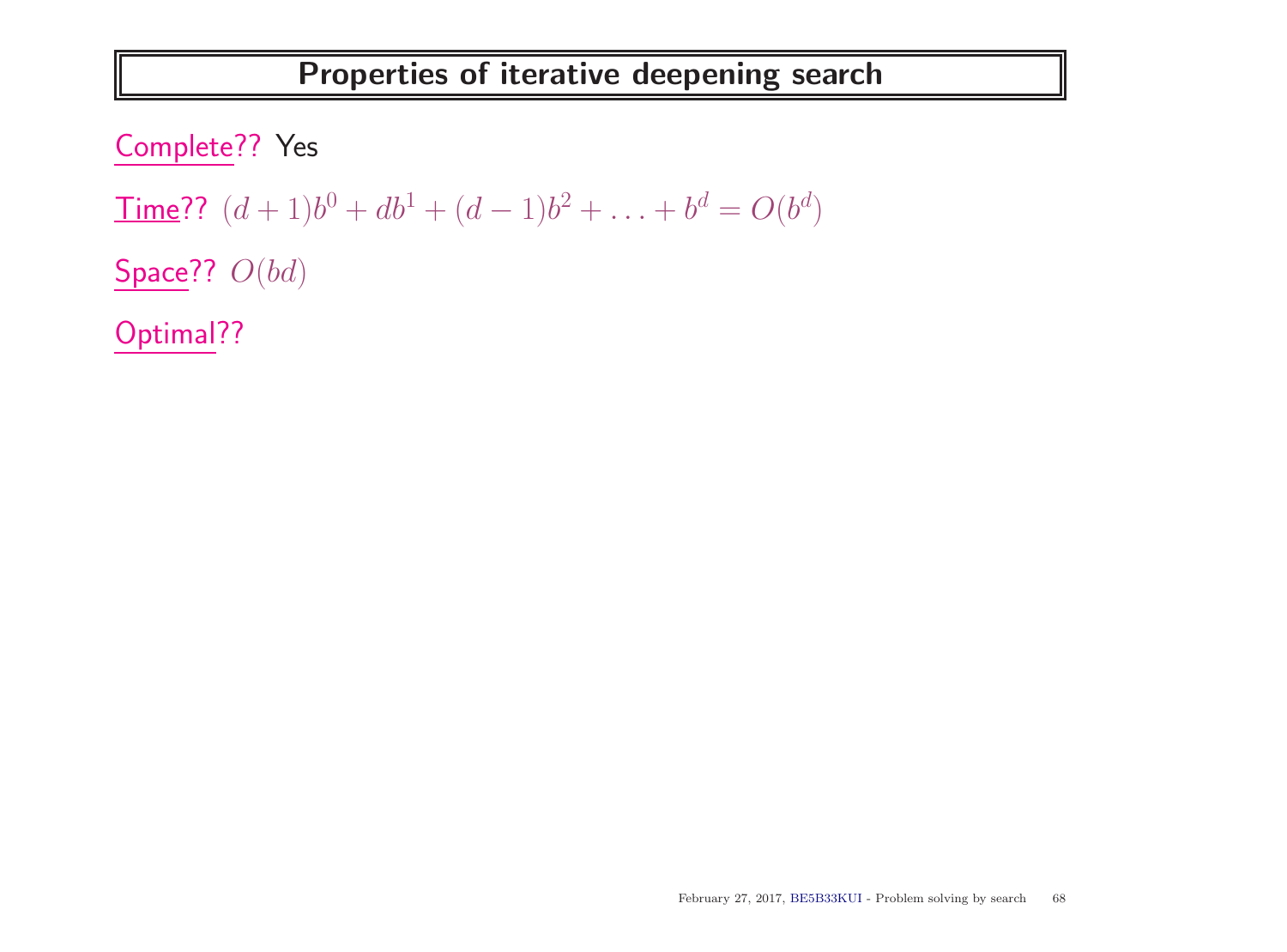# Properties of iterative deepening search

Complete?? Yes

Time?? $(d+1)b^0 + db^1 + (d-1)b^2 + \ldots + b^d = O(b^d)$

Space?? $O(bd)$

Optimal??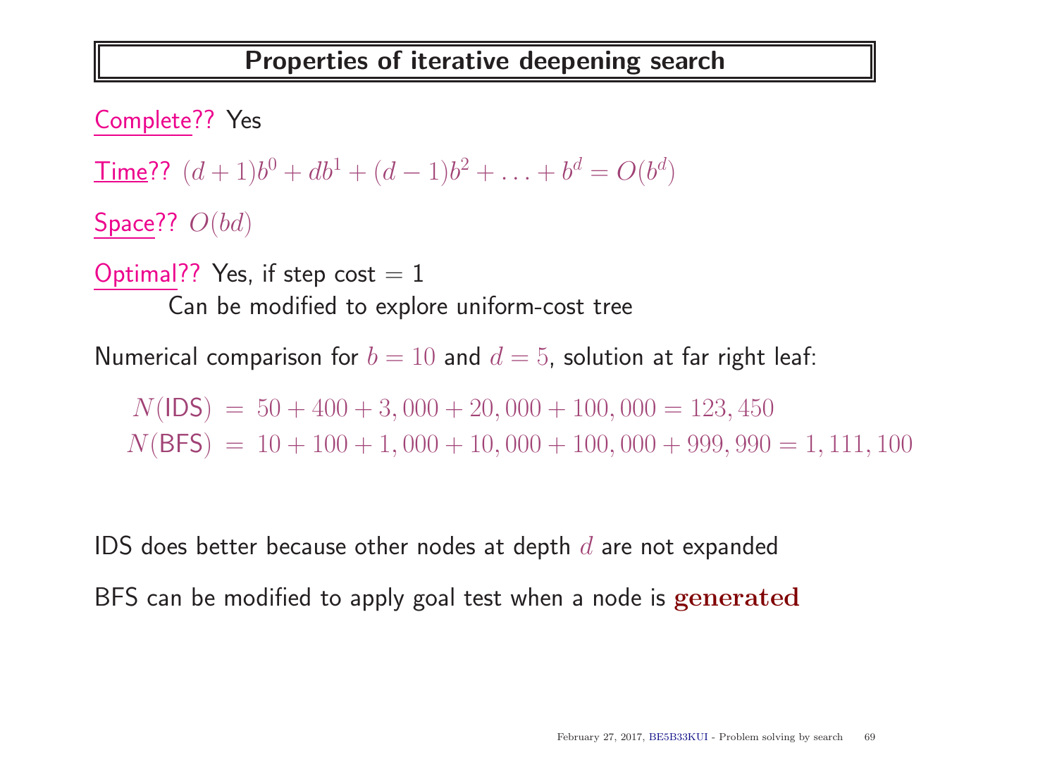# Properties of iterative deepening search

Complete?? Yes

Time?? $(d+1)b^0 + db^1 + (d-1)b^2 + \ldots + b^d = O(b^d)$

Space?? $O(bd)$

Optimal?? Yes, if step cost $= 1$

Can be modified to explore uniform-cost tree

Numerical comparison for $b = 10$ and $d = 5$, solution at far right leaf:

$$N(\text{IDS}) = 50 + 400 + 3,000 + 20,000 + 100,000 = 123,450$$

$$N(\text{BFS}) = 10 + 100 + 1,000 + 10,000 + 100,000 + 999,990 = 1,111,100$$

IDS does better because other nodes at depth $d$ are not expanded

BFS can be modified to apply goal test when a node is **generated**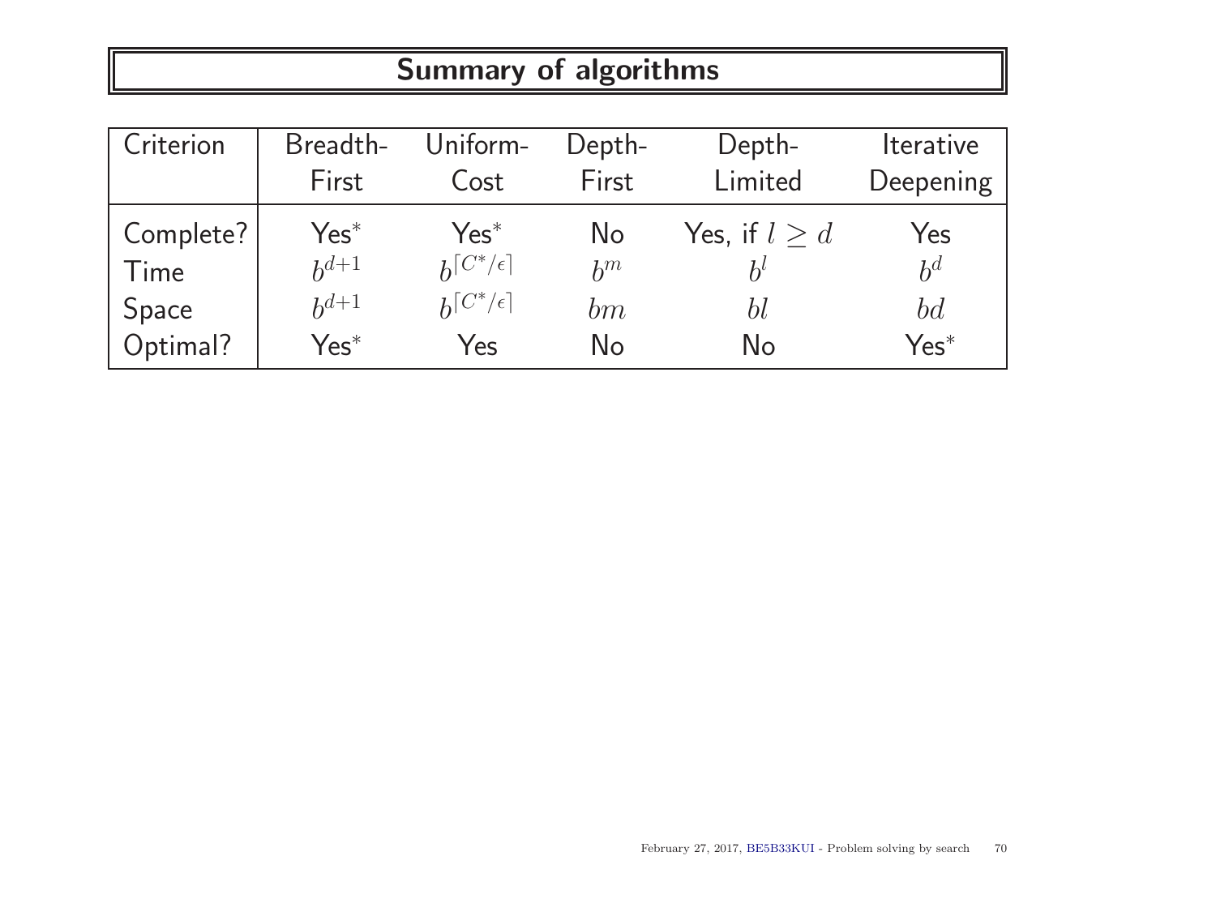# Summary of algorithms

| Criterion | Breadth-First | Uniform-Cost | Depth-First | Depth-Limited | Iterative Deepening |
|---|---|---|---|---|---|
| Complete? | Yes* | Yes* | No | Yes, if $l \geq d$ | Yes |
| Time | $b^{d+1}$ | $b^{\lceil C^*/\epsilon \rceil}$ | $b^m$ | $b^l$ | $b^d$ |
| Space | $b^{d+1}$ | $b^{\lceil C^*/\epsilon \rceil}$ | $bm$ | $bl$ | $bd$ |
| Optimal? | Yes* | Yes | No | No | Yes* |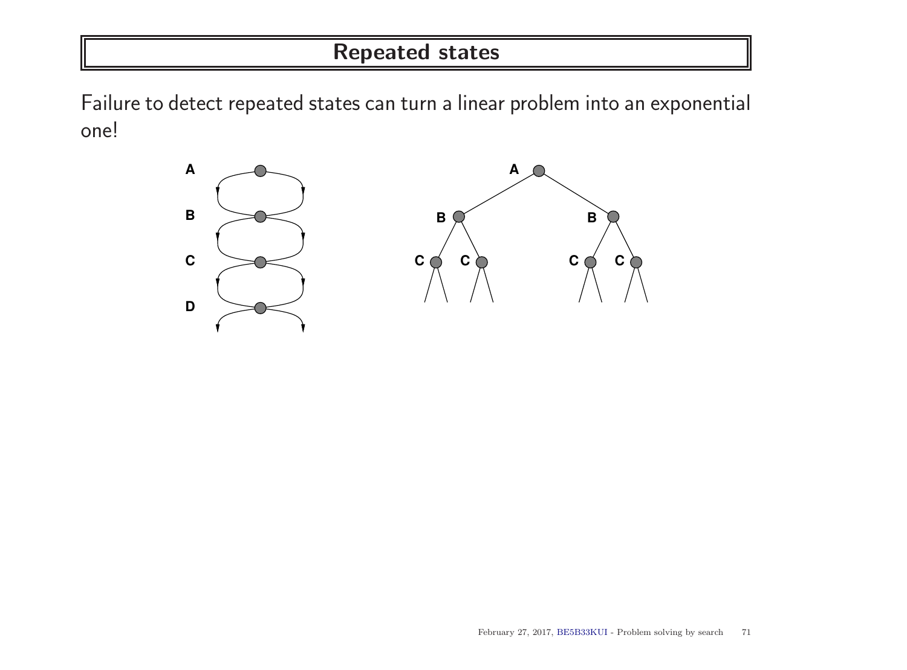# Repeated states

Failure to detect repeated states can turn a linear problem into an exponential one!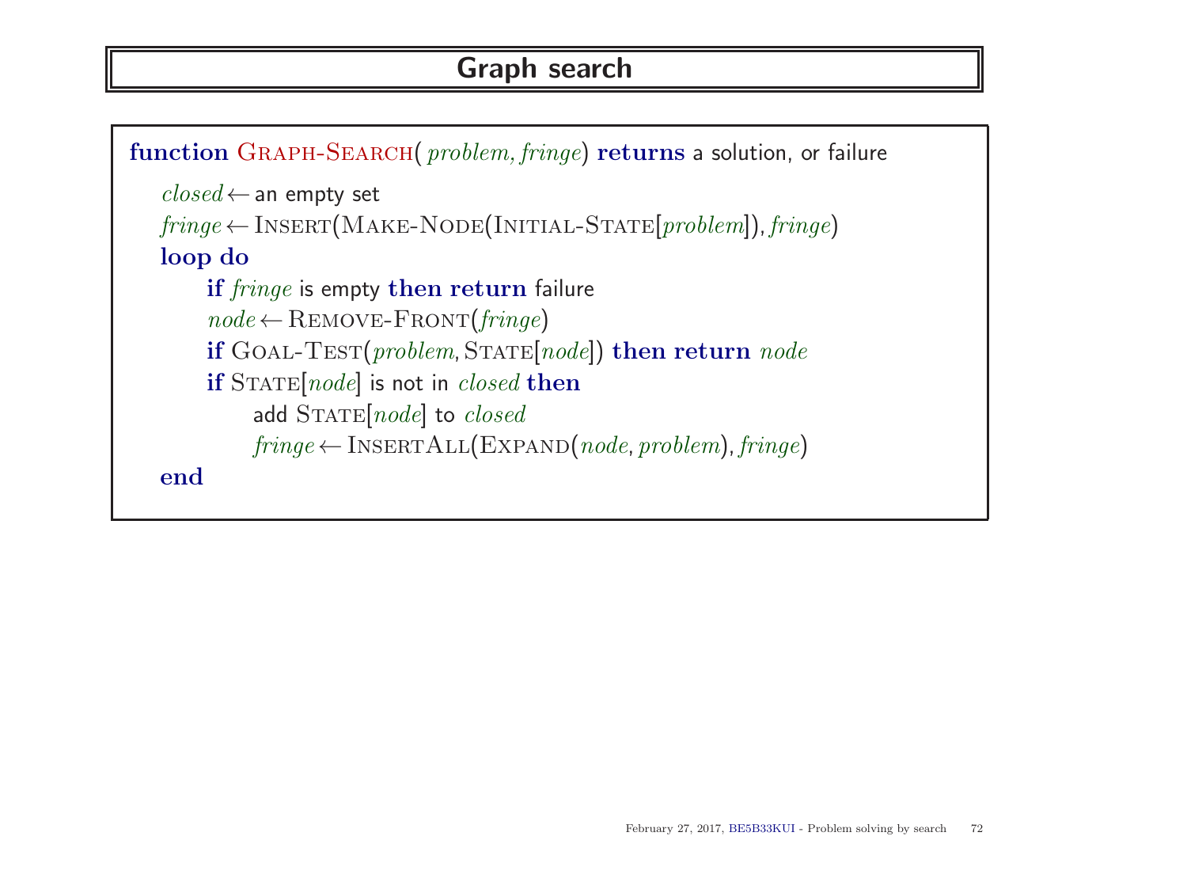# Graph search

```
function GRAPH-SEARCH( problem, fringe) returns a solution, or failure
   closed ← an empty set
   fringe ← INSERT(MAKE-NODE(INITIAL-STATE[problem]), fringe)
   loop do
        if fringe is empty then return failure
        node ← REMOVE-FRONT(fringe)
        if GOAL-TEST(problem, STATE[node]) then return node
        if STATE[node] is not in closed then
             add STATE[node] to closed
             fringe ← INSERTALL(EXPAND(node, problem), fringe)
   end
```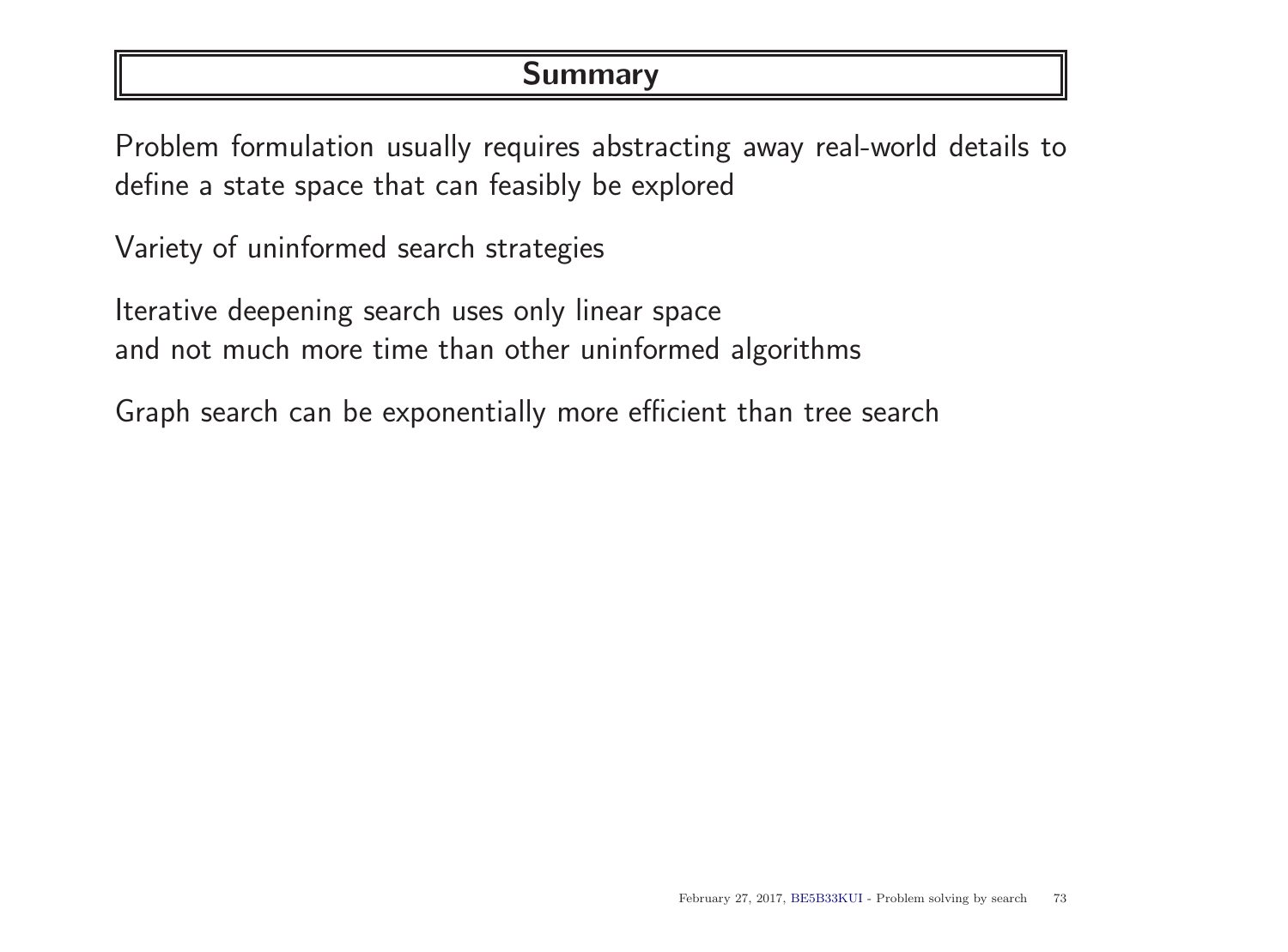# Summary

Problem formulation usually requires abstracting away real-world details to define a state space that can feasibly be explored

Variety of uninformed search strategies

Iterative deepening search uses only linear space
and not much more time than other uninformed algorithms

Graph search can be exponentially more efficient than tree search